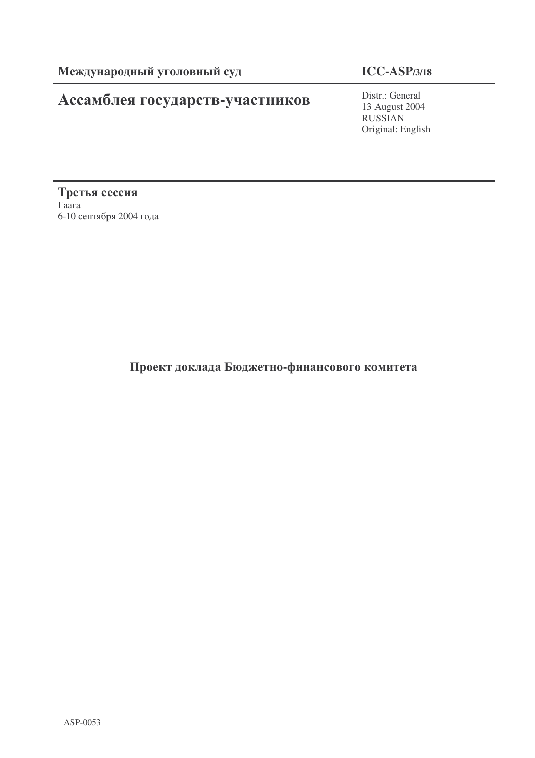**Международный уголовный суд**

**ICC-ASP/3/18**

# Ассамблея государств-участников

Distr.: General
13 August 2004
RUSSIAN
Original: English

**Третья сессия**
Гаага
6-10 сентября 2004 года

## Проект доклада Бюджетно-финансового комитета

ASP-0053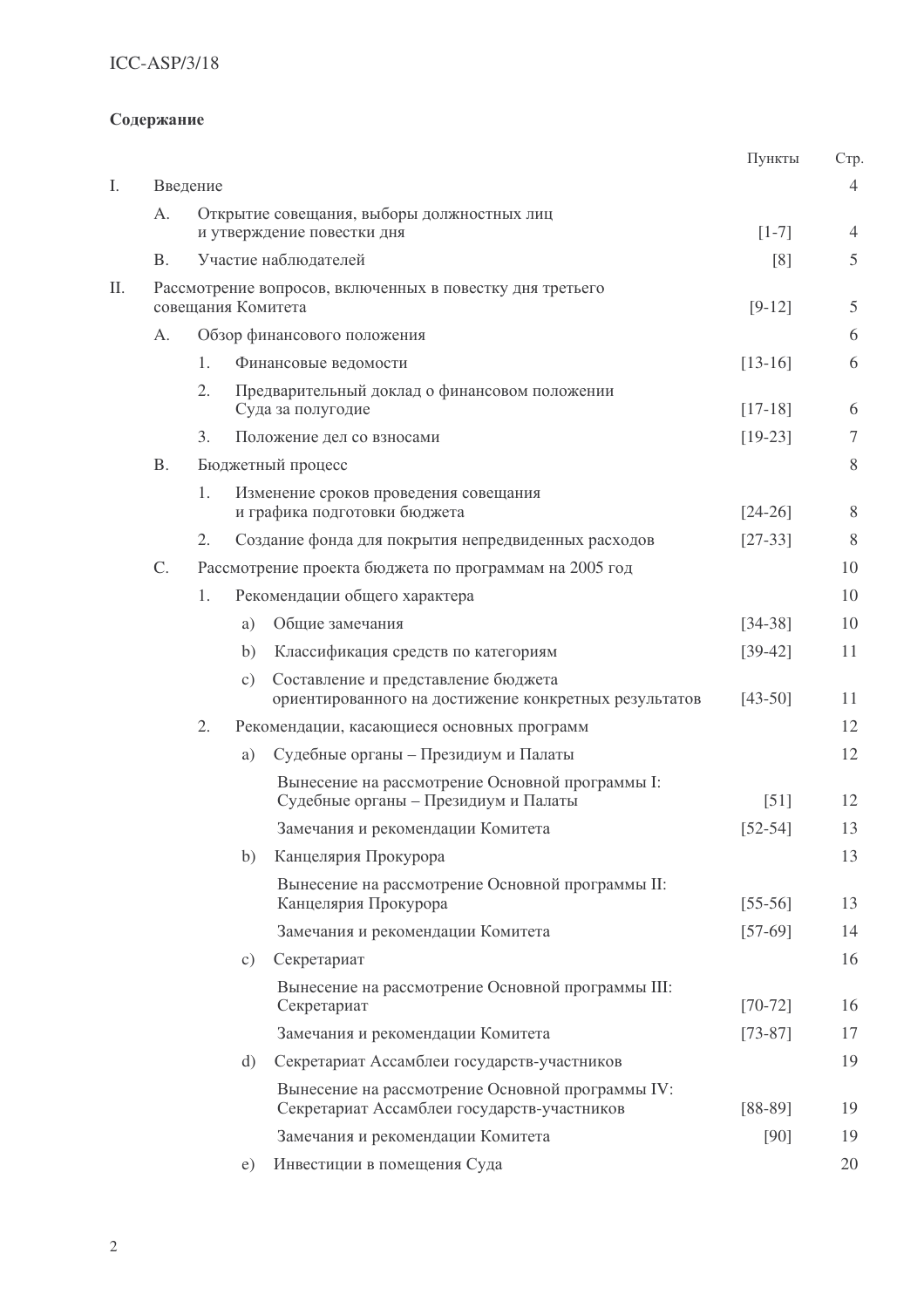**Содержание**

| | | | | | Пункты | Стр. |
|---|---|---|---|---|---|---|
| I. | Введение | | | | | 4 |
| | A. | Открытие совещания, выборы должностных лиц и утверждение повестки дня | | | [1-7] | 4 |
| | B. | Участие наблюдателей | | | [8] | 5 |
| II. | Рассмотрение вопросов, включенных в повестку дня третьего совещания Комитета | | | | [9-12] | 5 |
| | A. | Обзор финансового положения | | | | 6 |
| | | 1. | Финансовые ведомости | | [13-16] | 6 |
| | | 2. | Предварительный доклад о финансовом положении Суда за полугодие | | [17-18] | 6 |
| | | 3. | Положение дел со взносами | | [19-23] | 7 |
| | B. | Бюджетный процесс | | | | 8 |
| | | 1. | Изменение сроков проведения совещания и графика подготовки бюджета | | [24-26] | 8 |
| | | 2. | Создание фонда для покрытия непредвиденных расходов | | [27-33] | 8 |
| | C. | Рассмотрение проекта бюджета по программам на 2005 год | | | | 10 |
| | | 1. | Рекомендации общего характера | | | 10 |
| | | | a) | Общие замечания | [34-38] | 10 |
| | | | b) | Классификация средств по категориям | [39-42] | 11 |
| | | | c) | Составление и представление бюджета ориентированного на достижение конкретных результатов | [43-50] | 11 |
| | | 2. | Рекомендации, касающиеся основных программ | | | 12 |
| | | | a) | Судебные органы – Президиум и Палаты | | 12 |
| | | | | Вынесение на рассмотрение Основной программы I: Судебные органы – Президиум и Палаты | [51] | 12 |
| | | | | Замечания и рекомендации Комитета | [52-54] | 13 |
| | | | b) | Канцелярия Прокурора | | 13 |
| | | | | Вынесение на рассмотрение Основной программы II: Канцелярия Прокурора | [55-56] | 13 |
| | | | | Замечания и рекомендации Комитета | [57-69] | 14 |
| | | | c) | Секретариат | | 16 |
| | | | | Вынесение на рассмотрение Основной программы III: Секретариат | [70-72] | 16 |
| | | | | Замечания и рекомендации Комитета | [73-87] | 17 |
| | | | d) | Секретариат Ассамблеи государств-участников | | 19 |
| | | | | Вынесение на рассмотрение Основной программы IV: Секретариат Ассамблеи государств-участников | [88-89] | 19 |
| | | | | Замечания и рекомендации Комитета | [90] | 19 |
| | | | e) | Инвестиции в помещения Суда | | 20 |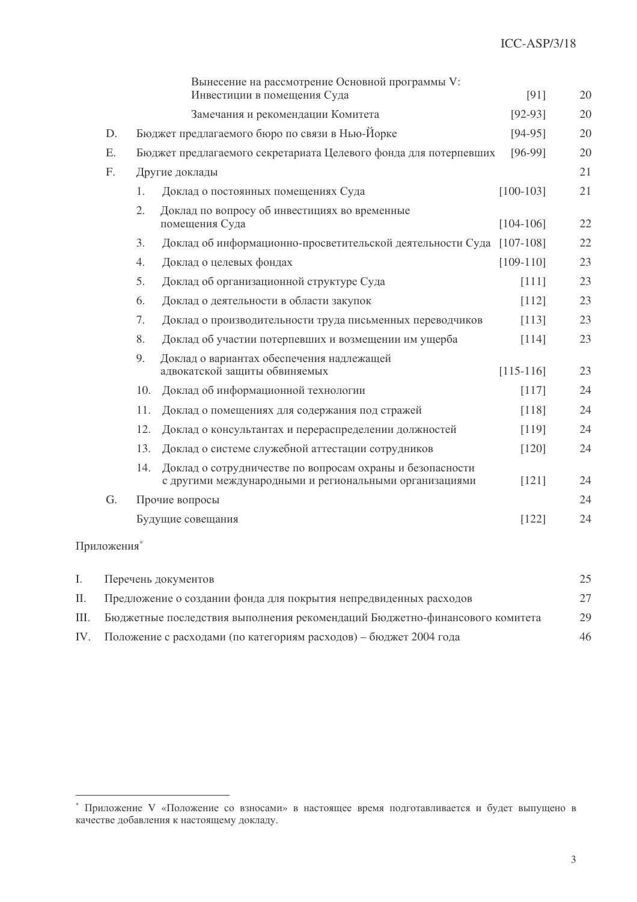| | | | | |
|---|---|---|---|---|
| | | Вынесение на рассмотрение Основной программы V: Инвестиции в помещения Суда | [91] | 20 |
| | | Замечания и рекомендации Комитета | [92-93] | 20 |
| D. | | Бюджет предлагаемого бюро по связи в Нью-Йорке | [94-95] | 20 |
| E. | | Бюджет предлагаемого секретариата Целевого фонда для потерпевших | [96-99] | 20 |
| F. | | Другие доклады | | 21 |
| | 1. | Доклад о постоянных помещениях Суда | [100-103] | 21 |
| | 2. | Доклад по вопросу об инвестициях во временные помещения Суда | [104-106] | 22 |
| | 3. | Доклад об информационно-просветительской деятельности Суда | [107-108] | 22 |
| | 4. | Доклад о целевых фондах | [109-110] | 23 |
| | 5. | Доклад об организационной структуре Суда | [111] | 23 |
| | 6. | Доклад о деятельности в области закупок | [112] | 23 |
| | 7. | Доклад о производительности труда письменных переводчиков | [113] | 23 |
| | 8. | Доклад об участии потерпевших и возмещении им ущерба | [114] | 23 |
| | 9. | Доклад о вариантах обеспечения надлежащей адвокатской защиты обвиняемых | [115-116] | 23 |
| | 10. | Доклад об информационной технологии | [117] | 24 |
| | 11. | Доклад о помещениях для содержания под стражей | [118] | 24 |
| | 12. | Доклад о консультантах и перераспределении должностей | [119] | 24 |
| | 13. | Доклад о системе служебной аттестации сотрудников | [120] | 24 |
| | 14. | Доклад о сотрудничестве по вопросам охраны и безопасности с другими международными и региональными организациями | [121] | 24 |
| G. | | Прочие вопросы | | 24 |
| | | Будущие совещания | [122] | 24 |

Приложения*

| | | |
|---|---|---|
| I. | Перечень документов | 25 |
| II. | Предложение о создании фонда для покрытия непредвиденных расходов | 27 |
| III. | Бюджетные последствия выполнения рекомендаций Бюджетно-финансового комитета | 29 |
| IV. | Положение с расходами (по категориям расходов) – бюджет 2004 года | 46 |

* Приложение V «Положение со взносами» в настоящее время подготавливается и будет выпущено в качестве добавления к настоящему докладу.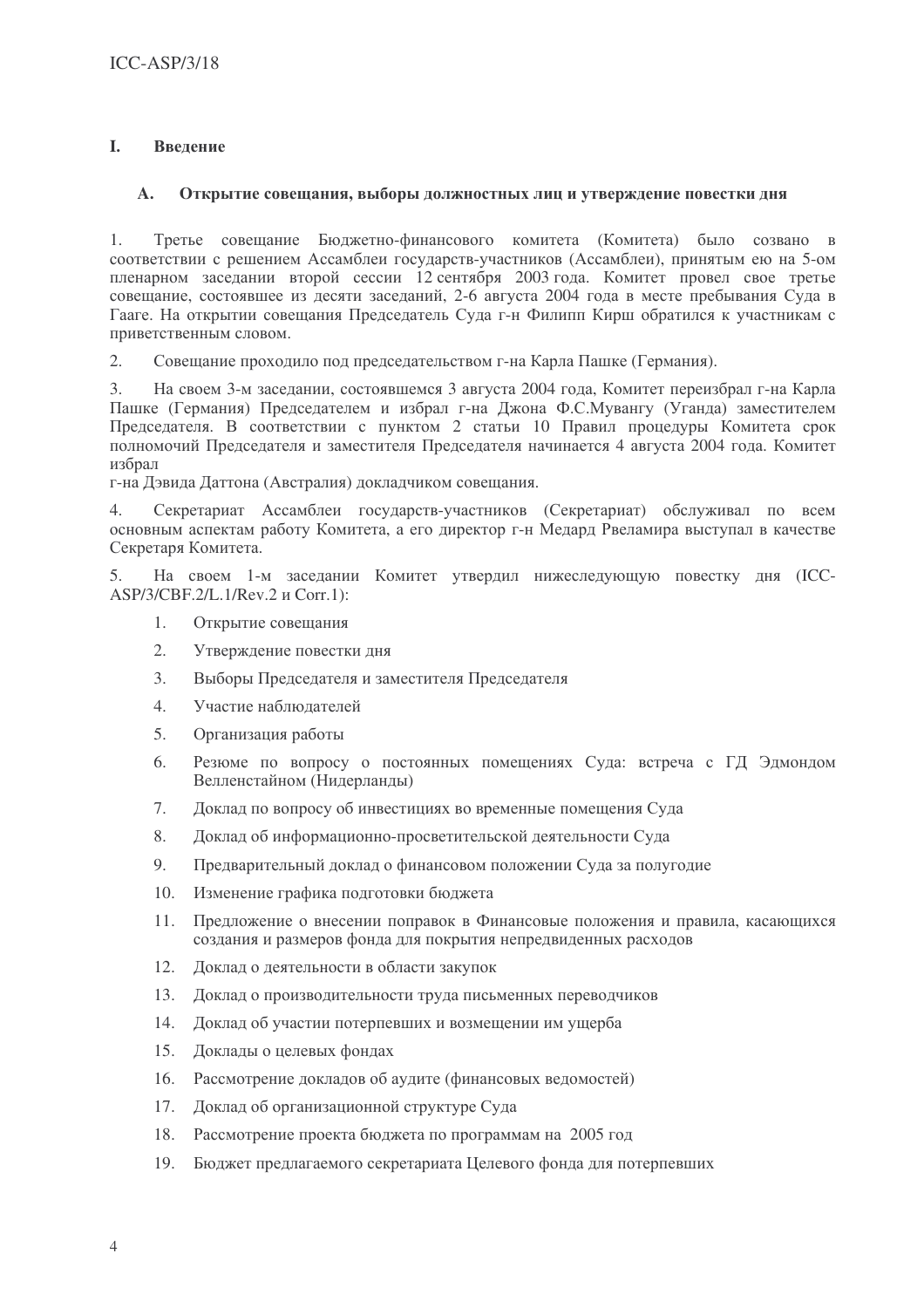# I. Введение

## A. Открытие совещания, выборы должностных лиц и утверждение повестки дня

1. Третье совещание Бюджетно-финансового комитета (Комитета) было созвано в соответствии с решением Ассамблеи государств-участников (Ассамблеи), принятым ею на 5-ом пленарном заседании второй сессии 12 сентября 2003 года. Комитет провел свое третье совещание, состоявшее из десяти заседаний, 2-6 августа 2004 года в месте пребывания Суда в Гааге. На открытии совещания Председатель Суда г-н Филипп Кирш обратился к участникам с приветственным словом.

2. Совещание проходило под председательством г-на Карла Пашке (Германия).

3. На своем 3-м заседании, состоявшемся 3 августа 2004 года, Комитет переизбрал г-на Карла Пашке (Германия) Председателем и избрал г-на Джона Ф.С.Мувангу (Уганда) заместителем Председателя. В соответствии с пунктом 2 статьи 10 Правил процедуры Комитета срок полномочий Председателя и заместителя Председателя начинается 4 августа 2004 года. Комитет избрал г-на Дэвида Даттона (Австралия) докладчиком совещания.

4. Секретариат Ассамблеи государств-участников (Секретариат) обслуживал по всем основным аспектам работу Комитета, а его директор г-н Медард Рвеламира выступал в качестве Секретаря Комитета.

5. На своем 1-м заседании Комитет утвердил нижеследующую повестку дня (ICC-ASP/3/CBF.2/L.1/Rev.2 и Corr.1):

1. Открытие совещания
2. Утверждение повестки дня
3. Выборы Председателя и заместителя Председателя
4. Участие наблюдателей
5. Организация работы
6. Резюме по вопросу о постоянных помещениях Суда: встреча с ГД Эдмондом Велленстайном (Нидерланды)
7. Доклад по вопросу об инвестициях во временные помещения Суда
8. Доклад об информационно-просветительской деятельности Суда
9. Предварительный доклад о финансовом положении Суда за полугодие
10. Изменение графика подготовки бюджета
11. Предложение о внесении поправок в Финансовые положения и правила, касающихся создания и размеров фонда для покрытия непредвиденных расходов
12. Доклад о деятельности в области закупок
13. Доклад о производительности труда письменных переводчиков
14. Доклад об участии потерпевших и возмещении им ущерба
15. Доклады о целевых фондах
16. Рассмотрение докладов об аудите (финансовых ведомостей)
17. Доклад об организационной структуре Суда
18. Рассмотрение проекта бюджета по программам на 2005 год
19. Бюджет предлагаемого секретариата Целевого фонда для потерпевших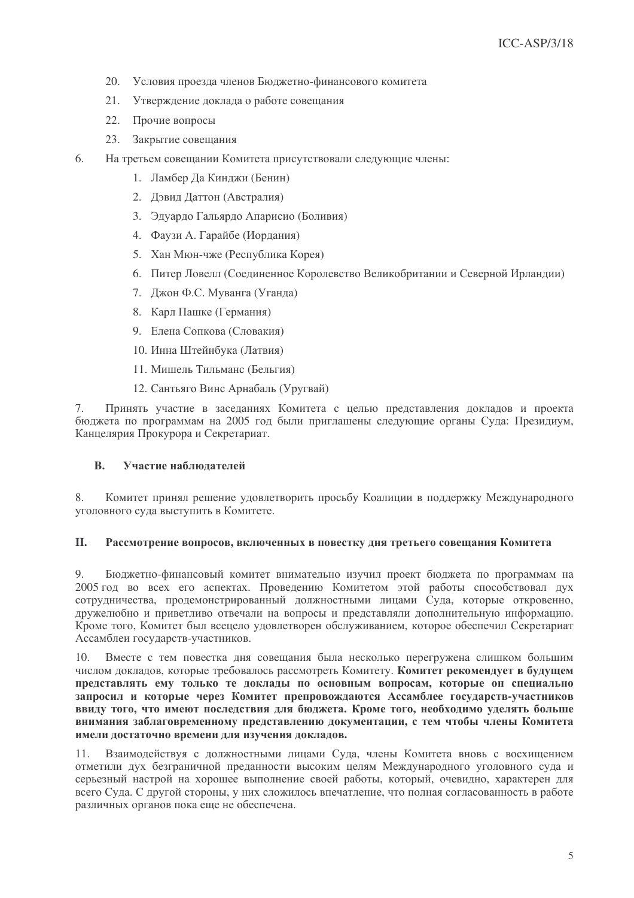20. Условия проезда членов Бюджетно-финансового комитета

21. Утверждение доклада о работе совещания

22. Прочие вопросы

23. Закрытие совещания

6. На третьем совещании Комитета присутствовали следующие члены:

1. Ламбер Да Кинджи (Бенин)
2. Дэвид Даттон (Австралия)
3. Эдуардо Гальярдо Апарисио (Боливия)
4. Фаузи А. Гарайбе (Иордания)
5. Хан Мюн-чже (Республика Корея)
6. Питер Ловелл (Соединенное Королевство Великобритании и Северной Ирландии)
7. Джон Ф.С. Муванга (Уганда)
8. Карл Пашке (Германия)
9. Елена Сопкова (Словакия)
10. Инна Штейнбука (Латвия)
11. Мишель Тильманс (Бельгия)
12. Сантьяго Винс Арнабаль (Уругвай)

7. Принять участие в заседаниях Комитета с целью представления докладов и проекта бюджета по программам на 2005 год были приглашены следующие органы Суда: Президиум, Канцелярия Прокурора и Секретариат.

### B. Участие наблюдателей

8. Комитет принял решение удовлетворить просьбу Коалиции в поддержку Международного уголовного суда выступить в Комитете.

## II. Рассмотрение вопросов, включенных в повестку дня третьего совещания Комитета

9. Бюджетно-финансовый комитет внимательно изучил проект бюджета по программам на 2005 год во всех его аспектах. Проведению Комитетом этой работы способствовал дух сотрудничества, продемонстрированный должностными лицами Суда, которые откровенно, дружелюбно и приветливо отвечали на вопросы и представляли дополнительную информацию. Кроме того, Комитет был всецело удовлетворен обслуживанием, которое обеспечил Секретариат Ассамблеи государств-участников.

10. Вместе с тем повестка дня совещания была несколько перегружена слишком большим числом докладов, которые требовалось рассмотреть Комитету. **Комитет рекомендует в будущем представлять ему только те доклады по основным вопросам, которые он специально запросил и которые через Комитет препровождаются Ассамблее государств-участников ввиду того, что имеют последствия для бюджета. Кроме того, необходимо уделять больше внимания заблаговременному представлению документации, с тем чтобы члены Комитета имели достаточно времени для изучения докладов.**

11. Взаимодействуя с должностными лицами Суда, члены Комитета вновь с восхищением отметили дух безграничной преданности высоким целям Международного уголовного суда и серьезный настрой на хорошее выполнение своей работы, который, очевидно, характерен для всего Суда. С другой стороны, у них сложилось впечатление, что полная согласованность в работе различных органов пока еще не обеспечена.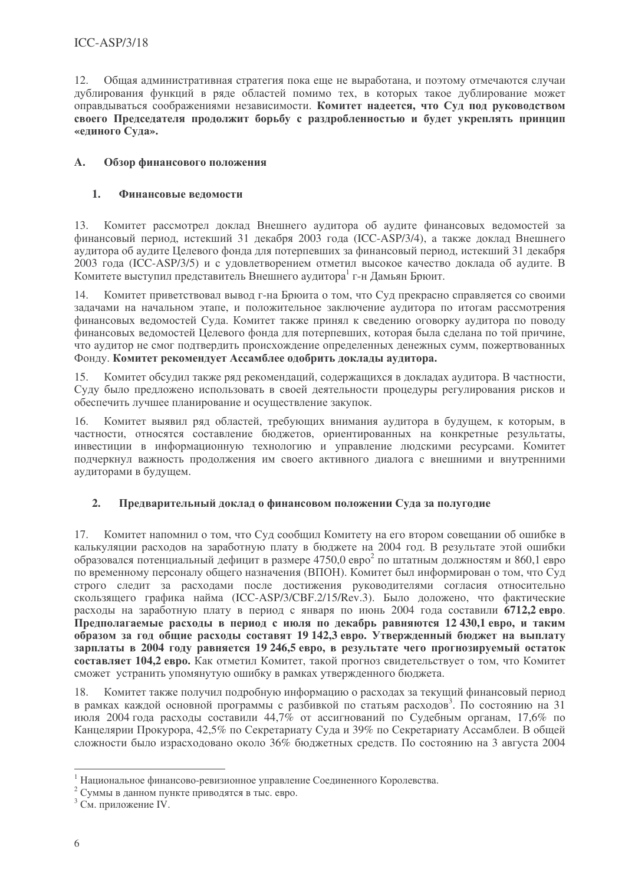12. Общая административная стратегия пока еще не выработана, и поэтому отмечаются случаи дублирования функций в ряде областей помимо тех, в которых такое дублирование может оправдываться соображениями независимости. **Комитет надеется, что Суд под руководством своего Председателя продолжит борьбу с раздробленностью и будет укреплять принцип «единого Суда».**

## A. Обзор финансового положения

### 1. Финансовые ведомости

13. Комитет рассмотрел доклад Внешнего аудитора об аудите финансовых ведомостей за финансовый период, истекший 31 декабря 2003 года (ICC-ASP/3/4), а также доклад Внешнего аудитора об аудите Целевого фонда для потерпевших за финансовый период, истекший 31 декабря 2003 года (ICC-ASP/3/5) и с удовлетворением отметил высокое качество доклада об аудите. В Комитете выступил представитель Внешнего аудитора[1] г-н Дамьян Брюит.

14. Комитет приветствовал вывод г-на Брюита о том, что Суд прекрасно справляется со своими задачами на начальном этапе, и положительное заключение аудитора по итогам рассмотрения финансовых ведомостей Суда. Комитет также принял к сведению оговорку аудитора по поводу финансовых ведомостей Целевого фонда для потерпевших, которая была сделана по той причине, что аудитор не смог подтвердить происхождение определенных денежных сумм, пожертвованных Фонду. **Комитет рекомендует Ассамблее одобрить доклады аудитора.**

15. Комитет обсудил также ряд рекомендаций, содержащихся в докладах аудитора. В частности, Суду было предложено использовать в своей деятельности процедуры регулирования рисков и обеспечить лучшее планирование и осуществление закупок.

16. Комитет выявил ряд областей, требующих внимания аудитора в будущем, к которым, в частности, относятся составление бюджетов, ориентированных на конкретные результаты, инвестиции в информационную технологию и управление людскими ресурсами. Комитет подчеркнул важность продолжения им своего активного диалога с внешними и внутренними аудиторами в будущем.

### 2. Предварительный доклад о финансовом положении Суда за полугодие

17. Комитет напомнил о том, что Суд сообщил Комитету на его втором совещании об ошибке в калькуляции расходов на заработную плату в бюджете на 2004 год. В результате этой ошибки образовался потенциальный дефицит в размере 4750,0 евро[2] по штатным должностям и 860,1 евро по временному персоналу общего назначения (ВПОН). Комитет был информирован о том, что Суд строго следит за расходами после достижения руководителями согласия относительно скользящего графика найма (ICC-ASP/3/CBF.2/15/Rev.3). Было доложено, что фактические расходы на заработную плату в период с января по июнь 2004 года составили **6712,2 евро**. **Предполагаемые расходы в период с июля по декабрь равняются 12 430,1 евро, и таким образом за год общие расходы составят 19 142,3 евро. Утвержденный бюджет на выплату зарплаты в 2004 году равняется 19 246,5 евро, в результате чего прогнозируемый остаток составляет 104,2 евро.** Как отметил Комитет, такой прогноз свидетельствует о том, что Комитет сможет устранить упомянутую ошибку в рамках утвержденного бюджета.

18. Комитет также получил подробную информацию о расходах за текущий финансовый период в рамках каждой основной программы с разбивкой по статьям расходов[3]. По состоянию на 31 июля 2004 года расходы составили 44,7% от ассигнований по Судебным органам, 17,6% по Канцелярии Прокурора, 42,5% по Секретариату Суда и 39% по Секретариату Ассамблеи. В общей сложности было израсходовано около 36% бюджетных средств. По состоянию на 3 августа 2004

---

[1] Национальное финансово-ревизионное управление Соединенного Королевства.

[2] Суммы в данном пункте приводятся в тыс. евро.

[3] См. приложение IV.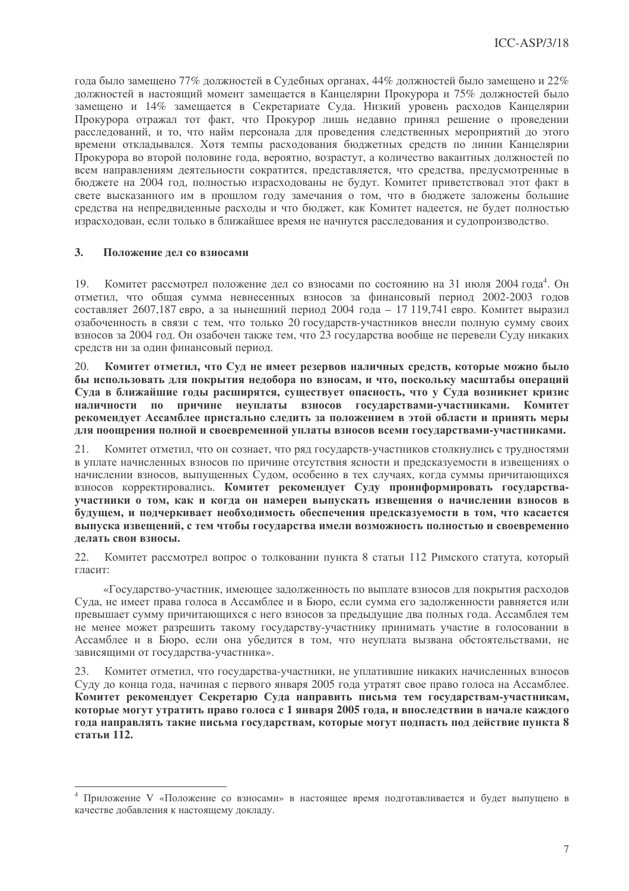года было замещено 77% должностей в Судебных органах, 44% должностей было замещено и 22% должностей в настоящий момент замещается в Канцелярии Прокурора и 75% должностей было замещено и 14% замещается в Секретариате Суда. Низкий уровень расходов Канцелярии Прокурора отражал тот факт, что Прокурор лишь недавно принял решение о проведении расследований, и то, что найм персонала для проведения следственных мероприятий до этого времени откладывался. Хотя темпы расходования бюджетных средств по линии Канцелярии Прокурора во второй половине года, вероятно, возрастут, а количество вакантных должностей по всем направлениям деятельности сократится, представляется, что средства, предусмотренные в бюджете на 2004 год, полностью израсходованы не будут. Комитет приветствовал этот факт в свете высказанного им в прошлом году замечания о том, что в бюджете заложены большие средства на непредвиденные расходы и что бюджет, как Комитет надеется, не будет полностью израсходован, если только в ближайшее время не начнутся расследования и судопроизводство.

### 3. Положение дел со взносами

19. Комитет рассмотрел положение дел со взносами по состоянию на 31 июля 2004 года[4]. Он отметил, что общая сумма невнесенных взносов за финансовый период 2002-2003 годов составляет 2607,187 евро, а за нынешний период 2004 года – 17 119,741 евро. Комитет выразил озабоченность в связи с тем, что только 20 государств-участников внесли полную сумму своих взносов за 2004 год. Он озабочен также тем, что 23 государства вообще не перевели Суду никаких средств ни за один финансовый период.

20. **Комитет отметил, что Суд не имеет резервов наличных средств, которые можно было бы использовать для покрытия недобора по взносам, и что, поскольку масштабы операций Суда в ближайшие годы расширятся, существует опасность, что у Суда возникнет кризис наличности по причине неуплаты взносов государствами-участниками. Комитет рекомендует Ассамблее пристально следить за положением в этой области и принять меры для поощрения полной и своевременной уплаты взносов всеми государствами-участниками.**

21. Комитет отметил, что он сознает, что ряд государств-участников столкнулись с трудностями в уплате начисленных взносов по причине отсутствия ясности и предсказуемости в извещениях о начислении взносов, выпущенных Судом, особенно в тех случаях, когда суммы причитающихся взносов корректировались. **Комитет рекомендует Суду проинформировать государства-участники о том, как и когда он намерен выпускать извещения о начислении взносов в будущем, и подчеркивает необходимость обеспечения предсказуемости в том, что касается выпуска извещений, с тем чтобы государства имели возможность полностью и своевременно делать свои взносы.**

22. Комитет рассмотрел вопрос о толковании пункта 8 статьи 112 Римского статута, который гласит:

> «Государство-участник, имеющее задолженность по выплате взносов для покрытия расходов Суда, не имеет права голоса в Ассамблее и в Бюро, если сумма его задолженности равняется или превышает сумму причитающихся с него взносов за предыдущие два полных года. Ассамблея тем не менее может разрешить такому государству-участнику принимать участие в голосовании в Ассамблее и в Бюро, если она убедится в том, что неуплата вызвана обстоятельствами, не зависящими от государства-участника».

23. Комитет отметил, что государства-участники, не уплатившие никаких начисленных взносов Суду до конца года, начиная с первого января 2005 года утратят свое право голоса на Ассамблее. **Комитет рекомендует Секретарю Суда направить письма тем государствам-участникам, которые могут утратить право голоса с 1 января 2005 года, и впоследствии в начале каждого года направлять такие письма государствам, которые могут подпасть под действие пункта 8 статьи 112.**

---

[4] Приложение V «Положение со взносами» в настоящее время подготавливается и будет выпущено в качестве добавления к настоящему докладу.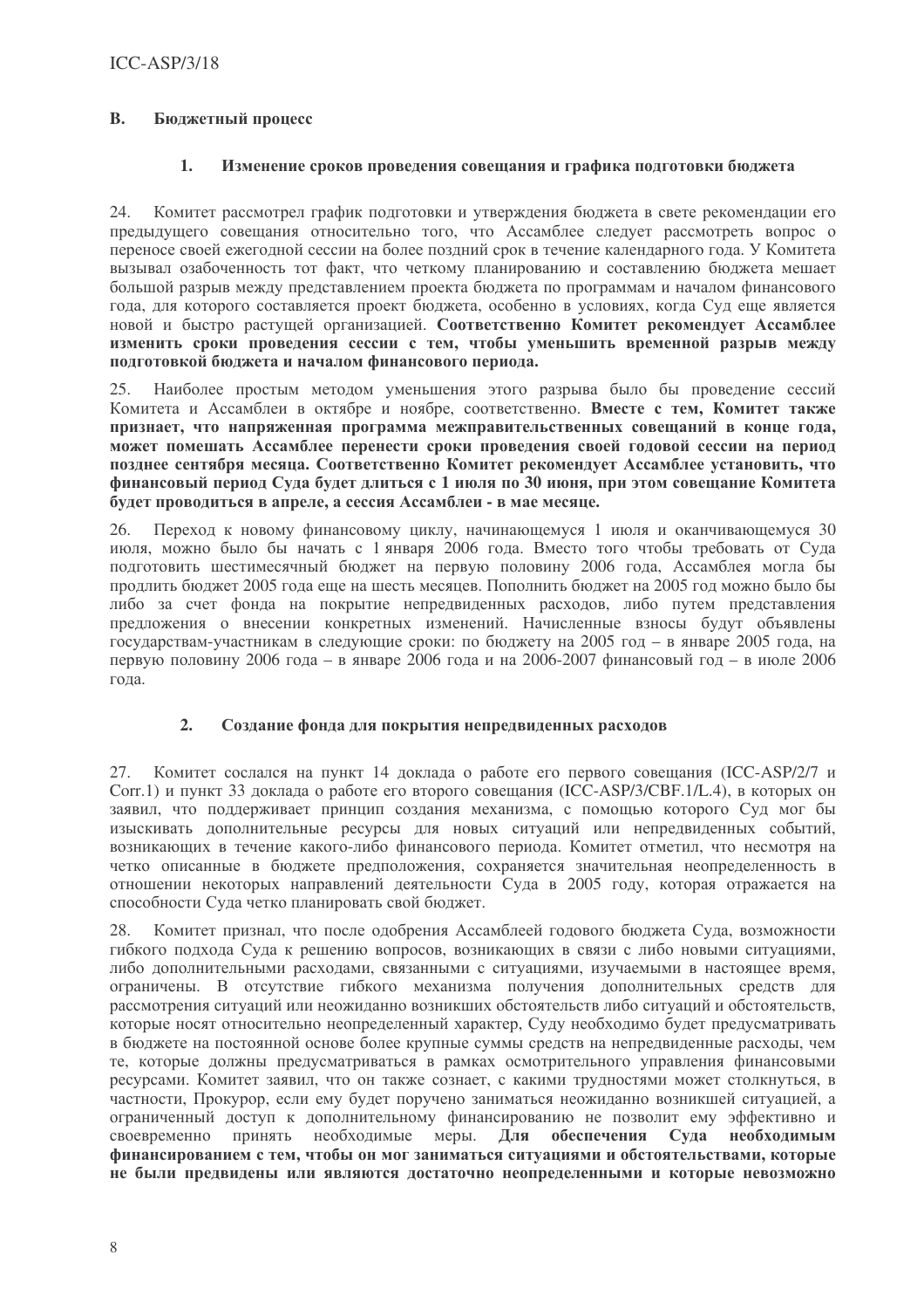## B. Бюджетный процесс

### 1. Изменение сроков проведения совещания и графика подготовки бюджета

24. Комитет рассмотрел график подготовки и утверждения бюджета в свете рекомендации его предыдущего совещания относительно того, что Ассамблее следует рассмотреть вопрос о переносе своей ежегодной сессии на более поздний срок в течение календарного года. У Комитета вызывал озабоченность тот факт, что четкому планированию и составлению бюджета мешает большой разрыв между представлением проекта бюджета по программам и началом финансового года, для которого составляется проект бюджета, особенно в условиях, когда Суд еще является новой и быстро растущей организацией. **Соответственно Комитет рекомендует Ассамблее изменить сроки проведения сессии с тем, чтобы уменьшить временной разрыв между подготовкой бюджета и началом финансового периода.**

25. Наиболее простым методом уменьшения этого разрыва было бы проведение сессий Комитета и Ассамблеи в октябре и ноябре, соответственно. **Вместе с тем, Комитет также признает, что напряженная программа межправительственных совещаний в конце года, может помешать Ассамблее перенести сроки проведения своей годовой сессии на период позднее сентября месяца. Соответственно Комитет рекомендует Ассамблее установить, что финансовый период Суда будет длиться с 1 июля по 30 июня, при этом совещание Комитета будет проводиться в апреле, а сессия Ассамблеи - в мае месяце.**

26. Переход к новому финансовому циклу, начинающемуся 1 июля и оканчивающемуся 30 июля, можно было бы начать с 1 января 2006 года. Вместо того чтобы требовать от Суда подготовить шестимесячный бюджет на первую половину 2006 года, Ассамблея могла бы продлить бюджет 2005 года еще на шесть месяцев. Пополнить бюджет на 2005 год можно было бы либо за счет фонда на покрытие непредвиденных расходов, либо путем представления предложения о внесении конкретных изменений. Начисленные взносы будут объявлены государствам-участникам в следующие сроки: по бюджету на 2005 год – в январе 2005 года, на первую половину 2006 года – в январе 2006 года и на 2006-2007 финансовый год – в июле 2006 года.

### 2. Создание фонда для покрытия непредвиденных расходов

27. Комитет сослался на пункт 14 доклада о работе его первого совещания (ICC-ASP/2/7 и Corr.1) и пункт 33 доклада о работе его второго совещания (ICC-ASP/3/CBF.1/L.4), в которых он заявил, что поддерживает принцип создания механизма, с помощью которого Суд мог бы изыскивать дополнительные ресурсы для новых ситуаций или непредвиденных событий, возникающих в течение какого-либо финансового периода. Комитет отметил, что несмотря на четко описанные в бюджете предположения, сохраняется значительная неопределенность в отношении некоторых направлений деятельности Суда в 2005 году, которая отражается на способности Суда четко планировать свой бюджет.

28. Комитет признал, что после одобрения Ассамблеей годового бюджета Суда, возможности гибкого подхода Суда к решению вопросов, возникающих в связи с либо новыми ситуациями, либо дополнительными расходами, связанными с ситуациями, изучаемыми в настоящее время, ограничены. В отсутствие гибкого механизма получения дополнительных средств для рассмотрения ситуаций или неожиданно возникших обстоятельств либо ситуаций и обстоятельств, которые носят относительно неопределенный характер, Суду необходимо будет предусматривать в бюджете на постоянной основе более крупные суммы средств на непредвиденные расходы, чем те, которые должны предусматриваться в рамках осмотрительного управления финансовыми ресурсами. Комитет заявил, что он также сознает, с какими трудностями может столкнуться, в частности, Прокурор, если ему будет поручено заниматься неожиданно возникшей ситуацией, а ограниченный доступ к дополнительному финансированию не позволит ему эффективно и своевременно принять необходимые меры. **Для обеспечения Суда необходимым финансированием с тем, чтобы он мог заниматься ситуациями и обстоятельствами, которые не были предвидены или являются достаточно неопределенными и которые невозможно**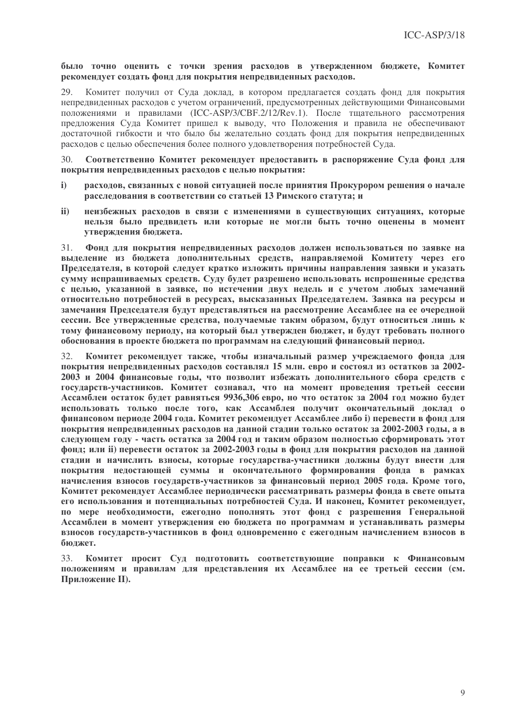**было точно оценить с точки зрения расходов в утвержденном бюджете, Комитет рекомендует создать фонд для покрытия непредвиденных расходов.**

29. Комитет получил от Суда доклад, в котором предлагается создать фонд для покрытия непредвиденных расходов с учетом ограничений, предусмотренных действующими Финансовыми положениями и правилами (ICC-ASP/3/CBF.2/12/Rev.1). После тщательного рассмотрения предложения Суда Комитет пришел к выводу, что Положения и правила не обеспечивают достаточной гибкости и что было бы желательно создать фонд для покрытия непредвиденных расходов с целью обеспечения более полного удовлетворения потребностей Суда.

30. **Соответственно Комитет рекомендует предоставить в распоряжение Суда фонд для покрытия непредвиденных расходов с целью покрытия:**

- **i) расходов, связанных с новой ситуацией после принятия Прокурором решения о начале расследования в соответствии со статьей 13 Римского статута; и**
- **ii) неизбежных расходов в связи с изменениями в существующих ситуациях, которые нельзя было предвидеть или которые не могли быть точно оценены в момент утверждения бюджета.**

31. **Фонд для покрытия непредвиденных расходов должен использоваться по заявке на выделение из бюджета дополнительных средств, направляемой Комитету через его Председателя, в которой следует кратко изложить причины направления заявки и указать сумму испрашиваемых средств. Суду будет разрешено использовать испрошенные средства с целью, указанной в заявке, по истечении двух недель и с учетом любых замечаний относительно потребностей в ресурсах, высказанных Председателем. Заявка на ресурсы и замечания Председателя будут представляться на рассмотрение Ассамблее на ее очередной сессии. Все утвержденные средства, получаемые таким образом, будут относиться лишь к тому финансовому периоду, на который был утвержден бюджет, и будут требовать полного обоснования в проекте бюджета по программам на следующий финансовый период.**

32. **Комитет рекомендует также, чтобы изначальный размер учреждаемого фонда для покрытия непредвиденных расходов составлял 15 млн. евро и состоял из остатков за 2002-2003 и 2004 финансовые годы, что позволит избежать дополнительного сбора средств с государств-участников. Комитет сознавал, что на момент проведения третьей сессии Ассамблеи остаток будет равняться 9936,306 евро, но что остаток за 2004 год можно будет использовать только после того, как Ассамблея получит окончательный доклад о финансовом периоде 2004 года. Комитет рекомендует Ассамблее либо i) перевести в фонд для покрытия непредвиденных расходов на данной стадии только остаток за 2002-2003 годы, а в следующем году - часть остатка за 2004 год и таким образом полностью сформировать этот фонд; или ii) перевести остаток за 2002-2003 годы в фонд для покрытия расходов на данной стадии и начислить взносы, которые государства-участники должны будут внести для покрытия недостающей суммы и окончательного формирования фонда в рамках начисления взносов государств-участников за финансовый период 2005 года. Кроме того, Комитет рекомендует Ассамблее периодически рассматривать размеры фонда в свете опыта его использования и потенциальных потребностей Суда. И наконец, Комитет рекомендует, по мере необходимости, ежегодно пополнять этот фонд с разрешения Генеральной Ассамблеи в момент утверждения ею бюджета по программам и устанавливать размеры взносов государств-участников в фонд одновременно с ежегодным начислением взносов в бюджет.**

33. **Комитет просит Суд подготовить соответствующие поправки к Финансовым положениям и правилам для представления их Ассамблее на ее третьей сессии (см. Приложение II).**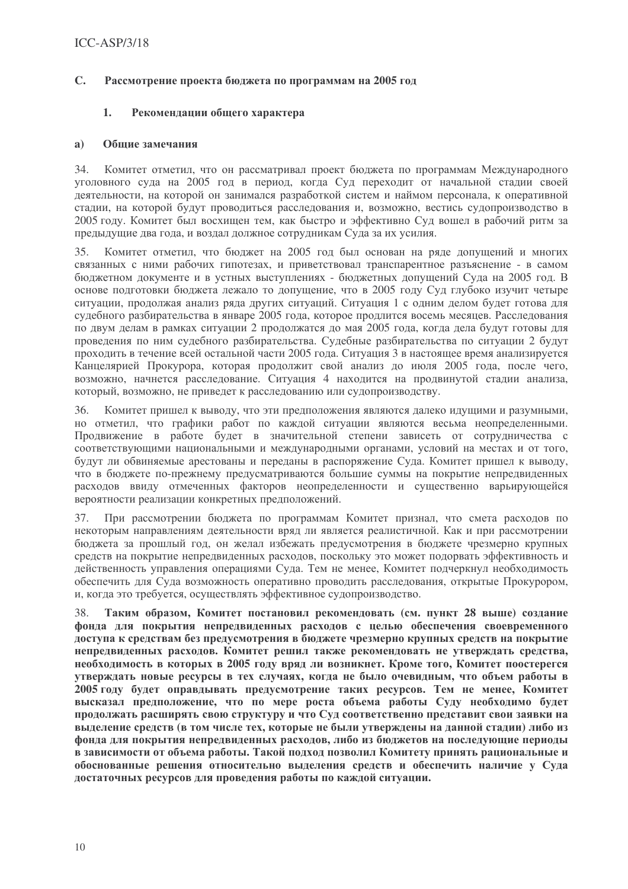## C. Рассмотрение проекта бюджета по программам на 2005 год

### 1. Рекомендации общего характера

#### a) Общие замечания

34. Комитет отметил, что он рассматривал проект бюджета по программам Международного уголовного суда на 2005 год в период, когда Суд переходит от начальной стадии своей деятельности, на которой он занимался разработкой систем и наймом персонала, к оперативной стадии, на которой будут проводиться расследования и, возможно, вестись судопроизводство в 2005 году. Комитет был восхищен тем, как быстро и эффективно Суд вошел в рабочий ритм за предыдущие два года, и воздал должное сотрудникам Суда за их усилия.

35. Комитет отметил, что бюджет на 2005 год был основан на ряде допущений и многих связанных с ними рабочих гипотезах, и приветствовал транспарентное разъяснение - в самом бюджетном документе и в устных выступлениях - бюджетных допущений Суда на 2005 год. В основе подготовки бюджета лежало то допущение, что в 2005 году Суд глубоко изучит четыре ситуации, продолжая анализ ряда других ситуаций. Ситуация 1 с одним делом будет готова для судебного разбирательства в январе 2005 года, которое продлится восемь месяцев. Расследования по двум делам в рамках ситуации 2 продолжатся до мая 2005 года, когда дела будут готовы для проведения по ним судебного разбирательства. Судебные разбирательства по ситуации 2 будут проходить в течение всей остальной части 2005 года. Ситуация 3 в настоящее время анализируется Канцелярией Прокурора, которая продолжит свой анализ до июля 2005 года, после чего, возможно, начнется расследование. Ситуация 4 находится на продвинутой стадии анализа, который, возможно, не приведет к расследованию или судопроизводству.

36. Комитет пришел к выводу, что эти предположения являются далеко идущими и разумными, но отметил, что графики работ по каждой ситуации являются весьма неопределенными. Продвижение в работе будет в значительной степени зависеть от сотрудничества с соответствующими национальными и международными органами, условий на местах и от того, будут ли обвиняемые арестованы и переданы в распоряжение Суда. Комитет пришел к выводу, что в бюджете по-прежнему предусматриваются большие суммы на покрытие непредвиденных расходов ввиду отмеченных факторов неопределенности и существенно варьирующейся вероятности реализации конкретных предположений.

37. При рассмотрении бюджета по программам Комитет признал, что смета расходов по некоторым направлениям деятельности вряд ли является реалистичной. Как и при рассмотрении бюджета за прошлый год, он желал избежать предусмотрения в бюджете чрезмерно крупных средств на покрытие непредвиденных расходов, поскольку это может подорвать эффективность и действенность управления операциями Суда. Тем не менее, Комитет подчеркнул необходимость обеспечить для Суда возможность оперативно проводить расследования, открытые Прокурором, и, когда это требуется, осуществлять эффективное судопроизводство.

38. **Таким образом, Комитет постановил рекомендовать (см. пункт 28 выше) создание фонда для покрытия непредвиденных расходов с целью обеспечения своевременного доступа к средствам без предусмотрения в бюджете чрезмерно крупных средств на покрытие непредвиденных расходов. Комитет решил также рекомендовать не утверждать средства, необходимость в которых в 2005 году вряд ли возникнет. Кроме того, Комитет поостерегся утверждать новые ресурсы в тех случаях, когда не было очевидным, что объем работы в 2005 году будет оправдывать предусмотрение таких ресурсов. Тем не менее, Комитет высказал предположение, что по мере роста объема работы Суду необходимо будет продолжать расширять свою структуру и что Суд соответственно представит свои заявки на выделение средств (в том числе тех, которые не были утверждены на данной стадии) либо из фонда для покрытия непредвиденных расходов, либо из бюджетов на последующие периоды в зависимости от объема работы. Такой подход позволил Комитету принять рациональные и обоснованные решения относительно выделения средств и обеспечить наличие у Суда достаточных ресурсов для проведения работы по каждой ситуации.**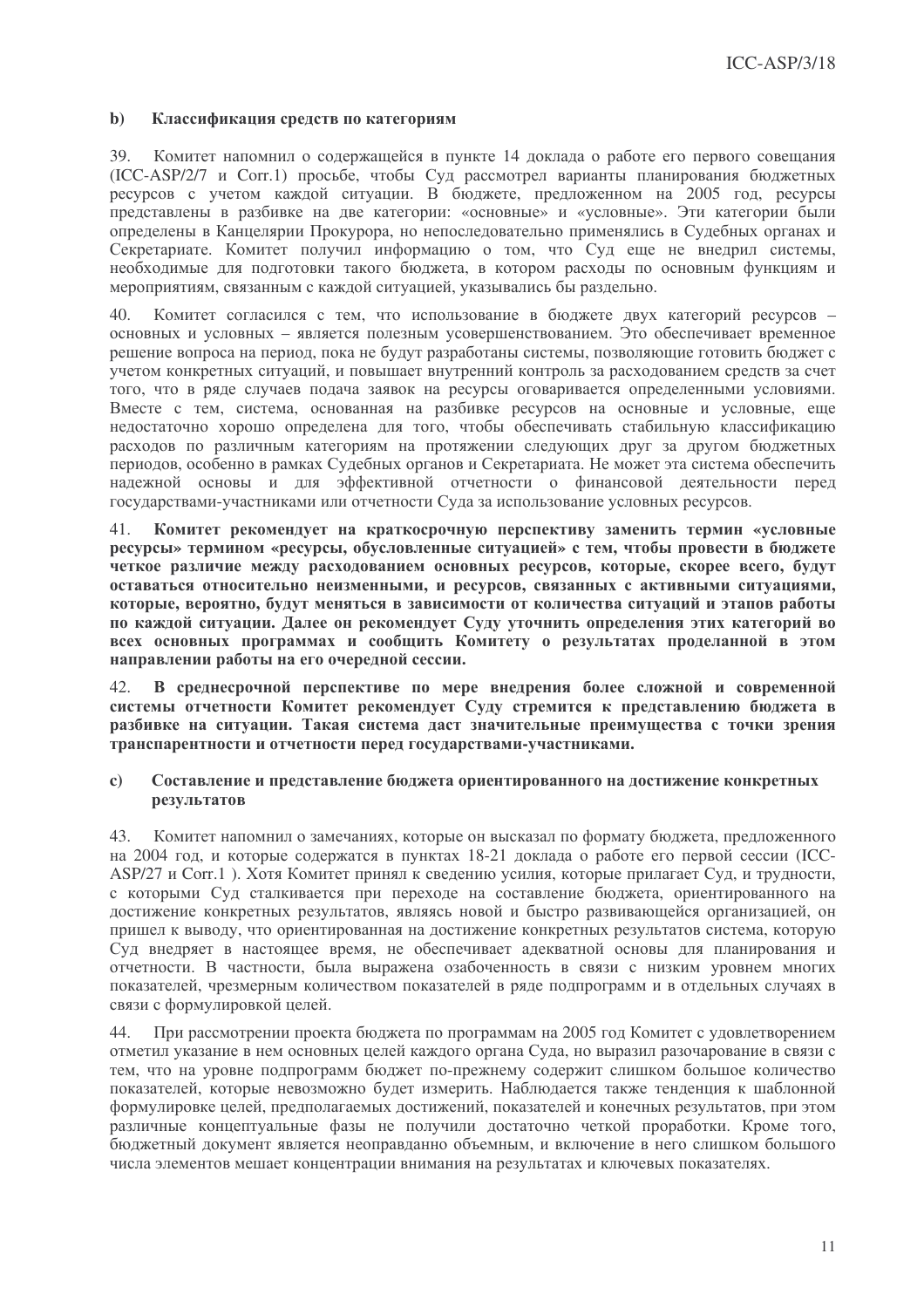### b) Классификация средств по категориям

39. Комитет напомнил о содержащейся в пункте 14 доклада о работе его первого совещания (ICC-ASP/2/7 и Corr.1) просьбе, чтобы Суд рассмотрел варианты планирования бюджетных ресурсов с учетом каждой ситуации. В бюджете, предложенном на 2005 год, ресурсы представлены в разбивке на две категории: «основные» и «условные». Эти категории были определены в Канцелярии Прокурора, но непоследовательно применялись в Судебных органах и Секретариате. Комитет получил информацию о том, что Суд еще не внедрил системы, необходимые для подготовки такого бюджета, в котором расходы по основным функциям и мероприятиям, связанным с каждой ситуацией, указывались бы раздельно.

40. Комитет согласился с тем, что использование в бюджете двух категорий ресурсов – основных и условных – является полезным усовершенствованием. Это обеспечивает временное решение вопроса на период, пока не будут разработаны системы, позволяющие готовить бюджет с учетом конкретных ситуаций, и повышает внутренний контроль за расходованием средств за счет того, что в ряде случаев подача заявок на ресурсы оговаривается определенными условиями. Вместе с тем, система, основанная на разбивке ресурсов на основные и условные, еще недостаточно хорошо определена для того, чтобы обеспечивать стабильную классификацию расходов по различным категориям на протяжении следующих друг за другом бюджетных периодов, особенно в рамках Судебных органов и Секретариата. Не может эта система обеспечить надежной основы и для эффективной отчетности о финансовой деятельности перед государствами-участниками или отчетности Суда за использование условных ресурсов.

41. **Комитет рекомендует на краткосрочную перспективу заменить термин «условные ресурсы» термином «ресурсы, обусловленные ситуацией» с тем, чтобы провести в бюджете четкое различие между расходованием основных ресурсов, которые, скорее всего, будут оставаться относительно неизменными, и ресурсов, связанных с активными ситуациями, которые, вероятно, будут меняться в зависимости от количества ситуаций и этапов работы по каждой ситуации. Далее он рекомендует Суду уточнить определения этих категорий во всех основных программах и сообщить Комитету о результатах проделанной в этом направлении работы на его очередной сессии.**

42. **В среднесрочной перспективе по мере внедрения более сложной и современной системы отчетности Комитет рекомендует Суду стремится к представлению бюджета в разбивке на ситуации. Такая система даст значительные преимущества с точки зрения транспарентности и отчетности перед государствами-участниками.**

### c) Составление и представление бюджета ориентированного на достижение конкретных результатов

43. Комитет напомнил о замечаниях, которые он высказал по формату бюджета, предложенного на 2004 год, и которые содержатся в пунктах 18-21 доклада о работе его первой сессии (ICC-ASP/27 и Corr.1 ). Хотя Комитет принял к сведению усилия, которые прилагает Суд, и трудности, с которыми Суд сталкивается при переходе на составление бюджета, ориентированного на достижение конкретных результатов, являясь новой и быстро развивающейся организацией, он пришел к выводу, что ориентированная на достижение конкретных результатов система, которую Суд внедряет в настоящее время, не обеспечивает адекватной основы для планирования и отчетности. В частности, была выражена озабоченность в связи с низким уровнем многих показателей, чрезмерным количеством показателей в ряде подпрограмм и в отдельных случаях в связи с формулировкой целей.

44. При рассмотрении проекта бюджета по программам на 2005 год Комитет с удовлетворением отметил указание в нем основных целей каждого органа Суда, но выразил разочарование в связи с тем, что на уровне подпрограмм бюджет по-прежнему содержит слишком большое количество показателей, которые невозможно будет измерить. Наблюдается также тенденция к шаблонной формулировке целей, предполагаемых достижений, показателей и конечных результатов, при этом различные концептуальные фазы не получили достаточно четкой проработки. Кроме того, бюджетный документ является неоправданно объемным, и включение в него слишком большого числа элементов мешает концентрации внимания на результатах и ключевых показателях.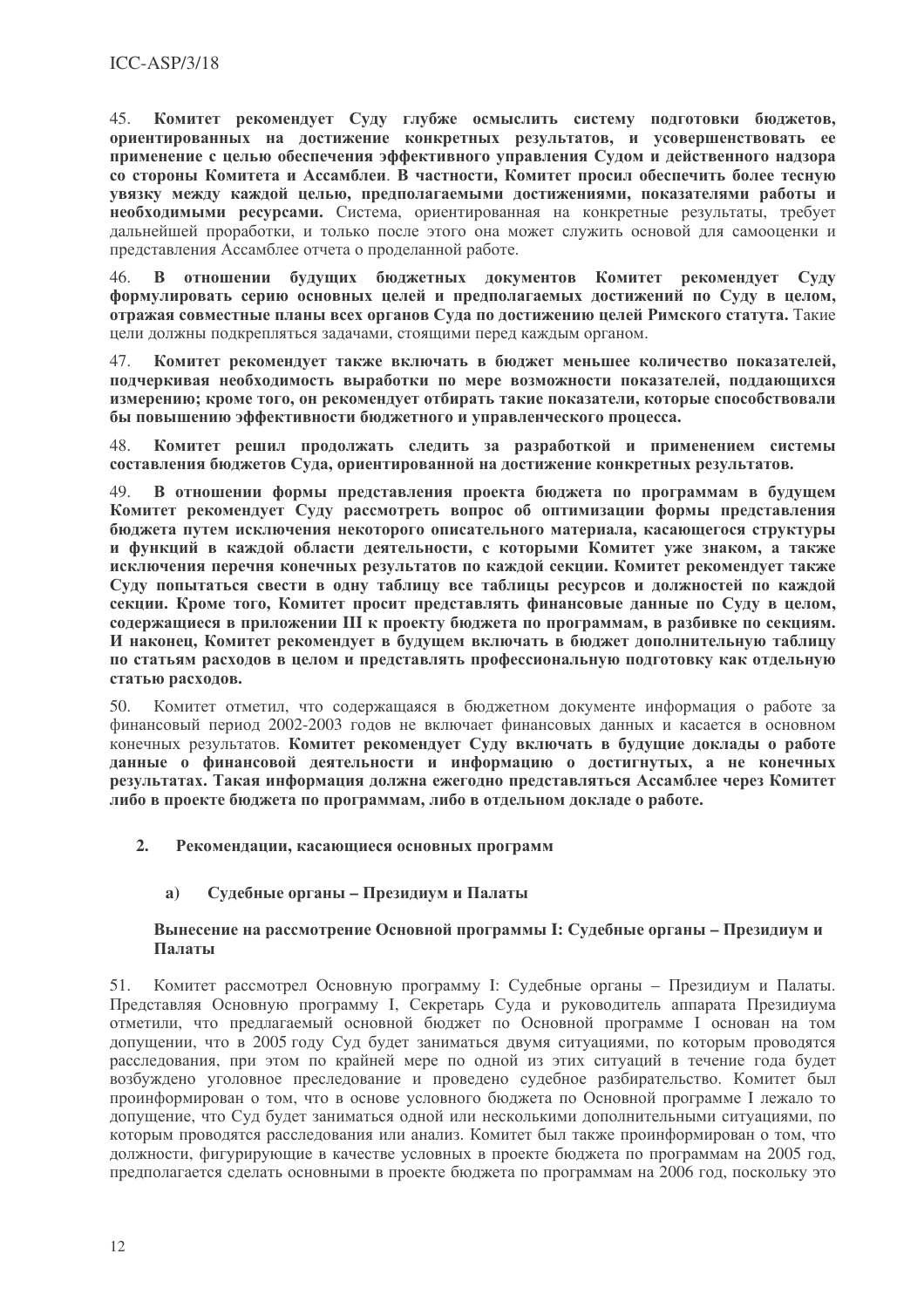45. **Комитет рекомендует Суду глубже осмыслить систему подготовки бюджетов, ориентированных на достижение конкретных результатов, и усовершенствовать ее применение с целью обеспечения эффективного управления Судом и действенного надзора со стороны Комитета и Ассамблеи**. **В частности, Комитет просил обеспечить более тесную увязку между каждой целью, предполагаемыми достижениями, показателями работы и необходимыми ресурсами.** Система, ориентированная на конкретные результаты, требует дальнейшей проработки, и только после этого она может служить основой для самооценки и представления Ассамблее отчета о проделанной работе.

46. **В отношении будущих бюджетных документов Комитет рекомендует Суду формулировать серию основных целей и предполагаемых достижений по Суду в целом, отражая совместные планы всех органов Суда по достижению целей Римского статута.** Такие цели должны подкрепляться задачами, стоящими перед каждым органом.

47. **Комитет рекомендует также включать в бюджет меньшее количество показателей, подчеркивая необходимость выработки по мере возможности показателей, поддающихся измерению; кроме того, он рекомендует отбирать такие показатели, которые способствовали бы повышению эффективности бюджетного и управленческого процесса.**

48. **Комитет решил продолжать следить за разработкой и применением системы составления бюджетов Суда, ориентированной на достижение конкретных результатов.**

49. **В отношении формы представления проекта бюджета по программам в будущем Комитет рекомендует Суду рассмотреть вопрос об оптимизации формы представления бюджета путем исключения некоторого описательного материала, касающегося структуры и функций в каждой области деятельности, с которыми Комитет уже знаком, а также исключения перечня конечных результатов по каждой секции. Комитет рекомендует также Суду попытаться свести в одну таблицу все таблицы ресурсов и должностей по каждой секции. Кроме того, Комитет просит представлять финансовые данные по Суду в целом, содержащиеся в приложении III к проекту бюджета по программам, в разбивке по секциям. И наконец, Комитет рекомендует в будущем включать в бюджет дополнительную таблицу по статьям расходов в целом и представлять профессиональную подготовку как отдельную статью расходов.**

50. Комитет отметил, что содержащаяся в бюджетном документе информация о работе за финансовый период 2002-2003 годов не включает финансовых данных и касается в основном конечных результатов. **Комитет рекомендует Суду включать в будущие доклады о работе данные о финансовой деятельности и информацию о достигнутых, а не конечных результатах. Такая информация должна ежегодно представляться Ассамблее через Комитет либо в проекте бюджета по программам, либо в отдельном докладе о работе.**

## 2. Рекомендации, касающиеся основных программ

### а) Судебные органы – Президиум и Палаты

#### Вынесение на рассмотрение Основной программы I: Судебные органы – Президиум и Палаты

51. Комитет рассмотрел Основную программу I: Судебные органы – Президиум и Палаты. Представляя Основную программу I, Секретарь Суда и руководитель аппарата Президиума отметили, что предлагаемый основной бюджет по Основной программе I основан на том допущении, что в 2005 году Суд будет заниматься двумя ситуациями, по которым проводятся расследования, при этом по крайней мере по одной из этих ситуаций в течение года будет возбуждено уголовное преследование и проведено судебное разбирательство. Комитет был проинформирован о том, что в основе условного бюджета по Основной программе I лежало то допущение, что Суд будет заниматься одной или несколькими дополнительными ситуациями, по которым проводятся расследования или анализ. Комитет был также проинформирован о том, что должности, фигурирующие в качестве условных в проекте бюджета по программам на 2005 год, предполагается сделать основными в проекте бюджета по программам на 2006 год, поскольку это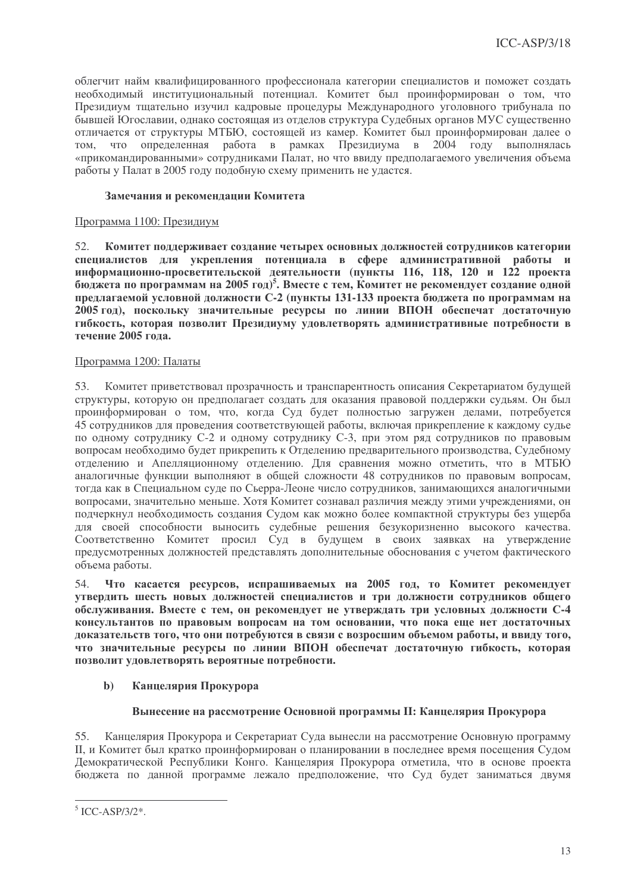облегчит найм квалифицированного профессионала категории специалистов и поможет создать необходимый институциональный потенциал. Комитет был проинформирован о том, что Президиум тщательно изучил кадровые процедуры Международного уголовного трибунала по бывшей Югославии, однако состоящая из отделов структура Судебных органов МУС существенно отличается от структуры МТБЮ, состоящей из камер. Комитет был проинформирован далее о том, что определенная работа в рамках Президиума в 2004 году выполнялась «прикомандированными» сотрудниками Палат, но что ввиду предполагаемого увеличения объема работы у Палат в 2005 году подобную схему применить не удастся.

**Замечания и рекомендации Комитета**

Программа 1100: Президиум

52. **Комитет поддерживает создание четырех основных должностей сотрудников категории специалистов для укрепления потенциала в сфере административной работы и информационно-просветительской деятельности (пункты 116, 118, 120 и 122 проекта бюджета по программам на 2005 год)[5]. Вместе с тем, Комитет не рекомендует создание одной предлагаемой условной должности С-2 (пункты 131-133 проекта бюджета по программам на 2005 год), поскольку значительные ресурсы по линии ВПОН обеспечат достаточную гибкость, которая позволит Президиуму удовлетворять административные потребности в течение 2005 года.**

Программа 1200: Палаты

53. Комитет приветствовал прозрачность и транспарентность описания Секретариатом будущей структуры, которую он предполагает создать для оказания правовой поддержки судьям. Он был проинформирован о том, что, когда Суд будет полностью загружен делами, потребуется 45 сотрудников для проведения соответствующей работы, включая прикрепление к каждому судье по одному сотруднику С-2 и одному сотруднику С-3, при этом ряд сотрудников по правовым вопросам необходимо будет прикрепить к Отделению предварительного производства, Судебному отделению и Апелляционному отделению. Для сравнения можно отметить, что в МТБЮ аналогичные функции выполняют в общей сложности 48 сотрудников по правовым вопросам, тогда как в Специальном суде по Сьерра-Леоне число сотрудников, занимающихся аналогичными вопросами, значительно меньше. Хотя Комитет сознавал различия между этими учреждениями, он подчеркнул необходимость создания Судом как можно более компактной структуры без ущерба для своей способности выносить судебные решения безукоризненно высокого качества. Соответственно Комитет просил Суд в будущем в своих заявках на утверждение предусмотренных должностей представлять дополнительные обоснования с учетом фактического объема работы.

54. **Что касается ресурсов, испрашиваемых на 2005 год, то Комитет рекомендует утвердить шесть новых должностей специалистов и три должности сотрудников общего обслуживания. Вместе с тем, он рекомендует не утверждать три условных должности С-4 консультантов по правовым вопросам на том основании, что пока еще нет достаточных доказательств того, что они потребуются в связи с возросшим объемом работы, и ввиду того, что значительные ресурсы по линии ВПОН обеспечат достаточную гибкость, которая позволит удовлетворять вероятные потребности.**

**b) Канцелярия Прокурора**

**Вынесение на рассмотрение Основной программы II: Канцелярия Прокурора**

55. Канцелярия Прокурора и Секретариат Суда вынесли на рассмотрение Основную программу II, и Комитет был кратко проинформирован о планировании в последнее время посещения Судом Демократической Республики Конго. Канцелярия Прокурора отметила, что в основе проекта бюджета по данной программе лежало предположение, что Суд будет заниматься двумя

---

[5] ICC-ASP/3/2*.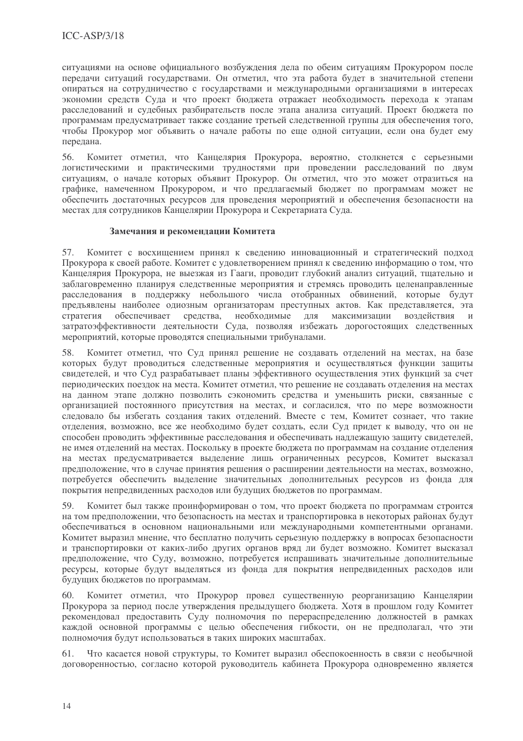ситуациями на основе официального возбуждения дела по обеим ситуациям Прокурором после передачи ситуаций государствами. Он отметил, что эта работа будет в значительной степени опираться на сотрудничество с государствами и международными организациями в интересах экономии средств Суда и что проект бюджета отражает необходимость перехода к этапам расследований и судебных разбирательств после этапа анализа ситуаций. Проект бюджета по программам предусматривает также создание третьей следственной группы для обеспечения того, чтобы Прокурор мог объявить о начале работы по еще одной ситуации, если она будет ему передана.

56. Комитет отметил, что Канцелярия Прокурора, вероятно, столкнется с серьезными логистическими и практическими трудностями при проведении расследований по двум ситуациям, о начале которых объявит Прокурор. Он отметил, что это может отразиться на графике, намеченном Прокурором, и что предлагаемый бюджет по программам может не обеспечить достаточных ресурсов для проведения мероприятий и обеспечения безопасности на местах для сотрудников Канцелярии Прокурора и Секретариата Суда.

#### Замечания и рекомендации Комитета

57. Комитет с восхищением принял к сведению инновационный и стратегический подход Прокурора к своей работе. Комитет с удовлетворением принял к сведению информацию о том, что Канцелярия Прокурора, не выезжая из Гааги, проводит глубокий анализ ситуаций, тщательно и заблаговременно планируя следственные мероприятия и стремясь проводить целенаправленные расследования в поддержку небольшого числа отобранных обвинений, которые будут предъявлены наиболее одиозным организаторам преступных актов. Как представляется, эта стратегия обеспечивает средства, необходимые для максимизации воздействия и затратоэффективности деятельности Суда, позволяя избежать дорогостоящих следственных мероприятий, которые проводятся специальными трибуналами.

58. Комитет отметил, что Суд принял решение не создавать отделений на местах, на базе которых будут проводиться следственные мероприятия и осуществляться функции защиты свидетелей, и что Суд разрабатывает планы эффективного осуществления этих функций за счет периодических поездок на места. Комитет отметил, что решение не создавать отделения на местах на данном этапе должно позволить сэкономить средства и уменьшить риски, связанные с организацией постоянного присутствия на местах, и согласился, что по мере возможности следовало бы избегать создания таких отделений. Вместе с тем, Комитет сознает, что такие отделения, возможно, все же необходимо будет создать, если Суд придет к выводу, что он не способен проводить эффективные расследования и обеспечивать надлежащую защиту свидетелей, не имея отделений на местах. Поскольку в проекте бюджета по программам на создание отделения на местах предусматривается выделение лишь ограниченных ресурсов, Комитет высказал предположение, что в случае принятия решения о расширении деятельности на местах, возможно, потребуется обеспечить выделение значительных дополнительных ресурсов из фонда для покрытия непредвиденных расходов или будущих бюджетов по программам.

59. Комитет был также проинформирован о том, что проект бюджета по программам строится на том предположении, что безопасность на местах и транспортировка в некоторых районах будут обеспечиваться в основном национальными или международными компетентными органами. Комитет выразил мнение, что бесплатно получить серьезную поддержку в вопросах безопасности и транспортировки от каких-либо других органов вряд ли будет возможно. Комитет высказал предположение, что Суду, возможно, потребуется испрашивать значительные дополнительные ресурсы, которые будут выделяться из фонда для покрытия непредвиденных расходов или будущих бюджетов по программам.

60. Комитет отметил, что Прокурор провел существенную реорганизацию Канцелярии Прокурора за период после утверждения предыдущего бюджета. Хотя в прошлом году Комитет рекомендовал предоставить Суду полномочия по перераспределению должностей в рамках каждой основной программы с целью обеспечения гибкости, он не предполагал, что эти полномочия будут использоваться в таких широких масштабах.

61. Что касается новой структуры, то Комитет выразил обеспокоенность в связи с необычной договоренностью, согласно которой руководитель кабинета Прокурора одновременно является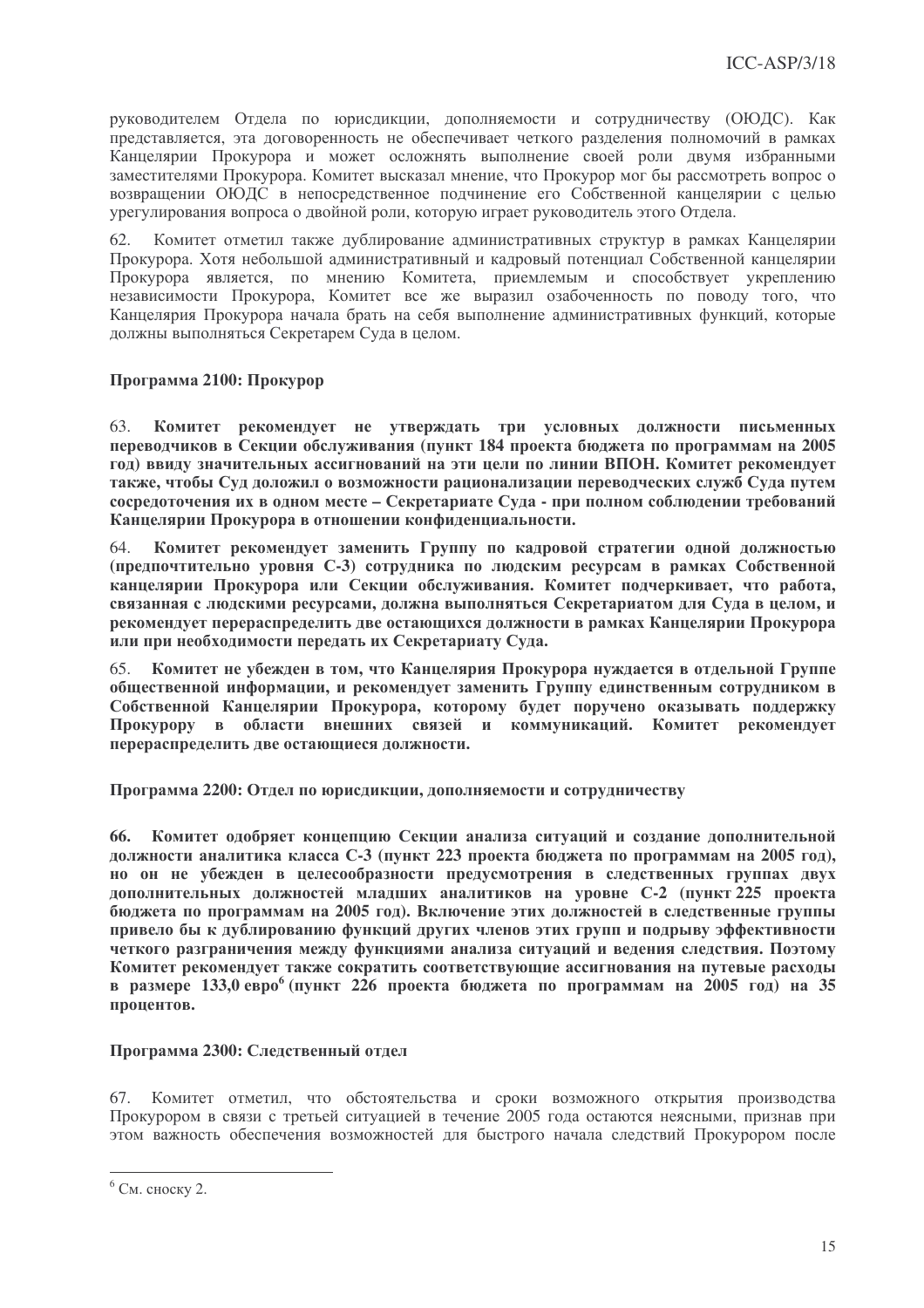руководителем Отдела по юрисдикции, дополняемости и сотрудничеству (ОЮДС). Как представляется, эта договоренность не обеспечивает четкого разделения полномочий в рамках Канцелярии Прокурора и может осложнять выполнение своей роли двумя избранными заместителями Прокурора. Комитет высказал мнение, что Прокурор мог бы рассмотреть вопрос о возвращении ОЮДС в непосредственное подчинение его Собственной канцелярии с целью урегулирования вопроса о двойной роли, которую играет руководитель этого Отдела.

62. Комитет отметил также дублирование административных структур в рамках Канцелярии Прокурора. Хотя небольшой административный и кадровый потенциал Собственной канцелярии Прокурора является, по мнению Комитета, приемлемым и способствует укреплению независимости Прокурора, Комитет все же выразил озабоченность по поводу того, что Канцелярия Прокурора начала брать на себя выполнение административных функций, которые должны выполняться Секретарем Суда в целом.

**Программа 2100: Прокурор**

63. **Комитет рекомендует не утверждать три условных должности письменных переводчиков в Секции обслуживания (пункт 184 проекта бюджета по программам на 2005 год) ввиду значительных ассигнований на эти цели по линии ВПОН. Комитет рекомендует также, чтобы Суд доложил о возможности рационализации переводческих служб Суда путем сосредоточения их в одном месте – Секретариате Суда - при полном соблюдении требований Канцелярии Прокурора в отношении конфиденциальности.**

64. **Комитет рекомендует заменить Группу по кадровой стратегии одной должностью (предпочтительно уровня С-3) сотрудника по людским ресурсам в рамках Собственной канцелярии Прокурора или Секции обслуживания. Комитет подчеркивает, что работа, связанная с людскими ресурсами, должна выполняться Секретариатом для Суда в целом, и рекомендует перераспределить две остающихся должности в рамках Канцелярии Прокурора или при необходимости передать их Секретариату Суда.**

65. **Комитет не убежден в том, что Канцелярия Прокурора нуждается в отдельной Группе общественной информации, и рекомендует заменить Группу единственным сотрудником в Собственной Канцелярии Прокурора, которому будет поручено оказывать поддержку Прокурору в области внешних связей и коммуникаций. Комитет рекомендует перераспределить две остающиеся должности.**

**Программа 2200: Отдел по юрисдикции, дополняемости и сотрудничеству**

**66. Комитет одобряет концепцию Секции анализа ситуаций и создание дополнительной должности аналитика класса С-3 (пункт 223 проекта бюджета по программам на 2005 год), но он не убежден в целесообразности предусмотрения в следственных группах двух дополнительных должностей младших аналитиков на уровне С-2 (пункт 225 проекта бюджета по программам на 2005 год). Включение этих должностей в следственные группы привело бы к дублированию функций других членов этих групп и подрыву эффективности четкого разграничения между функциями анализа ситуаций и ведения следствия. Поэтому Комитет рекомендует также сократить соответствующие ассигнования на путевые расходы в размере 133,0 евро[6] (пункт 226 проекта бюджета по программам на 2005 год) на 35 процентов.**

**Программа 2300: Следственный отдел**

67. Комитет отметил, что обстоятельства и сроки возможного открытия производства Прокурором в связи с третьей ситуацией в течение 2005 года остаются неясными, признав при этом важность обеспечения возможностей для быстрого начала следствий Прокурором после

---

[6] См. сноску 2.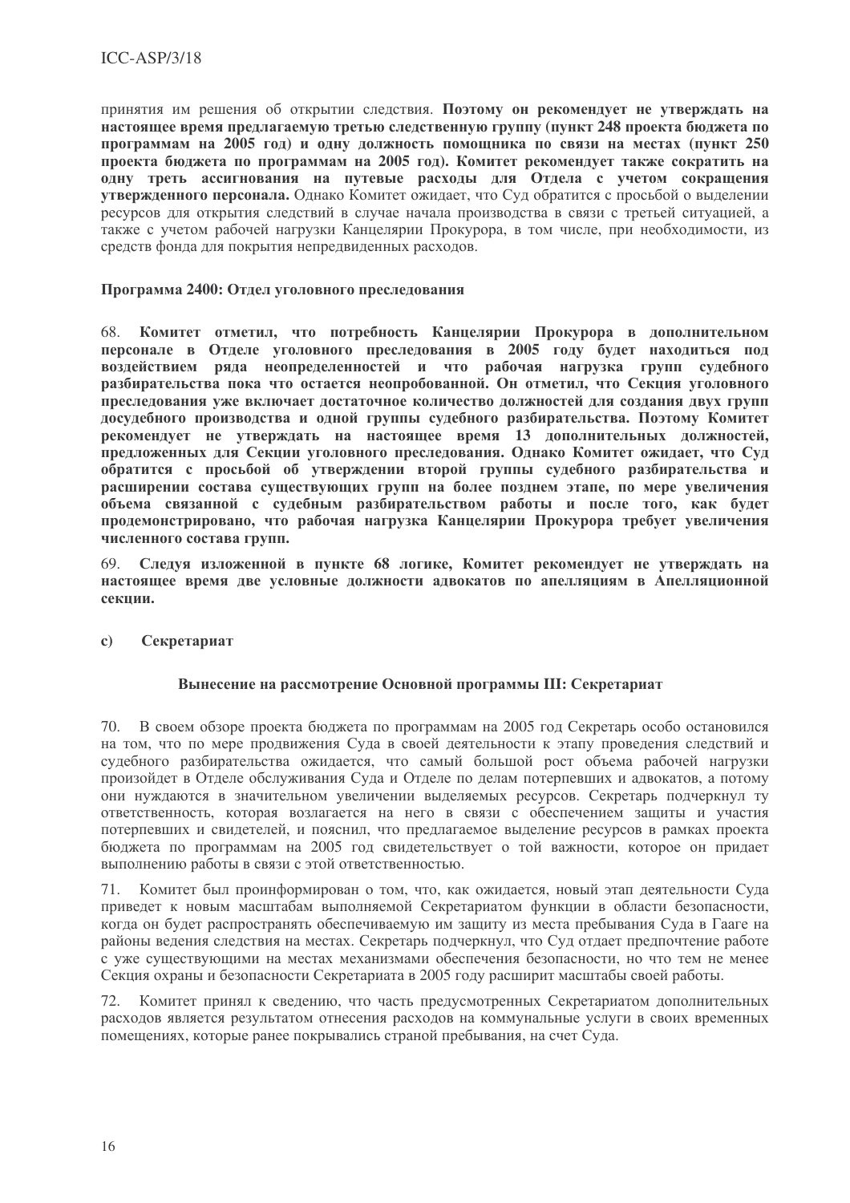принятия им решения об открытии следствия. **Поэтому он рекомендует не утверждать на настоящее время предлагаемую третью следственную группу (пункт 248 проекта бюджета по программам на 2005 год) и одну должность помощника по связи на местах (пункт 250 проекта бюджета по программам на 2005 год). Комитет рекомендует также сократить на одну треть ассигнования на путевые расходы для Отдела с учетом сокращения утвержденного персонала.** Однако Комитет ожидает, что Суд обратится с просьбой о выделении ресурсов для открытия следствий в случае начала производства в связи с третьей ситуацией, а также с учетом рабочей нагрузки Канцелярии Прокурора, в том числе, при необходимости, из средств фонда для покрытия непредвиденных расходов.

#### Программа 2400: Отдел уголовного преследования

68. **Комитет отметил, что потребность Канцелярии Прокурора в дополнительном персонале в Отделе уголовного преследования в 2005 году будет находиться под воздействием ряда неопределенностей и что рабочая нагрузка групп судебного разбирательства пока что остается неопробованной. Он отметил, что Секция уголовного преследования уже включает достаточное количество должностей для создания двух групп досудебного производства и одной группы судебного разбирательства. Поэтому Комитет рекомендует не утверждать на настоящее время 13 дополнительных должностей, предложенных для Секции уголовного преследования. Однако Комитет ожидает, что Суд обратится с просьбой об утверждении второй группы судебного разбирательства и расширении состава существующих групп на более позднем этапе, по мере увеличения объема связанной с судебным разбирательством работы и после того, как будет продемонстрировано, что рабочая нагрузка Канцелярии Прокурора требует увеличения численного состава групп.**

69. **Следуя изложенной в пункте 68 логике, Комитет рекомендует не утверждать на настоящее время две условные должности адвокатов по апелляциям в Апелляционной секции.**

### c) Секретариат

#### Вынесение на рассмотрение Основной программы III: Секретариат

70. В своем обзоре проекта бюджета по программам на 2005 год Секретарь особо остановился на том, что по мере продвижения Суда в своей деятельности к этапу проведения следствий и судебного разбирательства ожидается, что самый большой рост объема рабочей нагрузки произойдет в Отделе обслуживания Суда и Отделе по делам потерпевших и адвокатов, а потому они нуждаются в значительном увеличении выделяемых ресурсов. Секретарь подчеркнул ту ответственность, которая возлагается на него в связи с обеспечением защиты и участия потерпевших и свидетелей, и пояснил, что предлагаемое выделение ресурсов в рамках проекта бюджета по программам на 2005 год свидетельствует о той важности, которое он придает выполнению работы в связи с этой ответственностью.

71. Комитет был проинформирован о том, что, как ожидается, новый этап деятельности Суда приведет к новым масштабам выполняемой Секретариатом функции в области безопасности, когда он будет распространять обеспечиваемую им защиту из места пребывания Суда в Гааге на районы ведения следствия на местах. Секретарь подчеркнул, что Суд отдает предпочтение работе с уже существующими на местах механизмами обеспечения безопасности, но что тем не менее Секция охраны и безопасности Секретариата в 2005 году расширит масштабы своей работы.

72. Комитет принял к сведению, что часть предусмотренных Секретариатом дополнительных расходов является результатом отнесения расходов на коммунальные услуги в своих временных помещениях, которые ранее покрывались страной пребывания, на счет Суда.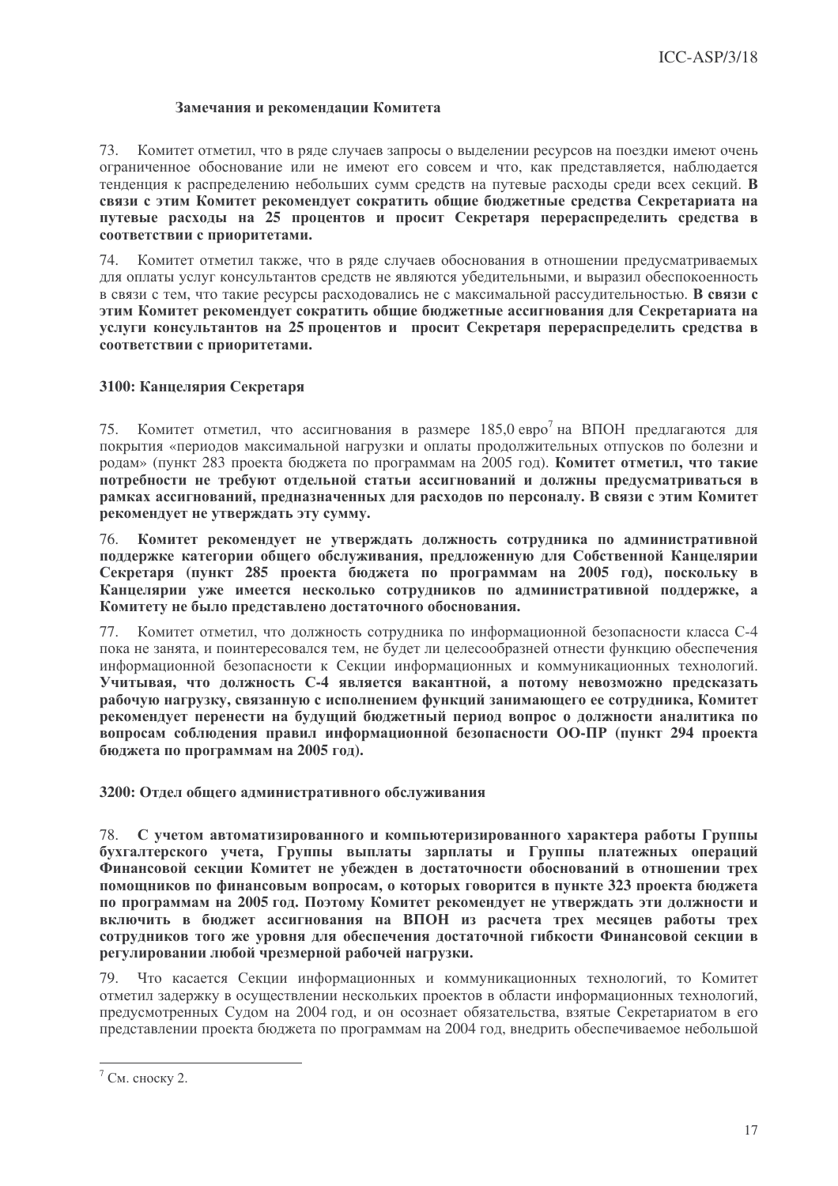#### Замечания и рекомендации Комитета

73. Комитет отметил, что в ряде случаев запросы о выделении ресурсов на поездки имеют очень ограниченное обоснование или не имеют его совсем и что, как представляется, наблюдается тенденция к распределению небольших сумм средств на путевые расходы среди всех секций. **В связи с этим Комитет рекомендует сократить общие бюджетные средства Секретариата на путевые расходы на 25 процентов и просит Секретаря перераспределить средства в соответствии с приоритетами.**

74. Комитет отметил также, что в ряде случаев обоснования в отношении предусматриваемых для оплаты услуг консультантов средств не являются убедительными, и выразил обеспокоенность в связи с тем, что такие ресурсы расходовались не с максимальной рассудительностью. **В связи с этим Комитет рекомендует сократить общие бюджетные ассигнования для Секретариата на услуги консультантов на 25 процентов и просит Секретаря перераспределить средства в соответствии с приоритетами.**

#### 3100: Канцелярия Секретаря

75. Комитет отметил, что ассигнования в размере 185,0 евро[7] на ВПОН предлагаются для покрытия «периодов максимальной нагрузки и оплаты продолжительных отпусков по болезни и родам» (пункт 283 проекта бюджета по программам на 2005 год). **Комитет отметил, что такие потребности не требуют отдельной статьи ассигнований и должны предусматриваться в рамках ассигнований, предназначенных для расходов по персоналу. В связи с этим Комитет рекомендует не утверждать эту сумму.**

76. **Комитет рекомендует не утверждать должность сотрудника по административной поддержке категории общего обслуживания, предложенную для Собственной Канцелярии Секретаря (пункт 285 проекта бюджета по программам на 2005 год), поскольку в Канцелярии уже имеется несколько сотрудников по административной поддержке, а Комитету не было представлено достаточного обоснования.**

77. Комитет отметил, что должность сотрудника по информационной безопасности класса С-4 пока не занята, и поинтересовался тем, не будет ли целесообразней отнести функцию обеспечения информационной безопасности к Секции информационных и коммуникационных технологий. **Учитывая, что должность С-4 является вакантной, а потому невозможно предсказать рабочую нагрузку, связанную с исполнением функций занимающего ее сотрудника, Комитет рекомендует перенести на будущий бюджетный период вопрос о должности аналитика по вопросам соблюдения правил информационной безопасности ОО-ПР (пункт 294 проекта бюджета по программам на 2005 год).**

#### 3200: Отдел общего административного обслуживания

78. **С учетом автоматизированного и компьютеризированного характера работы Группы бухгалтерского учета, Группы выплаты зарплаты и Группы платежных операций Финансовой секции Комитет не убежден в достаточности обоснований в отношении трех помощников по финансовым вопросам, о которых говорится в пункте 323 проекта бюджета по программам на 2005 год. Поэтому Комитет рекомендует не утверждать эти должности и включить в бюджет ассигнования на ВПОН из расчета трех месяцев работы трех сотрудников того же уровня для обеспечения достаточной гибкости Финансовой секции в регулировании любой чрезмерной рабочей нагрузки.**

79. Что касается Секции информационных и коммуникационных технологий, то Комитет отметил задержку в осуществлении нескольких проектов в области информационных технологий, предусмотренных Судом на 2004 год, и он осознает обязательства, взятые Секретариатом в его представлении проекта бюджета по программам на 2004 год, внедрить обеспечиваемое небольшой

---

[7] См. сноску 2.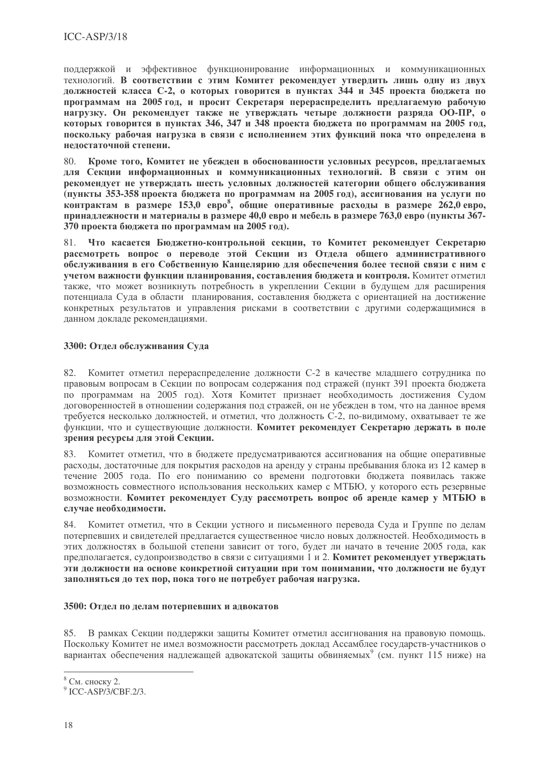поддержкой и эффективное функционирование информационных и коммуникационных технологий. **В соответствии с этим Комитет рекомендует утвердить лишь одну из двух должностей класса С-2, о которых говорится в пунктах 344 и 345 проекта бюджета по программам на 2005 год, и просит Секретаря перераспределить предлагаемую рабочую нагрузку. Он рекомендует также не утверждать четыре должности разряда ОО-ПР, о которых говорится в пунктах 346, 347 и 348 проекта бюджета по программам на 2005 год, поскольку рабочая нагрузка в связи с исполнением этих функций пока что определена в недостаточной степени.**

80. **Кроме того, Комитет не убежден в обоснованности условных ресурсов, предлагаемых для Секции информационных и коммуникационных технологий. В связи с этим он рекомендует не утверждать шесть условных должностей категории общего обслуживания (пункты 353-358 проекта бюджета по программам на 2005 год), ассигнования на услуги по контрактам в размере 153,0 евро[8], общие оперативные расходы в размере 262,0 евро, принадлежности и материалы в размере 40,0 евро и мебель в размере 763,0 евро (пункты 367-370 проекта бюджета по программам на 2005 год).**

81. **Что касается Бюджетно-контрольной секции, то Комитет рекомендует Секретарю рассмотреть вопрос о переводе этой Секции из Отдела общего административного обслуживания в его Собственную Канцелярию для обеспечения более тесной связи с ним с учетом важности функции планирования, составления бюджета и контроля.** Комитет отметил также, что может возникнуть потребность в укреплении Секции в будущем для расширения потенциала Суда в области планирования, составления бюджета с ориентацией на достижение конкретных результатов и управления рисками в соответствии с другими содержащимися в данном докладе рекомендациями.

### 3300: Отдел обслуживания Суда

82. Комитет отметил перераспределение должности С-2 в качестве младшего сотрудника по правовым вопросам в Секции по вопросам содержания под стражей (пункт 391 проекта бюджета по программам на 2005 год). Хотя Комитет признает необходимость достижения Судом договоренностей в отношении содержания под стражей, он не убежден в том, что на данное время требуется несколько должностей, и отметил, что должность С-2, по-видимому, охватывает те же функции, что и существующие должности. **Комитет рекомендует Секретарю держать в поле зрения ресурсы для этой Секции.**

83. Комитет отметил, что в бюджете предусматриваются ассигнования на общие оперативные расходы, достаточные для покрытия расходов на аренду у страны пребывания блока из 12 камер в течение 2005 года. По его пониманию со времени подготовки бюджета появилась также возможность совместного использования нескольких камер с МТБЮ, у которого есть резервные возможности. **Комитет рекомендует Суду рассмотреть вопрос об аренде камер у МТБЮ в случае необходимости.**

84. Комитет отметил, что в Секции устного и письменного перевода Суда и Группе по делам потерпевших и свидетелей предлагается существенное число новых должностей. Необходимость в этих должностях в большой степени зависит от того, будет ли начато в течение 2005 года, как предполагается, судопроизводство в связи с ситуациями 1 и 2. **Комитет рекомендует утверждать эти должности на основе конкретной ситуации при том понимании, что должности не будут заполняться до тех пор, пока того не потребует рабочая нагрузка.**

### 3500: Отдел по делам потерпевших и адвокатов

85. В рамках Секции поддержки защиты Комитет отметил ассигнования на правовую помощь. Поскольку Комитет не имел возможности рассмотреть доклад Ассамблее государств-участников о вариантах обеспечения надлежащей адвокатской защиты обвиняемых[9] (см. пункт 115 ниже) на

---

[8] См. сноску 2.

[9] ICC-ASP/3/CBF.2/3.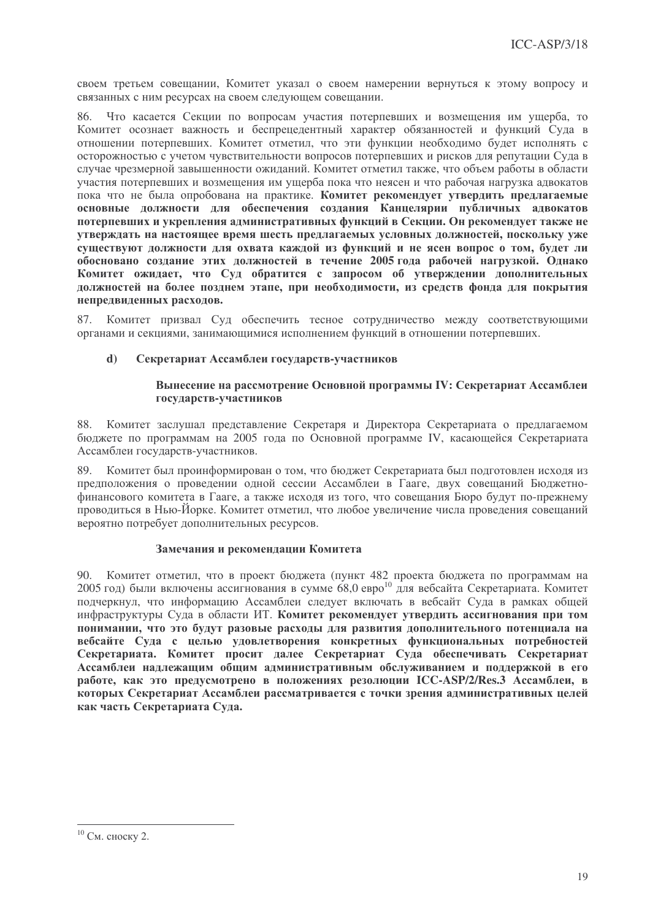своем третьем совещании, Комитет указал о своем намерении вернуться к этому вопросу и связанных с ним ресурсах на своем следующем совещании.

86. Что касается Секции по вопросам участия потерпевших и возмещения им ущерба, то Комитет осознает важность и беспрецедентный характер обязанностей и функций Суда в отношении потерпевших. Комитет отметил, что эти функции необходимо будет исполнять с осторожностью с учетом чувствительности вопросов потерпевших и рисков для репутации Суда в случае чрезмерной завышенности ожиданий. Комитет отметил также, что объем работы в области участия потерпевших и возмещения им ущерба пока что неясен и что рабочая нагрузка адвокатов пока что не была опробована на практике. **Комитет рекомендует утвердить предлагаемые основные должности для обеспечения создания Канцелярии публичных адвокатов потерпевших и укрепления административных функций в Секции. Он рекомендует также не утверждать на настоящее время шесть предлагаемых условных должностей, поскольку уже существуют должности для охвата каждой из функций и не ясен вопрос о том, будет ли обосновано создание этих должностей в течение 2005 года рабочей нагрузкой. Однако Комитет ожидает, что Суд обратится с запросом об утверждении дополнительных должностей на более позднем этапе, при необходимости, из средств фонда для покрытия непредвиденных расходов.**

87. Комитет призвал Суд обеспечить тесное сотрудничество между соответствующими органами и секциями, занимающимися исполнением функций в отношении потерпевших.

### d) Секретариат Ассамблеи государств-участников

#### Вынесение на рассмотрение Основной программы IV: Секретариат Ассамблеи государств-участников

88. Комитет заслушал представление Секретаря и Директора Секретариата о предлагаемом бюджете по программам на 2005 года по Основной программе IV, касающейся Секретариата Ассамблеи государств-участников.

89. Комитет был проинформирован о том, что бюджет Секретариата был подготовлен исходя из предположения о проведении одной сессии Ассамблеи в Гааге, двух совещаний Бюджетно-финансового комитета в Гааге, а также исходя из того, что совещания Бюро будут по-прежнему проводиться в Нью-Йорке. Комитет отметил, что любое увеличение числа проведения совещаний вероятно потребует дополнительных ресурсов.

#### Замечания и рекомендации Комитета

90. Комитет отметил, что в проект бюджета (пункт 482 проекта бюджета по программам на 2005 год) были включены ассигнования в сумме 68,0 евро[10] для вебсайта Секретариата. Комитет подчеркнул, что информацию Ассамблеи следует включать в вебсайт Суда в рамках общей инфраструктуры Суда в области ИТ. **Комитет рекомендует утвердить ассигнования при том понимании, что это будут разовые расходы для развития дополнительного потенциала на вебсайте Суда с целью удовлетворения конкретных функциональных потребностей Секретариата. Комитет просит далее Секретариат Суда обеспечивать Секретариат Ассамблеи надлежащим общим административным обслуживанием и поддержкой в его работе, как это предусмотрено в положениях резолюции ICC-ASP/2/Res.3 Ассамблеи, в которых Секретариат Ассамблеи рассматривается с точки зрения административных целей как часть Секретариата Суда.**

---

[10] См. сноску 2.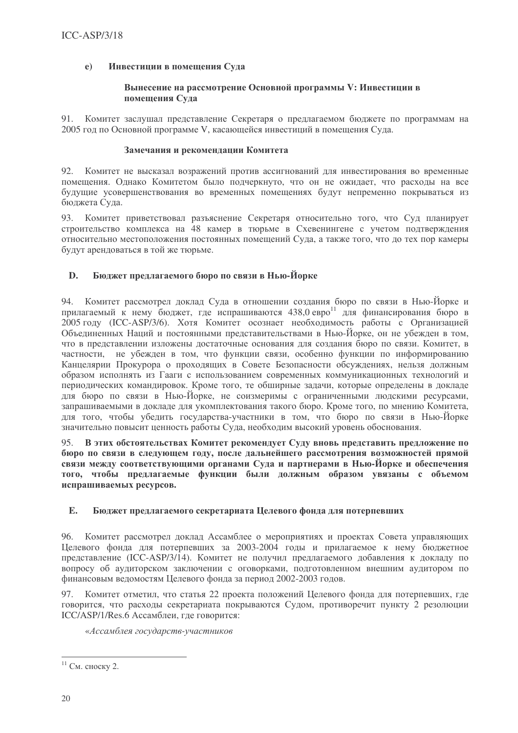#### e) Инвестиции в помещения Суда

**Вынесение на рассмотрение Основной программы V: Инвестиции в помещения Суда**

91. Комитет заслушал представление Секретаря о предлагаемом бюджете по программам на 2005 год по Основной программе V, касающейся инвестиций в помещения Суда.

**Замечания и рекомендации Комитета**

92. Комитет не высказал возражений против ассигнований для инвестирования во временные помещения. Однако Комитетом было подчеркнуто, что он не ожидает, что расходы на все будущие усовершенствования во временных помещениях будут непременно покрываться из бюджета Суда.

93. Комитет приветствовал разъяснение Секретаря относительно того, что Суд планирует строительство комплекса на 48 камер в тюрьме в Схевенингене с учетом подтверждения относительно местоположения постоянных помещений Суда, а также того, что до тех пор камеры будут арендоваться в той же тюрьме.

### D. Бюджет предлагаемого бюро по связи в Нью-Йорке

94. Комитет рассмотрел доклад Суда в отношении создания бюро по связи в Нью-Йорке и прилагаемый к нему бюджет, где испрашиваются 438,0 евро[11] для финансирования бюро в 2005 году (ICC-ASP/3/6). Хотя Комитет осознает необходимость работы с Организацией Объединенных Наций и постоянными представительствами в Нью-Йорке, он не убежден в том, что в представлении изложены достаточные основания для создания бюро по связи. Комитет, в частности, не убежден в том, что функции связи, особенно функции по информированию Канцелярии Прокурора о проходящих в Совете Безопасности обсуждениях, нельзя должным образом исполнять из Гааги с использованием современных коммуникационных технологий и периодических командировок. Кроме того, те обширные задачи, которые определены в докладе для бюро по связи в Нью-Йорке, не соизмеримы с ограниченными людскими ресурсами, запрашиваемыми в докладе для укомплектования такого бюро. Кроме того, по мнению Комитета, для того, чтобы убедить государства-участники в том, что бюро по связи в Нью-Йорке значительно повысит ценность работы Суда, необходим высокий уровень обоснования.

95. **В этих обстоятельствах Комитет рекомендует Суду вновь представить предложение по бюро по связи в следующем году, после дальнейшего рассмотрения возможностей прямой связи между соответствующими органами Суда и партнерами в Нью-Йорке и обеспечения того, чтобы предлагаемые функции были должным образом увязаны с объемом испрашиваемых ресурсов.**

### E. Бюджет предлагаемого секретариата Целевого фонда для потерпевших

96. Комитет рассмотрел доклад Ассамблее о мероприятиях и проектах Совета управляющих Целевого фонда для потерпевших за 2003-2004 годы и прилагаемое к нему бюджетное представление (ICC-ASP/3/14). Комитет не получил предлагаемого добавления к докладу по вопросу об аудиторском заключении с оговорками, подготовленном внешним аудитором по финансовым ведомостям Целевого фонда за период 2002-2003 годов.

97. Комитет отметил, что статья 22 проекта положений Целевого фонда для потерпевших, где говорится, что расходы секретариата покрываются Судом, противоречит пункту 2 резолюции ICC/ASP/1/Res.6 Ассамблеи, где говорится:

*«Ассамблея государств-участников*

---

[11] См. сноску 2.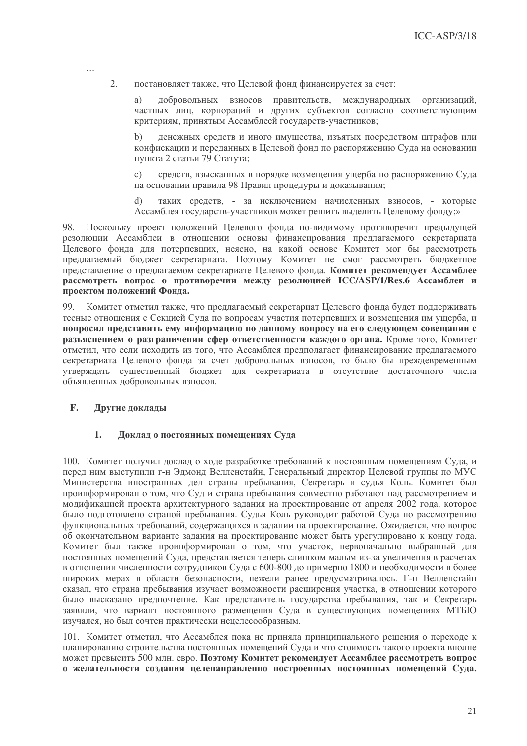…

2. постановляет также, что Целевой фонд финансируется за счет:

a) добровольных взносов правительств, международных организаций, частных лиц, корпораций и других субъектов согласно соответствующим критериям, принятым Ассамблеей государств-участников;

b) денежных средств и иного имущества, изъятых посредством штрафов или конфискации и переданных в Целевой фонд по распоряжению Суда на основании пункта 2 статьи 79 Статута;

c) средств, взысканных в порядке возмещения ущерба по распоряжению Суда на основании правила 98 Правил процедуры и доказывания;

d) таких средств, - за исключением начисленных взносов, - которые Ассамблея государств-участников может решить выделить Целевому фонду;»

98. Поскольку проект положений Целевого фонда по-видимому противоречит предыдущей резолюции Ассамблеи в отношении основы финансирования предлагаемого секретариата Целевого фонда для потерпевших, неясно, на какой основе Комитет мог бы рассмотреть предлагаемый бюджет секретариата. Поэтому Комитет не смог рассмотреть бюджетное представление о предлагаемом секретариате Целевого фонда. **Комитет рекомендует Ассамблее рассмотреть вопрос о противоречии между резолюцией ICC/ASP/1/Res.6 Ассамблеи и проектом положений Фонда.**

99. Комитет отметил также, что предлагаемый секретариат Целевого фонда будет поддерживать тесные отношения с Секцией Суда по вопросам участия потерпевших и возмещения им ущерба, и **попросил представить ему информацию по данному вопросу на его следующем совещании с разъяснением о разграничении сфер ответственности каждого органа.** Кроме того, Комитет отметил, что если исходить из того, что Ассамблея предполагает финансирование предлагаемого секретариата Целевого фонда за счет добровольных взносов, то было бы преждевременным утверждать существенный бюджет для секретариата в отсутствие достаточного числа объявленных добровольных взносов.

## F. Другие доклады

### 1. Доклад о постоянных помещениях Суда

100. Комитет получил доклад о ходе разработке требований к постоянным помещениям Суда, и перед ним выступили г-н Эдмонд Велленстайн, Генеральный директор Целевой группы по МУС Министерства иностранных дел страны пребывания, Секретарь и судья Коль. Комитет был проинформирован о том, что Суд и страна пребывания совместно работают над рассмотрением и модификацией проекта архитектурного задания на проектирование от апреля 2002 года, которое было подготовлено страной пребывания. Судья Коль руководит работой Суда по рассмотрению функциональных требований, содержащихся в задании на проектирование. Ожидается, что вопрос об окончательном варианте задания на проектирование может быть урегулировано к концу года. Комитет был также проинформирован о том, что участок, первоначально выбранный для постоянных помещений Суда, представляется теперь слишком малым из-за увеличения в расчетах в отношении численности сотрудников Суда с 600-800 до примерно 1800 и необходимости в более широких мерах в области безопасности, нежели ранее предусматривалось. Г-н Велленстайн сказал, что страна пребывания изучает возможности расширения участка, в отношении которого было высказано предпочтение. Как представитель государства пребывания, так и Секретарь заявили, что вариант постоянного размещения Суда в существующих помещениях МТБЮ изучался, но был сочтен практически нецелесообразным.

101. Комитет отметил, что Ассамблея пока не приняла принципиального решения о переходе к планированию строительства постоянных помещений Суда и что стоимость такого проекта вполне может превысить 500 млн. евро. **Поэтому Комитет рекомендует Ассамблее рассмотреть вопрос о желательности создания целенаправленно построенных постоянных помещений Суда.**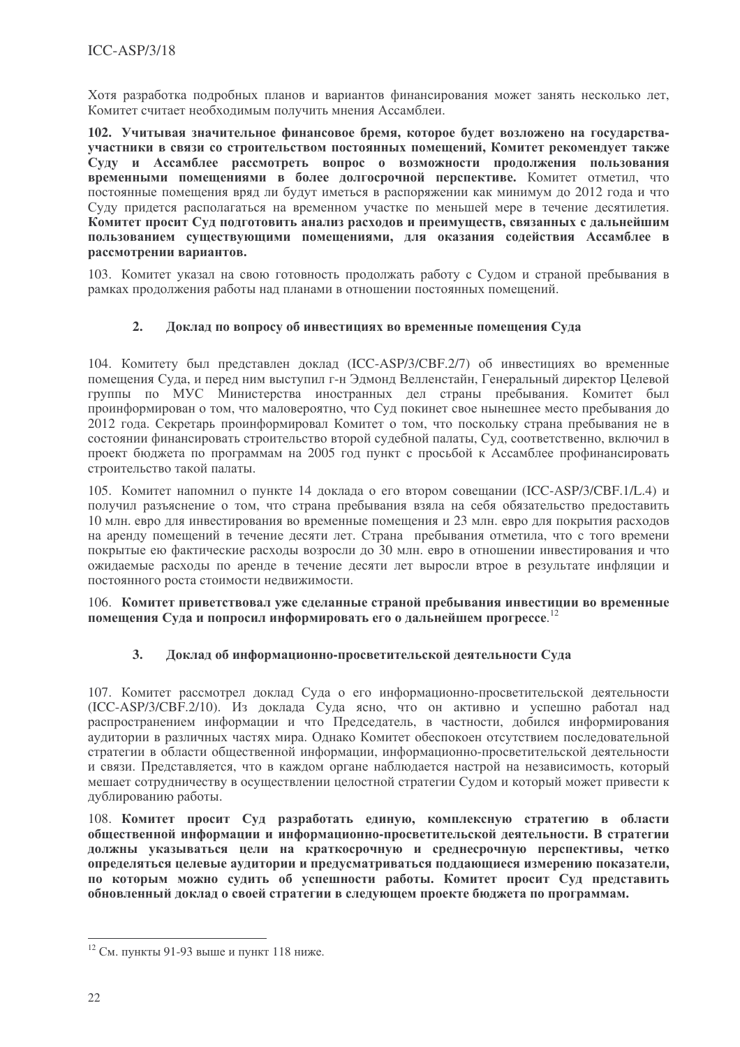Хотя разработка подробных планов и вариантов финансирования может занять несколько лет, Комитет считает необходимым получить мнения Ассамблеи.

102. **Учитывая значительное финансовое бремя, которое будет возложено на государства-участники в связи со строительством постоянных помещений, Комитет рекомендует также Суду и Ассамблее рассмотреть вопрос о возможности продолжения пользования временными помещениями в более долгосрочной перспективе.** Комитет отметил, что постоянные помещения вряд ли будут иметься в распоряжении как минимум до 2012 года и что Суду придется располагаться на временном участке по меньшей мере в течение десятилетия. **Комитет просит Суд подготовить анализ расходов и преимуществ, связанных с дальнейшим пользованием существующими помещениями, для оказания содействия Ассамблее в рассмотрении вариантов.**

103. Комитет указал на свою готовность продолжать работу с Судом и страной пребывания в рамках продолжения работы над планами в отношении постоянных помещений.

### 2. Доклад по вопросу об инвестициях во временные помещения Суда

104. Комитету был представлен доклад (ICC-ASP/3/CBF.2/7) об инвестициях во временные помещения Суда, и перед ним выступил г-н Эдмонд Велленстайн, Генеральный директор Целевой группы по МУС Министерства иностранных дел страны пребывания. Комитет был проинформирован о том, что маловероятно, что Суд покинет свое нынешнее место пребывания до 2012 года. Секретарь проинформировал Комитет о том, что поскольку страна пребывания не в состоянии финансировать строительство второй судебной палаты, Суд, соответственно, включил в проект бюджета по программам на 2005 год пункт с просьбой к Ассамблее профинансировать строительство такой палаты.

105. Комитет напомнил о пункте 14 доклада о его втором совещании (ICC-ASP/3/CBF.1/L.4) и получил разъяснение о том, что страна пребывания взяла на себя обязательство предоставить 10 млн. евро для инвестирования во временные помещения и 23 млн. евро для покрытия расходов на аренду помещений в течение десяти лет. Страна пребывания отметила, что с того времени покрытые ею фактические расходы возросли до 30 млн. евро в отношении инвестирования и что ожидаемые расходы по аренде в течение десяти лет выросли втрое в результате инфляции и постоянного роста стоимости недвижимости.

106. **Комитет приветствовал уже сделанные страной пребывания инвестиции во временные помещения Суда и попросил информировать его о дальнейшем прогрессе**.[12]

### 3. Доклад об информационно-просветительской деятельности Суда

107. Комитет рассмотрел доклад Суда о его информационно-просветительской деятельности (ICC-ASP/3/CBF.2/10). Из доклада Суда ясно, что он активно и успешно работал над распространением информации и что Председатель, в частности, добился информирования аудитории в различных частях мира. Однако Комитет обеспокоен отсутствием последовательной стратегии в области общественной информации, информационно-просветительской деятельности и связи. Представляется, что в каждом органе наблюдается настрой на независимость, который мешает сотрудничеству в осуществлении целостной стратегии Судом и который может привести к дублированию работы.

108. **Комитет просит Суд разработать единую, комплексную стратегию в области общественной информации и информационно-просветительской деятельности. В стратегии должны указываться цели на краткосрочную и среднесрочную перспективы, четко определяться целевые аудитории и предусматриваться поддающиеся измерению показатели, по которым можно судить об успешности работы. Комитет просит Суд представить обновленный доклад о своей стратегии в следующем проекте бюджета по программам.**

---

[12] См. пункты 91-93 выше и пункт 118 ниже.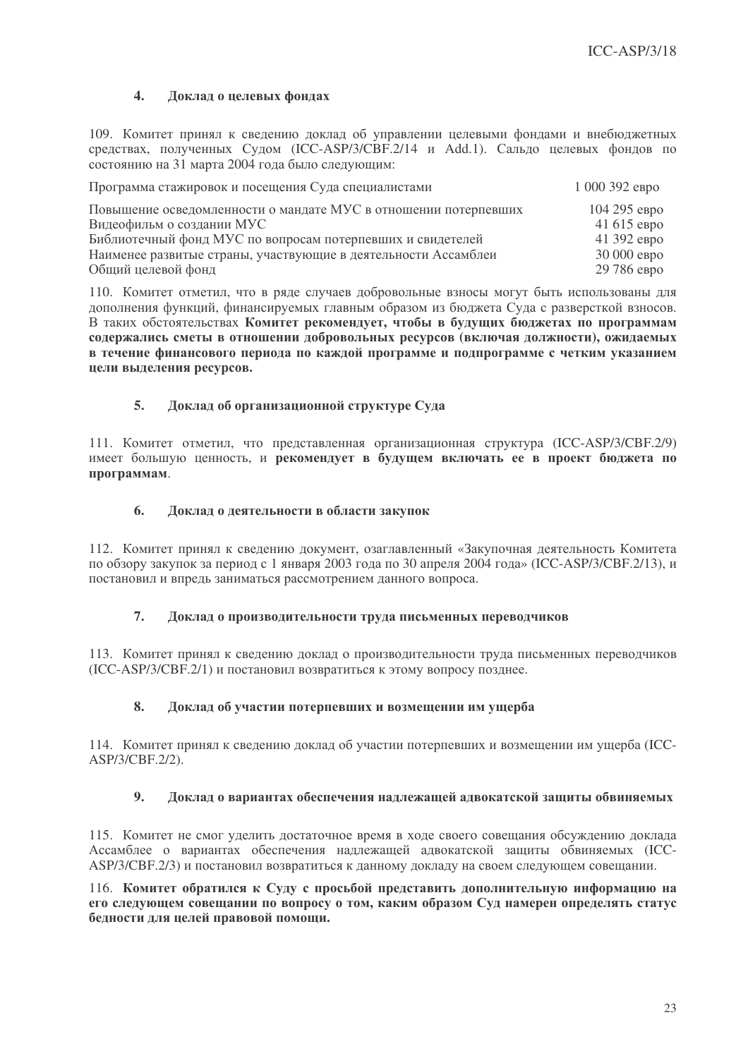### 4. Доклад о целевых фондах

109. Комитет принял к сведению доклад об управлении целевыми фондами и внебюджетных средствах, полученных Судом (ICC-ASP/3/CBF.2/14 и Add.1). Сальдо целевых фондов по состоянию на 31 марта 2004 года было следующим:

| | |
|---|---|
| Программа стажировок и посещения Суда специалистами | 1 000 392 евро |
| Повышение осведомленности о мандате МУС в отношении потерпевших | 104 295 евро |
| Видеофильм о создании МУС | 41 615 евро |
| Библиотечный фонд МУС по вопросам потерпевших и свидетелей | 41 392 евро |
| Наименее развитые страны, участвующие в деятельности Ассамблеи | 30 000 евро |
| Общий целевой фонд | 29 786 евро |

110. Комитет отметил, что в ряде случаев добровольные взносы могут быть использованы для дополнения функций, финансируемых главным образом из бюджета Суда с разверсткой взносов. В таких обстоятельствах **Комитет рекомендует, чтобы в будущих бюджетах по программам содержались сметы в отношении добровольных ресурсов (включая должности), ожидаемых в течение финансового периода по каждой программе и подпрограмме с четким указанием цели выделения ресурсов.**

### 5. Доклад об организационной структуре Суда

111. Комитет отметил, что представленная организационная структура (ICC-ASP/3/CBF.2/9) имеет большую ценность, и **рекомендует в будущем включать ее в проект бюджета по программам**.

### 6. Доклад о деятельности в области закупок

112. Комитет принял к сведению документ, озаглавленный «Закупочная деятельность Комитета по обзору закупок за период с 1 января 2003 года по 30 апреля 2004 года» (ICC-ASP/3/CBF.2/13), и постановил и впредь заниматься рассмотрением данного вопроса.

### 7. Доклад о производительности труда письменных переводчиков

113. Комитет принял к сведению доклад о производительности труда письменных переводчиков (ICC-ASP/3/CBF.2/1) и постановил возвратиться к этому вопросу позднее.

### 8. Доклад об участии потерпевших и возмещении им ущерба

114. Комитет принял к сведению доклад об участии потерпевших и возмещении им ущерба (ICC-ASP/3/CBF.2/2).

### 9. Доклад о вариантах обеспечения надлежащей адвокатской защиты обвиняемых

115. Комитет не смог уделить достаточное время в ходе своего совещания обсуждению доклада Ассамблее о вариантах обеспечения надлежащей адвокатской защиты обвиняемых (ICC-ASP/3/CBF.2/3) и постановил возвратиться к данному докладу на своем следующем совещании.

116. **Комитет обратился к Суду с просьбой представить дополнительную информацию на его следующем совещании по вопросу о том, каким образом Суд намерен определять статус бедности для целей правовой помощи.**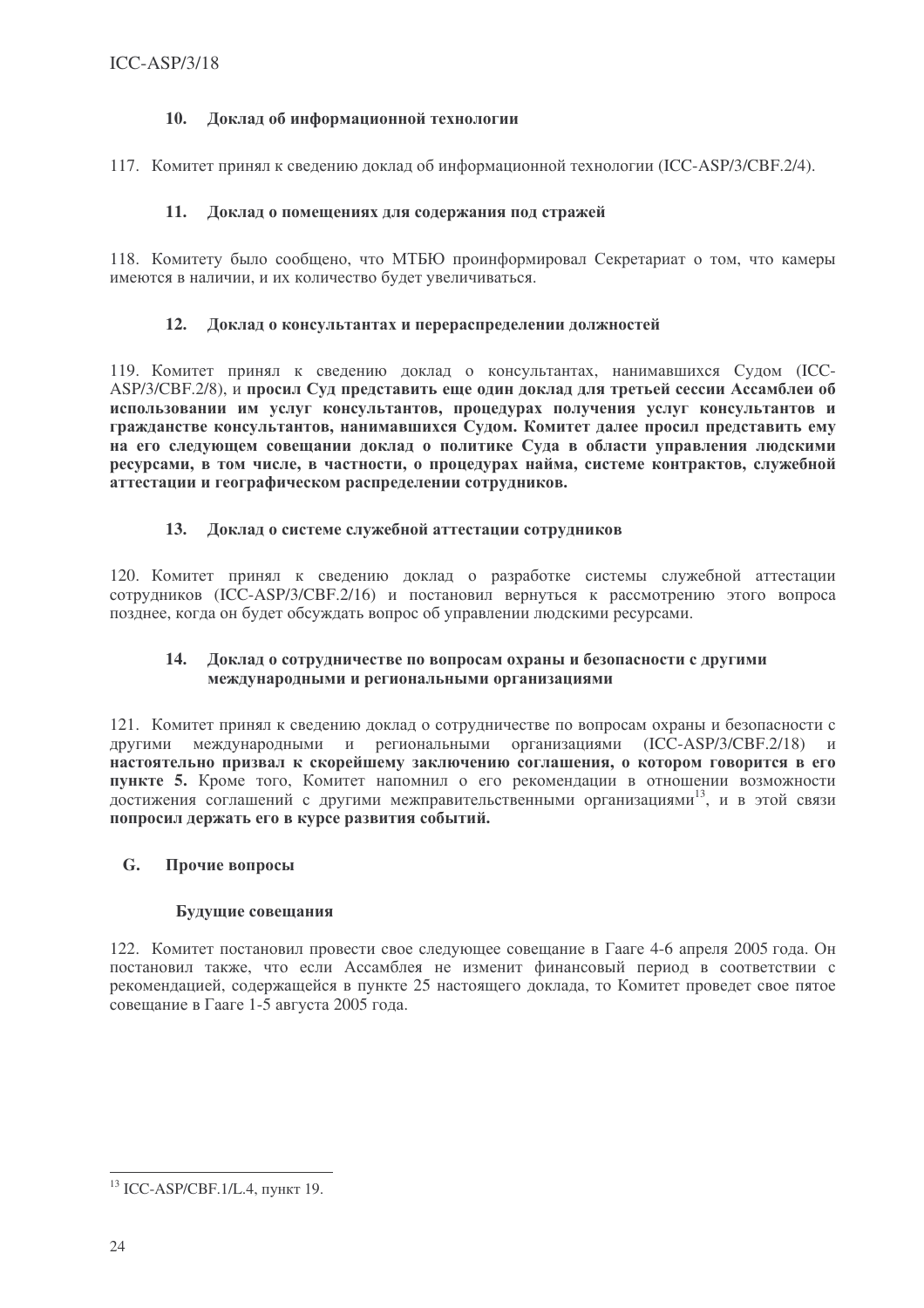### 10. Доклад об информационной технологии

117. Комитет принял к сведению доклад об информационной технологии (ICC-ASP/3/CBF.2/4).

### 11. Доклад о помещениях для содержания под стражей

118. Комитету было сообщено, что МТБЮ проинформировал Секретариат о том, что камеры имеются в наличии, и их количество будет увеличиваться.

### 12. Доклад о консультантах и перераспределении должностей

119. Комитет принял к сведению доклад о консультантах, нанимавшихся Судом (ICC-ASP/3/CBF.2/8), и **просил Суд представить еще один доклад для третьей сессии Ассамблеи об использовании им услуг консультантов, процедурах получения услуг консультантов и гражданстве консультантов, нанимавшихся Судом. Комитет далее просил представить ему на его следующем совещании доклад о политике Суда в области управления людскими ресурсами, в том числе, в частности, о процедурах найма, системе контрактов, служебной аттестации и географическом распределении сотрудников.**

### 13. Доклад о системе служебной аттестации сотрудников

120. Комитет принял к сведению доклад о разработке системы служебной аттестации сотрудников (ICC-ASP/3/CBF.2/16) и постановил вернуться к рассмотрению этого вопроса позднее, когда он будет обсуждать вопрос об управлении людскими ресурсами.

### 14. Доклад о сотрудничестве по вопросам охраны и безопасности с другими международными и региональными организациями

121. Комитет принял к сведению доклад о сотрудничестве по вопросам охраны и безопасности с другими международными и региональными организациями (ICC-ASP/3/CBF.2/18) и **настоятельно призвал к скорейшему заключению соглашения, о котором говорится в его пункте 5.** Кроме того, Комитет напомнил о его рекомендации в отношении возможности достижения соглашений с другими межправительственными организациями[13], и в этой связи **попросил держать его в курсе развития событий.**

## G. Прочие вопросы

### Будущие совещания

122. Комитет постановил провести свое следующее совещание в Гааге 4-6 апреля 2005 года. Он постановил также, что если Ассамблея не изменит финансовый период в соответствии с рекомендацией, содержащейся в пункте 25 настоящего доклада, то Комитет проведет свое пятое совещание в Гааге 1-5 августа 2005 года.

---

[13] ICC-ASP/CBF.1/L.4, пункт 19.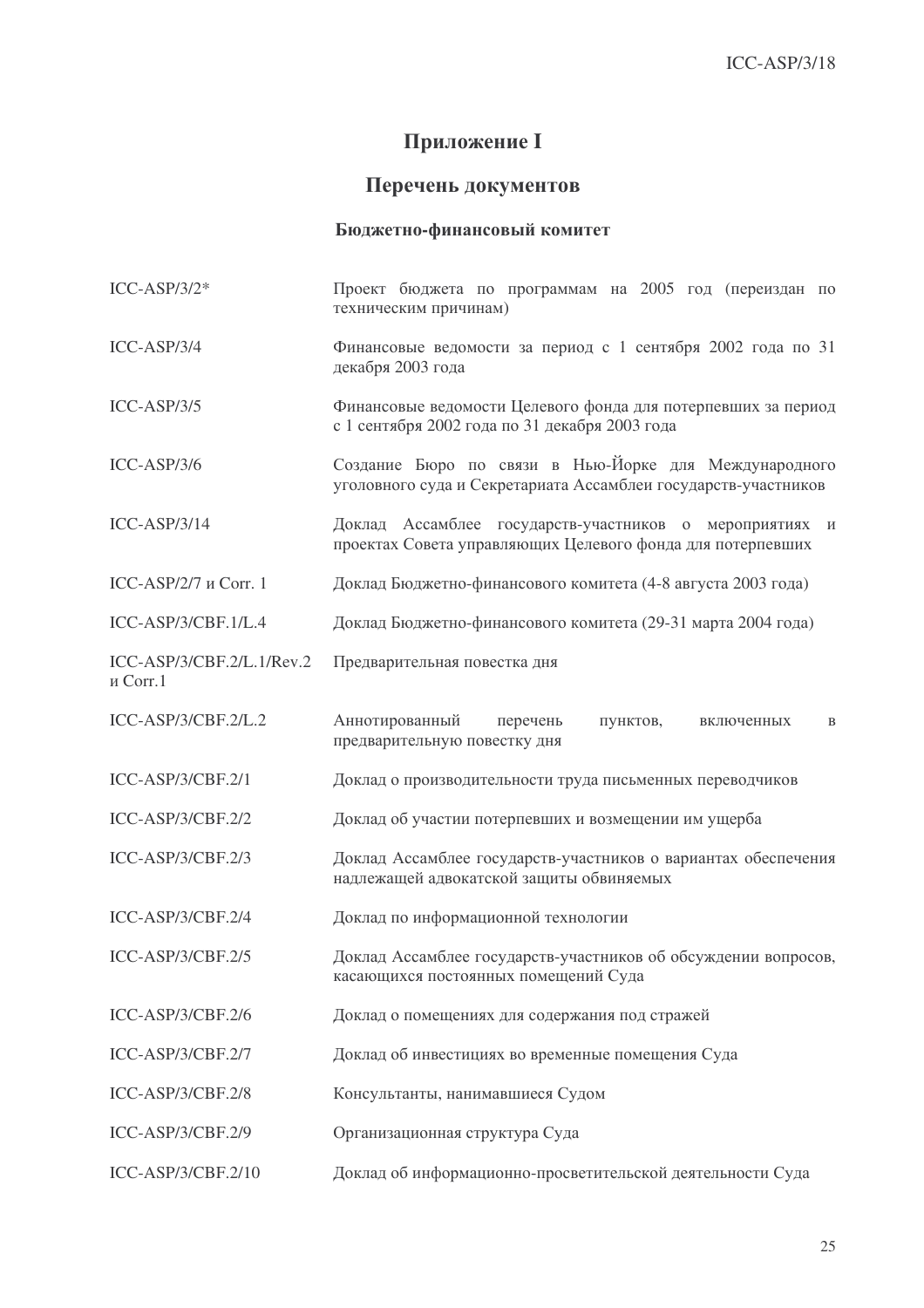# Приложение I

## Перечень документов

### Бюджетно-финансовый комитет

| | |
|---|---|
| ICC-ASP/3/2* | Проект бюджета по программам на 2005 год (переиздан по техническим причинам) |
| ICC-ASP/3/4 | Финансовые ведомости за период с 1 сентября 2002 года по 31 декабря 2003 года |
| ICC-ASP/3/5 | Финансовые ведомости Целевого фонда для потерпевших за период с 1 сентября 2002 года по 31 декабря 2003 года |
| ICC-ASP/3/6 | Создание Бюро по связи в Нью-Йорке для Международного уголовного суда и Секретариата Ассамблеи государств-участников |
| ICC-ASP/3/14 | Доклад Ассамблее государств-участников о мероприятиях и проектах Совета управляющих Целевого фонда для потерпевших |
| ICC-ASP/2/7 и Corr. 1 | Доклад Бюджетно-финансового комитета (4-8 августа 2003 года) |
| ICC-ASP/3/CBF.1/L.4 | Доклад Бюджетно-финансового комитета (29-31 марта 2004 года) |
| ICC-ASP/3/CBF.2/L.1/Rev.2 и Corr.1 | Предварительная повестка дня |
| ICC-ASP/3/CBF.2/L.2 | Аннотированный перечень пунктов, включенных в предварительную повестку дня |
| ICC-ASP/3/CBF.2/1 | Доклад о производительности труда письменных переводчиков |
| ICC-ASP/3/CBF.2/2 | Доклад об участии потерпевших и возмещении им ущерба |
| ICC-ASP/3/CBF.2/3 | Доклад Ассамблее государств-участников о вариантах обеспечения надлежащей адвокатской защиты обвиняемых |
| ICC-ASP/3/CBF.2/4 | Доклад по информационной технологии |
| ICC-ASP/3/CBF.2/5 | Доклад Ассамблее государств-участников об обсуждении вопросов, касающихся постоянных помещений Суда |
| ICC-ASP/3/CBF.2/6 | Доклад о помещениях для содержания под стражей |
| ICC-ASP/3/CBF.2/7 | Доклад об инвестициях во временные помещения Суда |
| ICC-ASP/3/CBF.2/8 | Консультанты, нанимавшиеся Судом |
| ICC-ASP/3/CBF.2/9 | Организационная структура Суда |
| ICC-ASP/3/CBF.2/10 | Доклад об информационно-просветительской деятельности Суда |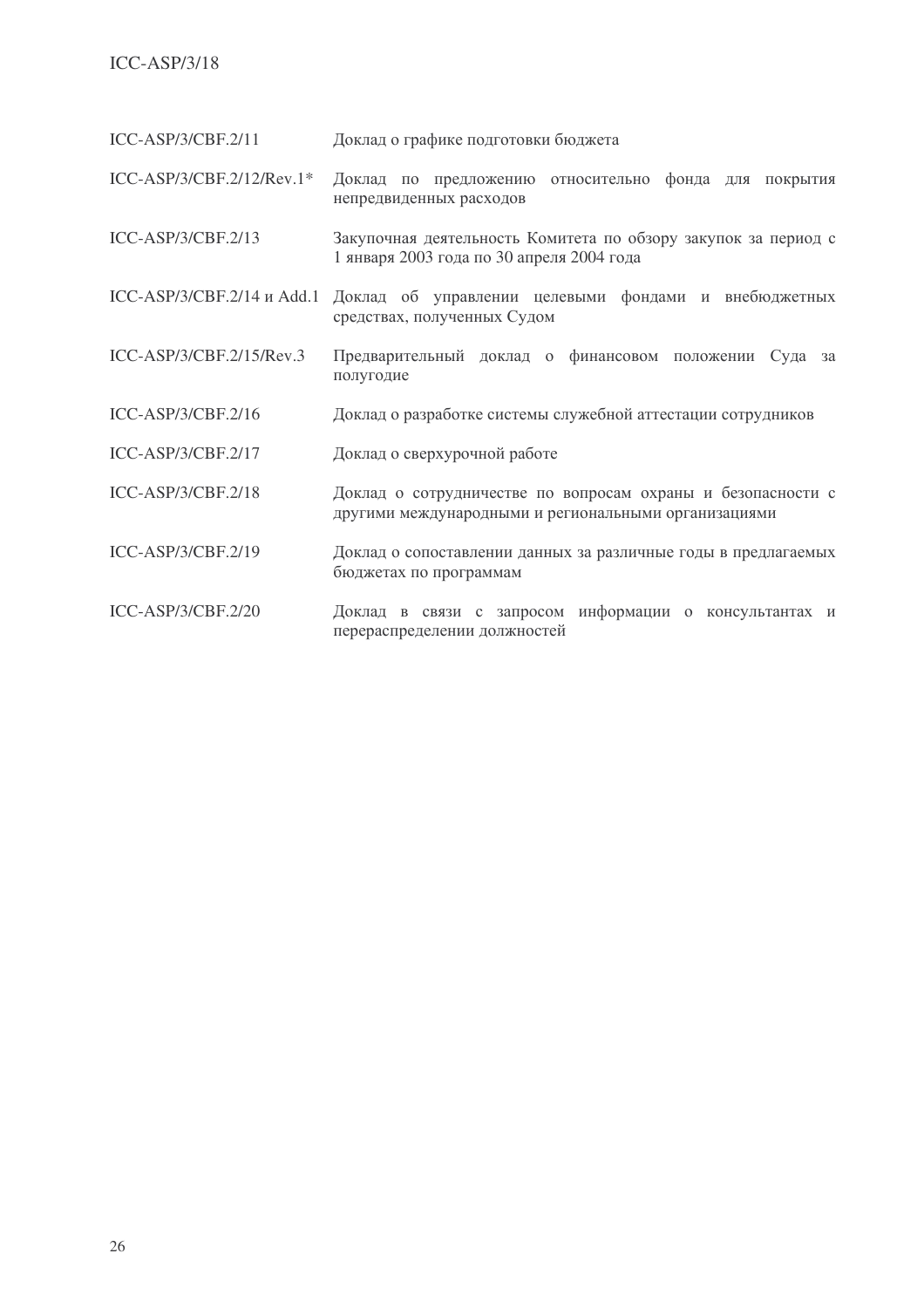| | |
|---|---|
| ICC-ASP/3/CBF.2/11 | Доклад о графике подготовки бюджета |
| ICC-ASP/3/CBF.2/12/Rev.1* | Доклад по предложению относительно фонда для покрытия непредвиденных расходов |
| ICC-ASP/3/CBF.2/13 | Закупочная деятельность Комитета по обзору закупок за период с 1 января 2003 года по 30 апреля 2004 года |
| ICC-ASP/3/CBF.2/14 и Add.1 | Доклад об управлении целевыми фондами и внебюджетных средствах, полученных Судом |
| ICC-ASP/3/CBF.2/15/Rev.3 | Предварительный доклад о финансовом положении Суда за полугодие |
| ICC-ASP/3/CBF.2/16 | Доклад о разработке системы служебной аттестации сотрудников |
| ICC-ASP/3/CBF.2/17 | Доклад о сверхурочной работе |
| ICC-ASP/3/CBF.2/18 | Доклад о сотрудничестве по вопросам охраны и безопасности с другими международными и региональными организациями |
| ICC-ASP/3/CBF.2/19 | Доклад о сопоставлении данных за различные годы в предлагаемых бюджетах по программам |
| ICC-ASP/3/CBF.2/20 | Доклад в связи с запросом информации о консультантах и перераспределении должностей |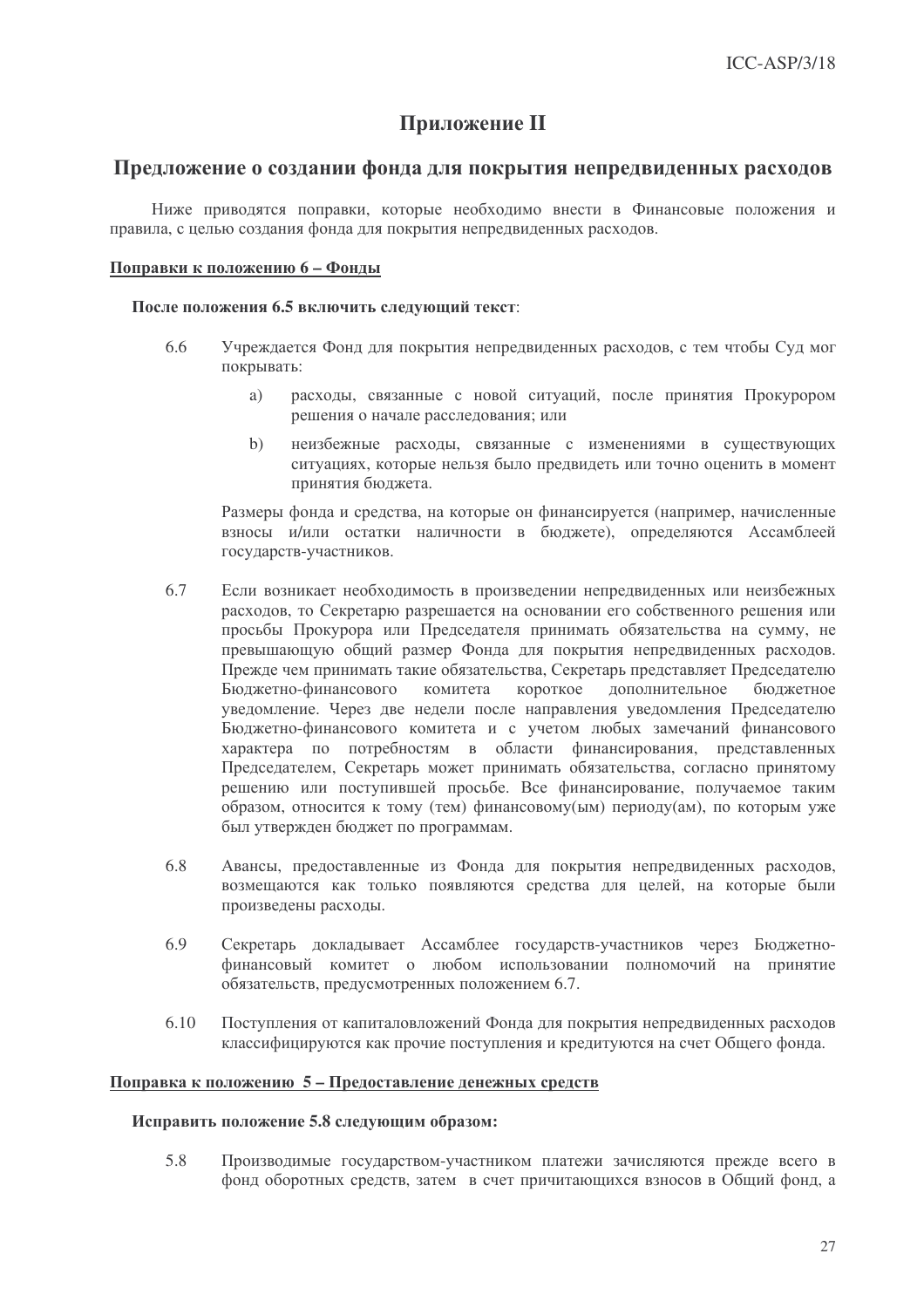# Приложение II

## Предложение о создании фонда для покрытия непредвиденных расходов

Ниже приводятся поправки, которые необходимо внести в Финансовые положения и правила, с целью создания фонда для покрытия непредвиденных расходов.

**Поправки к положению 6 – Фонды**

**После положения 6.5 включить следующий текст**:

6.6 Учреждается Фонд для покрытия непредвиденных расходов, с тем чтобы Суд мог покрывать:

a) расходы, связанные с новой ситуаций, после принятия Прокурором решения о начале расследования; или

b) неизбежные расходы, связанные с изменениями в существующих ситуациях, которые нельзя было предвидеть или точно оценить в момент принятия бюджета.

Размеры фонда и средства, на которые он финансируется (например, начисленные взносы и/или остатки наличности в бюджете), определяются Ассамблеей государств-участников.

6.7 Если возникает необходимость в произведении непредвиденных или неизбежных расходов, то Секретарю разрешается на основании его собственного решения или просьбы Прокурора или Председателя принимать обязательства на сумму, не превышающую общий размер Фонда для покрытия непредвиденных расходов. Прежде чем принимать такие обязательства, Секретарь представляет Председателю Бюджетно-финансового комитета короткое дополнительное бюджетное уведомление. Через две недели после направления уведомления Председателю Бюджетно-финансового комитета и с учетом любых замечаний финансового характера по потребностям в области финансирования, представленных Председателем, Секретарь может принимать обязательства, согласно принятому решению или поступившей просьбе. Все финансирование, получаемое таким образом, относится к тому (тем) финансовому(ым) периоду(ам), по которым уже был утвержден бюджет по программам.

6.8 Авансы, предоставленные из Фонда для покрытия непредвиденных расходов, возмещаются как только появляются средства для целей, на которые были произведены расходы.

6.9 Секретарь докладывает Ассамблее государств-участников через Бюджетно-финансовый комитет о любом использовании полномочий на принятие обязательств, предусмотренных положением 6.7.

6.10 Поступления от капиталовложений Фонда для покрытия непредвиденных расходов классифицируются как прочие поступления и кредитуются на счет Общего фонда.

**Поправка к положению 5 – Предоставление денежных средств**

**Исправить положение 5.8 следующим образом:**

5.8 Производимые государством-участником платежи зачисляются прежде всего в фонд оборотных средств, затем в счет причитающихся взносов в Общий фонд, а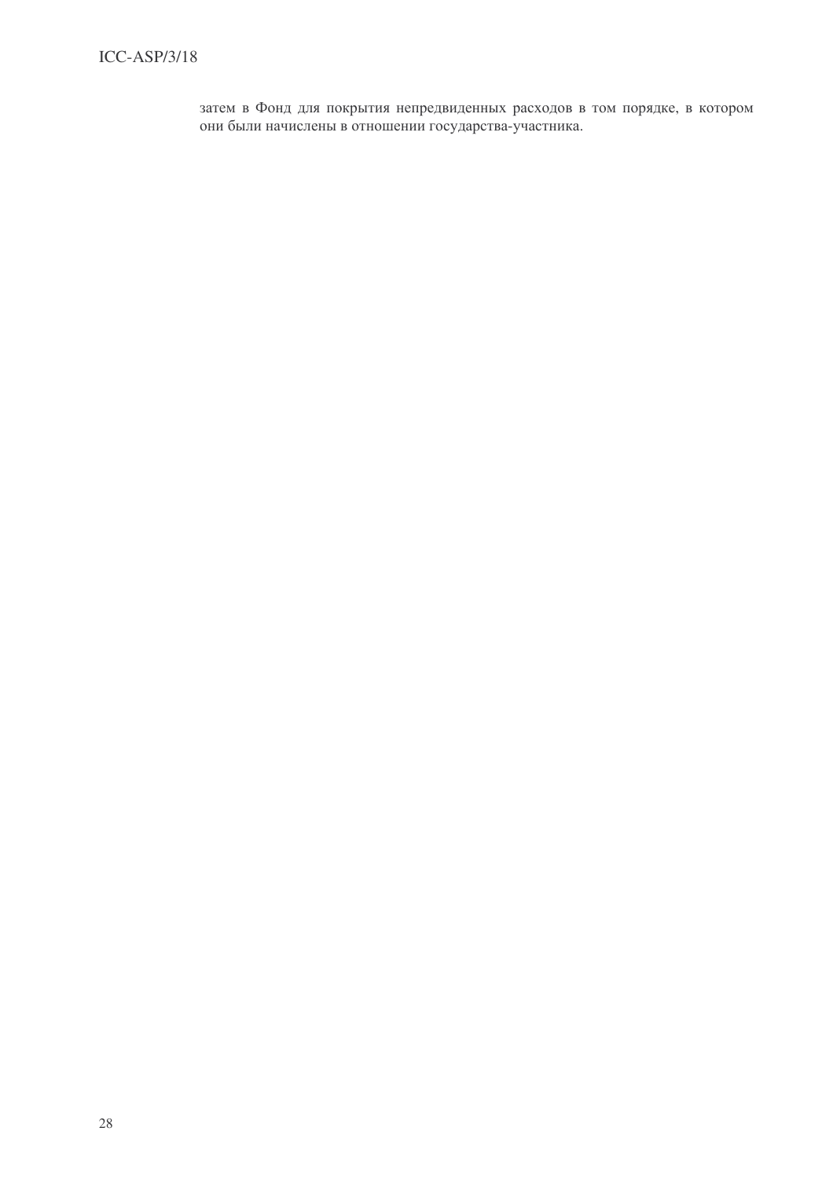затем в Фонд для покрытия непредвиденных расходов в том порядке, в котором они были начислены в отношении государства-участника.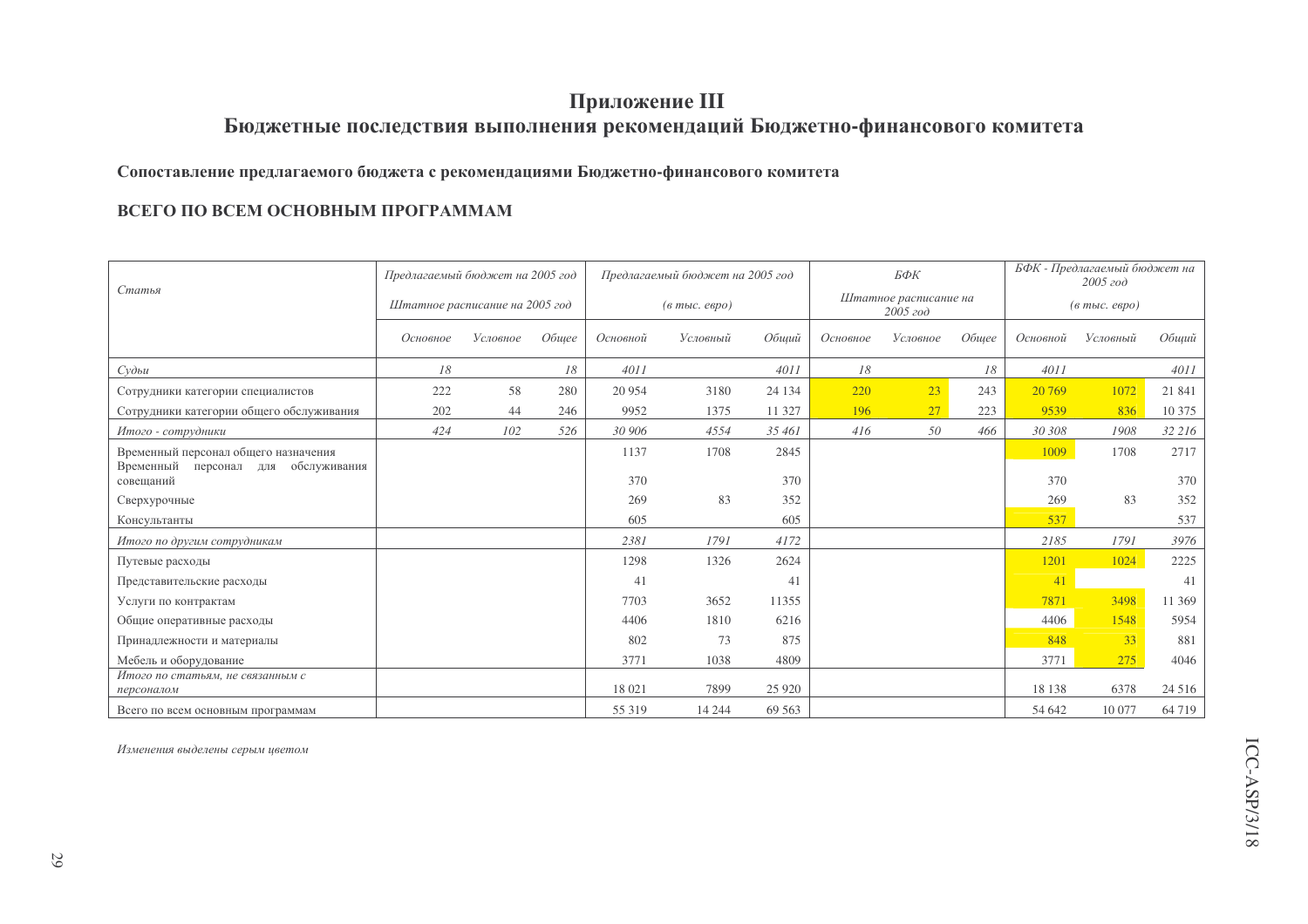# Приложение III
# Бюджетные последствия выполнения рекомендаций Бюджетно-финансового комитета

**Сопоставление предлагаемого бюджета с рекомендациями Бюджетно-финансового комитета**

**ВСЕГО ПО ВСЕМ ОСНОВНЫМ ПРОГРАММАМ**

| *Статья* | *Предлагаемый бюджет на 2005 год* *Штатное расписание на 2005 год* | | | *Предлагаемый бюджет на 2005 год* *(в тыс. евро)* | | | *БФК* *Штатное расписание на 2005 год* | | | *БФК - Предлагаемый бюджет на 2005 год* *(в тыс. евро)* | | |
|---|---|---|---|---|---|---|---|---|---|---|---|---|
| | *Основное* | *Условное* | *Общее* | *Основной* | *Условный* | *Общий* | *Основное* | *Условное* | *Общее* | *Основной* | *Условный* | *Общий* |
| *Судьи* | *18* | | *18* | *4011* | | *4011* | *18* | | *18* | *4011* | | *4011* |
| Сотрудники категории специалистов | 222 | 58 | 280 | 20 954 | 3180 | 24 134 | 220 | 23 | 243 | 20 769 | 1072 | 21 841 |
| Сотрудники категории общего обслуживания | 202 | 44 | 246 | 9952 | 1375 | 11 327 | 196 | 27 | 223 | 9539 | 836 | 10 375 |
| *Итого - сотрудники* | *424* | *102* | *526* | *30 906* | *4554* | *35 461* | *416* | *50* | *466* | *30 308* | *1908* | *32 216* |
| Временный персонал общего назначения | | | | 1137 | 1708 | 2845 | | | | 1009 | 1708 | 2717 |
| Временный персонал для обслуживания совещаний | | | | 370 | | 370 | | | | 370 | | 370 |
| Сверхурочные | | | | 269 | 83 | 352 | | | | 269 | 83 | 352 |
| Консультанты | | | | 605 | | 605 | | | | 537 | | 537 |
| *Итого по другим сотрудникам* | | | | *2381* | *1791* | *4172* | | | | *2185* | *1791* | *3976* |
| Путевые расходы | | | | 1298 | 1326 | 2624 | | | | 1201 | 1024 | 2225 |
| Представительские расходы | | | | 41 | | 41 | | | | 41 | | 41 |
| Услуги по контрактам | | | | 7703 | 3652 | 11355 | | | | 7871 | 3498 | 11 369 |
| Общие оперативные расходы | | | | 4406 | 1810 | 6216 | | | | 4406 | 1548 | 5954 |
| Принадлежности и материалы | | | | 802 | 73 | 875 | | | | 848 | 33 | 881 |
| Мебель и оборудование | | | | 3771 | 1038 | 4809 | | | | 3771 | 275 | 4046 |
| *Итого по статьям, не связанным с персоналом* | | | | 18 021 | 7899 | 25 920 | | | | 18 138 | 6378 | 24 516 |
| Всего по всем основным программам | | | | 55 319 | 14 244 | 69 563 | | | | 54 642 | 10 077 | 64 719 |

*Изменения выделены серым цветом*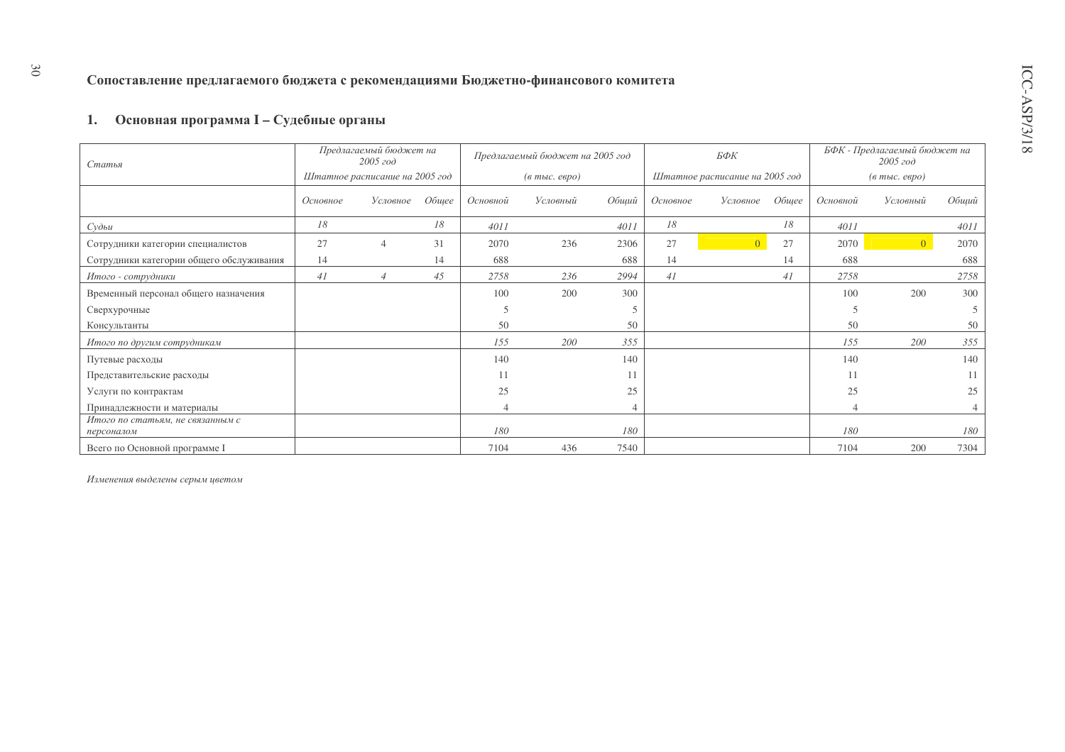## Сопоставление предлагаемого бюджета с рекомендациями Бюджетно-финансового комитета

### 1. Основная программа I – Судебные органы

| *Статья* | *Предлагаемый бюджет на 2005 год* *Штатное расписание на 2005 год* | | | *Предлагаемый бюджет на 2005 год* *(в тыс. евро)* | | | *БФК* *Штатное расписание на 2005 год* | | | *БФК - Предлагаемый бюджет на 2005 год* *(в тыс. евро)* | | |
|---|---|---|---|---|---|---|---|---|---|---|---|---|
| | *Основное* | *Условное* | *Общее* | *Основной* | *Условный* | *Общий* | *Основное* | *Условное* | *Общее* | *Основной* | *Условный* | *Общий* |
| *Судьи* | *18* | | *18* | *4011* | | *4011* | *18* | | *18* | *4011* | | *4011* |
| Сотрудники категории специалистов | 27 | 4 | 31 | 2070 | 236 | 2306 | 27 | 0 | 27 | 2070 | 0 | 2070 |
| Сотрудники категории общего обслуживания | 14 | | 14 | 688 | | 688 | 14 | | 14 | 688 | | 688 |
| *Итого - сотрудники* | *41* | *4* | *45* | *2758* | *236* | *2994* | *41* | | *41* | *2758* | | *2758* |
| Временный персонал общего назначения | | | | 100 | 200 | 300 | | | | 100 | 200 | 300 |
| Сверхурочные | | | | 5 | | 5 | | | | 5 | | 5 |
| Консультанты | | | | 50 | | 50 | | | | 50 | | 50 |
| *Итого по другим сотрудникам* | | | | *155* | *200* | *355* | | | | *155* | *200* | *355* |
| Путевые расходы | | | | 140 | | 140 | | | | 140 | | 140 |
| Представительские расходы | | | | 11 | | 11 | | | | 11 | | 11 |
| Услуги по контрактам | | | | 25 | | 25 | | | | 25 | | 25 |
| Принадлежности и материалы | | | | 4 | | 4 | | | | 4 | | 4 |
| *Итого по статьям, не связанным с персоналом* | | | | *180* | | *180* | | | | *180* | | *180* |
| Всего по Основной программе I | | | | 7104 | 436 | 7540 | | | | 7104 | 200 | 7304 |

*Изменения выделены серым цветом*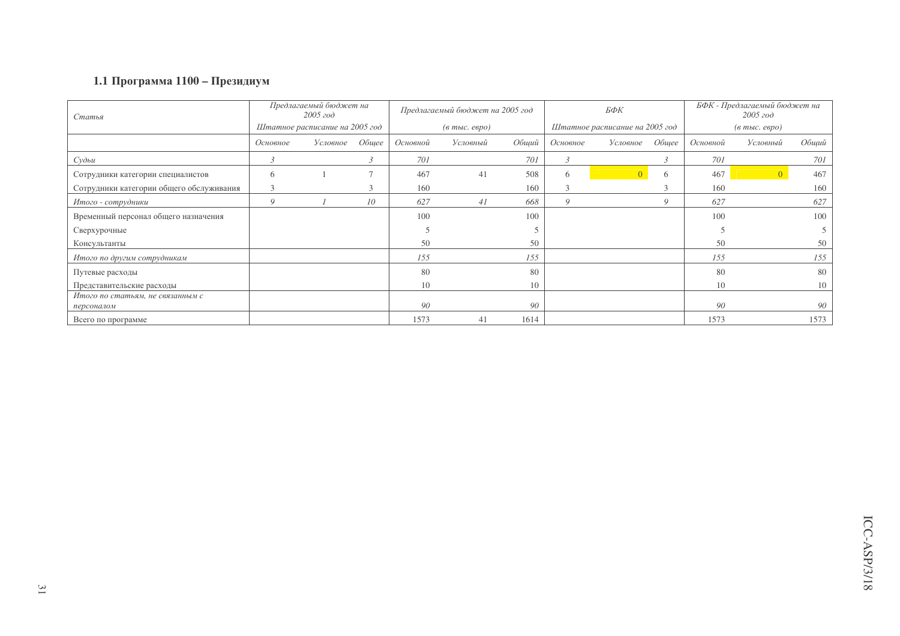### 1.1 Программа 1100 – Президиум

| *Статья* | *Предлагаемый бюджет на 2005 год* *Штатное расписание на 2005 год* | | | *Предлагаемый бюджет на 2005 год* *(в тыс. евро)* | | | *БФК* *Штатное расписание на 2005 год* | | | *БФК - Предлагаемый бюджет на 2005 год* *(в тыс. евро)* | | |
|---|---|---|---|---|---|---|---|---|---|---|---|---|
| | *Основное* | *Условное* | *Общее* | *Основной* | *Условный* | *Общий* | *Основное* | *Условное* | *Общее* | *Основной* | *Условный* | *Общий* |
| *Судьи* | *3* | | *3* | *701* | | *701* | *3* | | *3* | *701* | | *701* |
| Сотрудники категории специалистов | 6 | 1 | 7 | 467 | 41 | 508 | 6 | 0 | 6 | 467 | 0 | 467 |
| Сотрудники категории общего обслуживания | 3 | | 3 | 160 | | 160 | 3 | | 3 | 160 | | 160 |
| *Итого - сотрудники* | *9* | *1* | *10* | *627* | *41* | *668* | *9* | | *9* | *627* | | *627* |
| Временный персонал общего назначения | | | | 100 | | 100 | | | | 100 | | 100 |
| Сверхурочные | | | | 5 | | 5 | | | | 5 | | 5 |
| Консультанты | | | | 50 | | 50 | | | | 50 | | 50 |
| *Итого по другим сотрудникам* | | | | *155* | | *155* | | | | *155* | | *155* |
| Путевые расходы | | | | 80 | | 80 | | | | 80 | | 80 |
| Представительские расходы | | | | 10 | | 10 | | | | 10 | | 10 |
| *Итого по статьям, не связанным с персоналом* | | | | *90* | | *90* | | | | *90* | | *90* |
| Всего по программе | | | | 1573 | 41 | 1614 | | | | 1573 | | 1573 |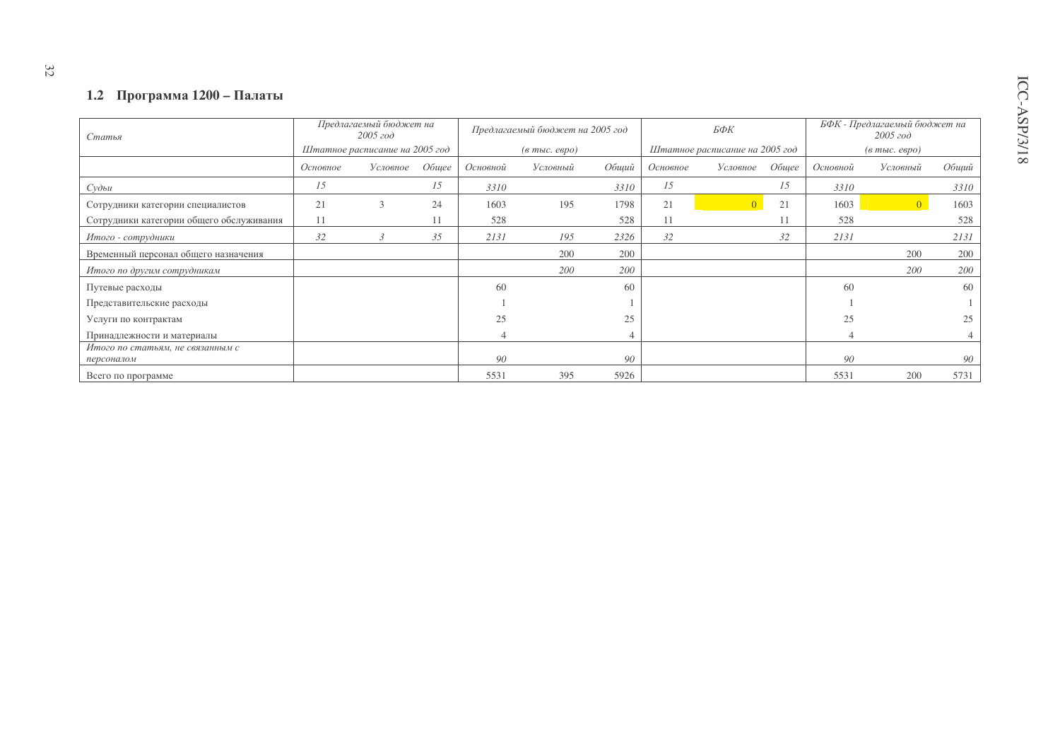## 1.2 Программа 1200 – Палаты

| *Статья* | *Предлагаемый бюджет на 2005 год* *Штатное расписание на 2005 год* | | | *Предлагаемый бюджет на 2005 год* *(в тыс. евро)* | | | *БФК* *Штатное расписание на 2005 год* | | | *БФК - Предлагаемый бюджет на 2005 год* *(в тыс. евро)* | | |
|---|---|---|---|---|---|---|---|---|---|---|---|---|
| | *Основное* | *Условное* | *Общее* | *Основной* | *Условный* | *Общий* | *Основное* | *Условное* | *Общее* | *Основной* | *Условный* | *Общий* |
| *Судьи* | *15* | | *15* | *3310* | | *3310* | *15* | | *15* | *3310* | | *3310* |
| Сотрудники категории специалистов | 21 | 3 | 24 | 1603 | 195 | 1798 | 21 | 0 | 21 | 1603 | 0 | 1603 |
| Сотрудники категории общего обслуживания | 11 | | 11 | 528 | | 528 | 11 | | 11 | 528 | | 528 |
| *Итого - сотрудники* | *32* | *3* | *35* | *2131* | *195* | *2326* | *32* | | *32* | *2131* | | *2131* |
| Временный персонал общего назначения | | | | | 200 | 200 | | | | | 200 | 200 |
| *Итого по другим сотрудникам* | | | | | *200* | *200* | | | | | *200* | *200* |
| Путевые расходы | | | | 60 | | 60 | | | | 60 | | 60 |
| Представительские расходы | | | | 1 | | 1 | | | | 1 | | 1 |
| Услуги по контрактам | | | | 25 | | 25 | | | | 25 | | 25 |
| Принадлежности и материалы | | | | 4 | | 4 | | | | 4 | | 4 |
| *Итого по статьям, не связанным с персоналом* | | | | *90* | | *90* | | | | *90* | | *90* |
| Всего по программе | | | | 5531 | 395 | 5926 | | | | 5531 | 200 | 5731 |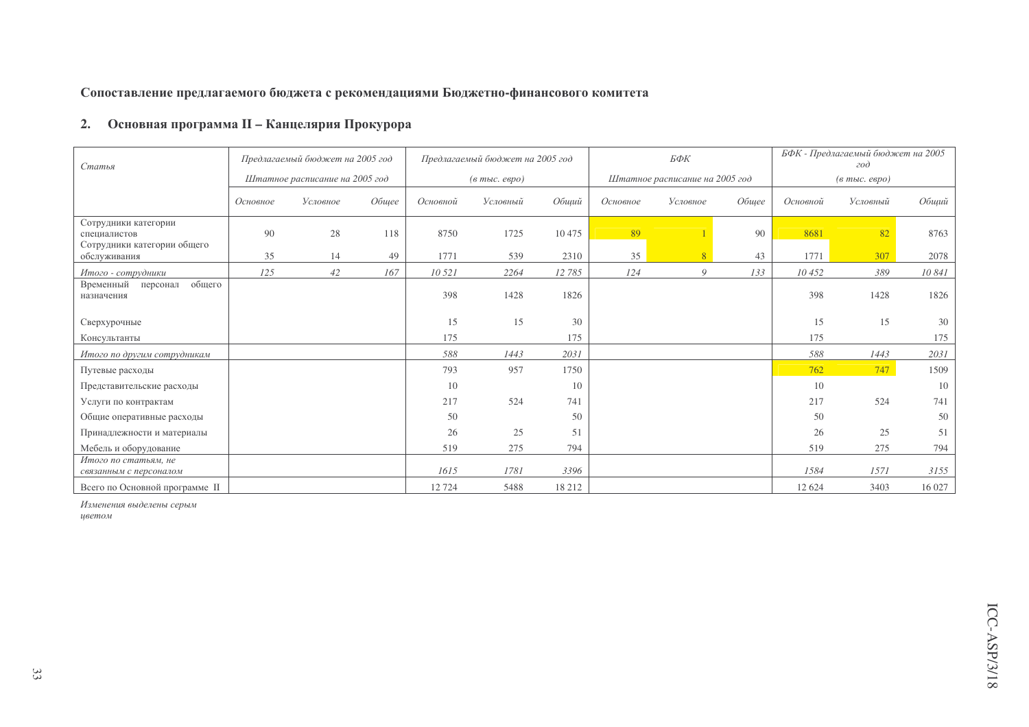### Сопоставление предлагаемого бюджета с рекомендациями Бюджетно-финансового комитета

## 2. Основная программа II – Канцелярия Прокурора

| *Статья* | *Предлагаемый бюджет на 2005 год* *Штатное расписание на 2005 год* | | | *Предлагаемый бюджет на 2005 год* *(в тыс. евро)* | | | *БФК* *Штатное расписание на 2005 год* | | | *БФК - Предлагаемый бюджет на 2005 год* *(в тыс. евро)* | | |
|---|---|---|---|---|---|---|---|---|---|---|---|---|
| | *Основное* | *Условное* | *Общее* | *Основной* | *Условный* | *Общий* | *Основное* | *Условное* | *Общее* | *Основной* | *Условный* | *Общий* |
| Сотрудники категории специалистов | 90 | 28 | 118 | 8750 | 1725 | 10 475 | 89 | 1 | 90 | 8681 | 82 | 8763 |
| Сотрудники категории общего обслуживания | 35 | 14 | 49 | 1771 | 539 | 2310 | 35 | 8 | 43 | 1771 | 307 | 2078 |
| *Итого - сотрудники* | *125* | *42* | *167* | *10 521* | *2264* | *12 785* | *124* | *9* | *133* | *10 452* | *389* | *10 841* |
| Временный персонал общего назначения | | | | 398 | 1428 | 1826 | | | | 398 | 1428 | 1826 |
| Сверхурочные | | | | 15 | 15 | 30 | | | | 15 | 15 | 30 |
| Консультанты | | | | 175 | | 175 | | | | 175 | | 175 |
| *Итого по другим сотрудникам* | | | | *588* | *1443* | *2031* | | | | *588* | *1443* | *2031* |
| Путевые расходы | | | | 793 | 957 | 1750 | | | | 762 | 747 | 1509 |
| Представительские расходы | | | | 10 | | 10 | | | | 10 | | 10 |
| Услуги по контрактам | | | | 217 | 524 | 741 | | | | 217 | 524 | 741 |
| Общие оперативные расходы | | | | 50 | | 50 | | | | 50 | | 50 |
| Принадлежности и материалы | | | | 26 | 25 | 51 | | | | 26 | 25 | 51 |
| Мебель и оборудование | | | | 519 | 275 | 794 | | | | 519 | 275 | 794 |
| *Итого по статьям, не связанным с персоналом* | | | | *1615* | *1781* | *3396* | | | | *1584* | *1571* | *3155* |
| Всего по Основной программе II | | | | 12 724 | 5488 | 18 212 | | | | 12 624 | 3403 | 16 027 |

*Изменения выделены серым цветом*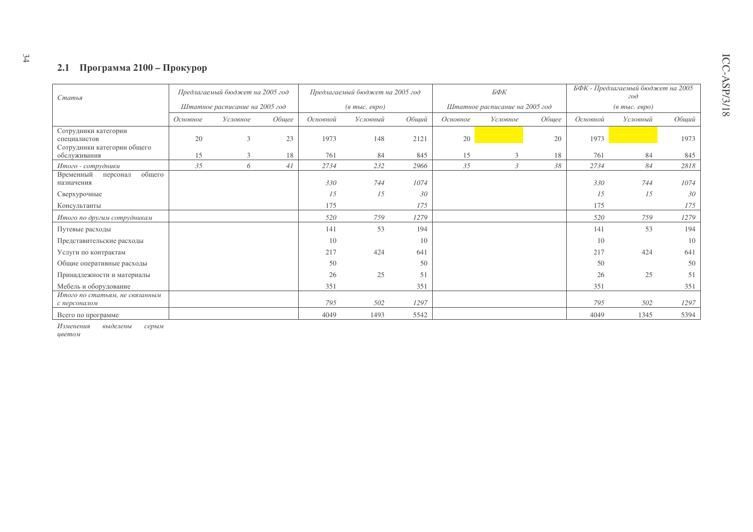## 2.1 Программа 2100 – Прокурор

| *Статья* | *Предлагаемый бюджет на 2005 год* | | | *Предлагаемый бюджет на 2005 год* | | | *БФК* | | | *БФК - Предлагаемый бюджет на 2005 год* | | |
|---|---|---|---|---|---|---|---|---|---|---|---|---|
| | *Штатное расписание на 2005 год* | | | *(в тыс. евро)* | | | *Штатное расписание на 2005 год* | | | *(в тыс. евро)* | | |
| | *Основное* | *Условное* | *Общее* | *Основной* | *Условный* | *Общий* | *Основное* | *Условное* | *Общее* | *Основной* | *Условный* | *Общий* |
| Сотрудники категории специалистов | 20 | 3 | 23 | 1973 | 148 | 2121 | 20 | | 20 | 1973 | | 1973 |
| Сотрудники категории общего обслуживания | 15 | 3 | 18 | 761 | 84 | 845 | 15 | 3 | 18 | 761 | 84 | 845 |
| *Итого - сотрудники* | *35* | *6* | *41* | *2734* | *232* | *2966* | *35* | *3* | *38* | *2734* | *84* | *2818* |
| Временный персонал общего назначения | | | | *330* | *744* | *1074* | | | | *330* | *744* | *1074* |
| Сверхурочные | | | | *15* | *15* | *30* | | | | *15* | *15* | *30* |
| Консультанты | | | | 175 | | *175* | | | | 175 | | *175* |
| *Итого по другим сотрудникам* | | | | *520* | *759* | *1279* | | | | *520* | *759* | *1279* |
| Путевые расходы | | | | 141 | 53 | 194 | | | | 141 | 53 | 194 |
| Представительские расходы | | | | 10 | | 10 | | | | 10 | | 10 |
| Услуги по контрактам | | | | 217 | 424 | 641 | | | | 217 | 424 | 641 |
| Общие оперативные расходы | | | | 50 | | 50 | | | | 50 | | 50 |
| Принадлежности и материалы | | | | 26 | 25 | 51 | | | | 26 | 25 | 51 |
| Мебель и оборудование | | | | 351 | | 351 | | | | 351 | | 351 |
| *Итого по статьям, не связанным с персоналом* | | | | *795* | *502* | *1297* | | | | *795* | *502* | *1297* |
| Всего по программе | | | | 4049 | 1493 | 5542 | | | | 4049 | 1345 | 5394 |

*Изменения выделены серым цветом*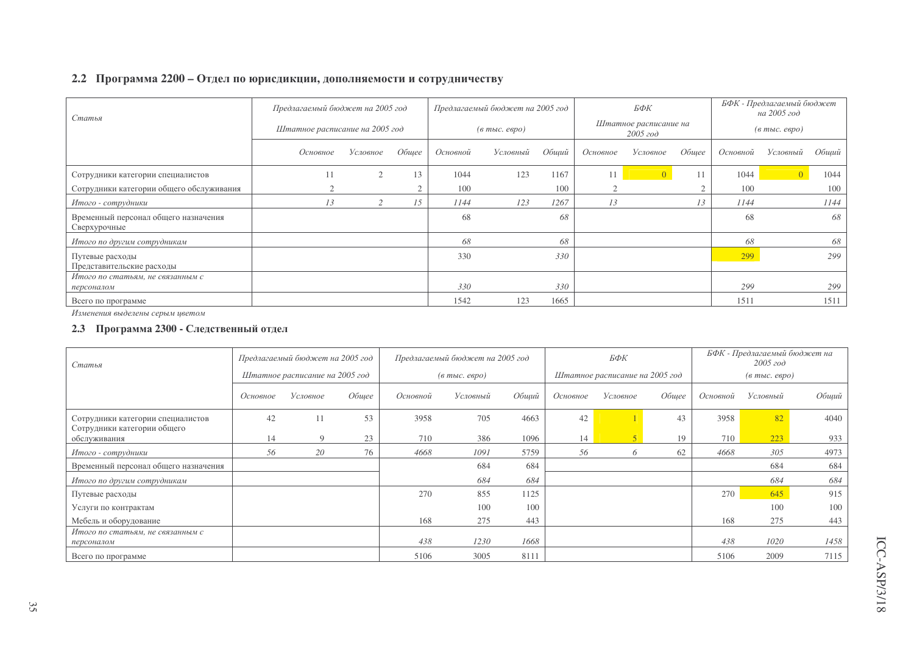## 2.2 Программа 2200 – Отдел по юрисдикции, дополняемости и сотрудничеству

| *Статья* | *Предлагаемый бюджет на 2005 год* *Штатное расписание на 2005 год* | | | *Предлагаемый бюджет на 2005 год* *(в тыс. евро)* | | | *БФК* *Штатное расписание на 2005 год* | | | *БФК - Предлагаемый бюджет на 2005 год* *(в тыс. евро)* | | |
|---|---|---|---|---|---|---|---|---|---|---|---|---|
| | *Основное* | *Условное* | *Общее* | *Основной* | *Условный* | *Общий* | *Основное* | *Условное* | *Общее* | *Основной* | *Условный* | *Общий* |
| Сотрудники категории специалистов | 11 | 2 | 13 | 1044 | 123 | 1167 | 11 | 0 | 11 | 1044 | 0 | 1044 |
| Сотрудники категории общего обслуживания | 2 | | 2 | 100 | | 100 | 2 | | 2 | 100 | | 100 |
| *Итого - сотрудники* | *13* | *2* | *15* | *1144* | *123* | *1267* | *13* | | *13* | *1144* | | *1144* |
| Временный персонал общего назначения Сверхурочные | | | | 68 | | *68* | | | | 68 | | *68* |
| *Итого по другим сотрудникам* | | | | *68* | | *68* | | | | *68* | | *68* |
| Путевые расходы Представительские расходы | | | | 330 | | *330* | | | | 299 | | *299* |
| *Итого по статьям, не связанным с персоналом* | | | | *330* | | *330* | | | | *299* | | *299* |
| Всего по программе | | | | 1542 | 123 | 1665 | | | | 1511 | | 1511 |

*Изменения выделены серым цветом*

## 2.3 Программа 2300 - Следственный отдел

| *Статья* | *Предлагаемый бюджет на 2005 год* *Штатное расписание на 2005 год* | | | *Предлагаемый бюджет на 2005 год* *(в тыс. евро)* | | | *БФК* *Штатное расписание на 2005 год* | | | *БФК - Предлагаемый бюджет на 2005 год* *(в тыс. евро)* | | |
|---|---|---|---|---|---|---|---|---|---|---|---|---|
| | *Основное* | *Условное* | *Общее* | *Основной* | *Условный* | *Общий* | *Основное* | *Условное* | *Общее* | *Основной* | *Условный* | *Общий* |
| Сотрудники категории специалистов | 42 | 11 | 53 | 3958 | 705 | 4663 | 42 | 1 | 43 | 3958 | 82 | 4040 |
| Сотрудники категории общего обслуживания | 14 | 9 | 23 | 710 | 386 | 1096 | 14 | 5 | 19 | 710 | 223 | 933 |
| *Итого - сотрудники* | *56* | *20* | *76* | *4668* | *1091* | *5759* | *56* | *6* | *62* | *4668* | *305* | *4973* |
| Временный персонал общего назначения | | | | | 684 | 684 | | | | | 684 | 684 |
| *Итого по другим сотрудникам* | | | | | *684* | *684* | | | | | *684* | *684* |
| Путевые расходы | | | | 270 | 855 | 1125 | | | | 270 | 645 | 915 |
| Услуги по контрактам | | | | | 100 | 100 | | | | | 100 | 100 |
| Мебель и оборудование | | | | 168 | 275 | 443 | | | | 168 | 275 | 443 |
| *Итого по статьям, не связанным с персоналом* | | | | *438* | *1230* | *1668* | | | | *438* | *1020* | *1458* |
| Всего по программе | | | | 5106 | 3005 | 8111 | | | | 5106 | 2009 | 7115 |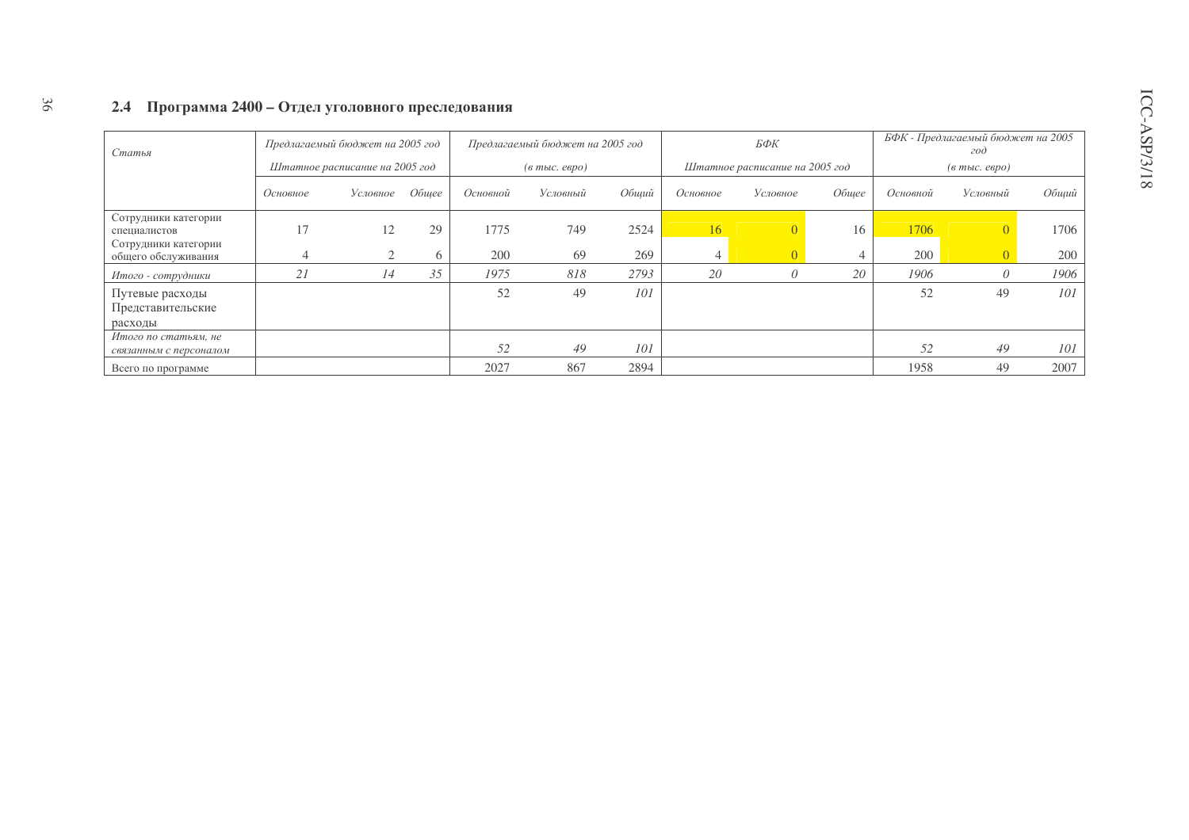### 2.4 Программа 2400 – Отдел уголовного преследования

| *Статья* | *Предлагаемый бюджет на 2005 год* *Штатное расписание на 2005 год* | | | *Предлагаемый бюджет на 2005 год* *(в тыс. евро)* | | | *БФК* *Штатное расписание на 2005 год* | | | *БФК - Предлагаемый бюджет на 2005 год* *(в тыс. евро)* | | |
|---|---|---|---|---|---|---|---|---|---|---|---|---|
| | *Основное* | *Условное* | *Общее* | *Основной* | *Условный* | *Общий* | *Основное* | *Условное* | *Общее* | *Основной* | *Условный* | *Общий* |
| Сотрудники категории специалистов | 17 | 12 | 29 | 1775 | 749 | 2524 | 16 | 0 | 16 | 1706 | 0 | 1706 |
| Сотрудники категории общего обслуживания | 4 | 2 | 6 | 200 | 69 | 269 | 4 | 0 | 4 | 200 | 0 | 200 |
| *Итого - сотрудники* | *21* | *14* | *35* | *1975* | *818* | *2793* | *20* | *0* | *20* | *1906* | *0* | *1906* |
| Путевые расходы Представительские расходы | | | | 52 | 49 | *101* | | | | 52 | 49 | *101* |
| *Итого по статьям, не связанным с персоналом* | | | | *52* | *49* | *101* | | | | *52* | *49* | *101* |
| Всего по программе | | | | 2027 | 867 | 2894 | | | | 1958 | 49 | 2007 |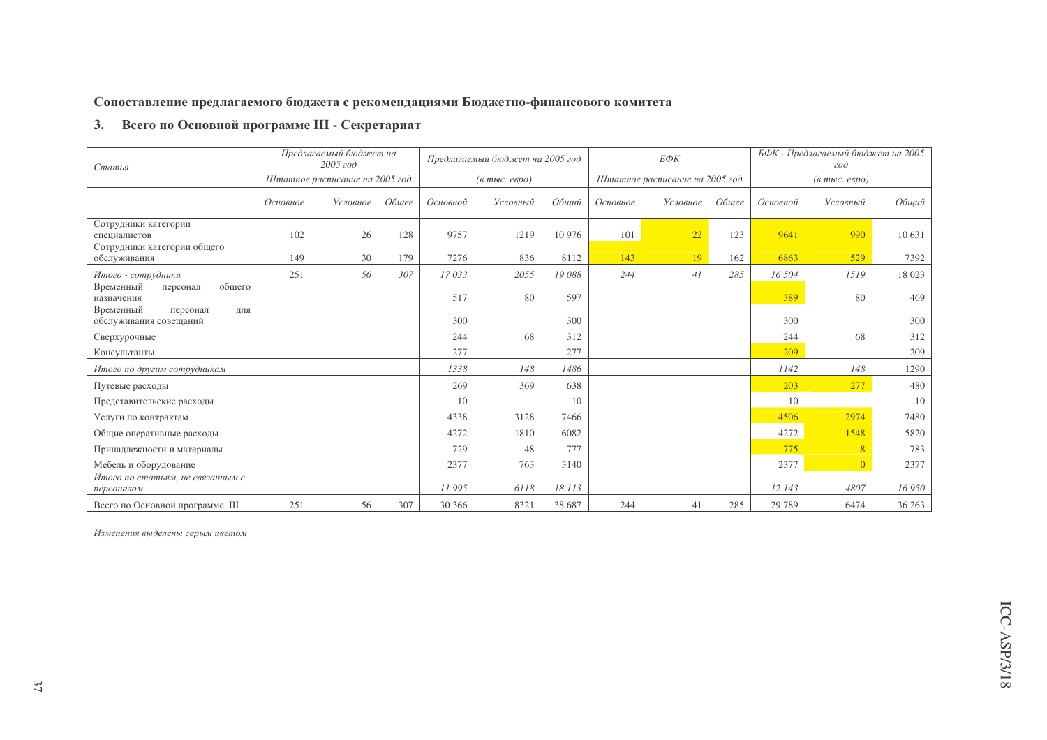**Сопоставление предлагаемого бюджета с рекомендациями Бюджетно-финансового комитета**

## 3. Всего по Основной программе III - Секретариат

| *Статья* | *Предлагаемый бюджет на 2005 год* *Штатное расписание на 2005 год* | | | *Предлагаемый бюджет на 2005 год* *(в тыс. евро)* | | | *БФК* *Штатное расписание на 2005 год* | | | *БФК - Предлагаемый бюджет на 2005 год* *(в тыс. евро)* | | |
|---|---|---|---|---|---|---|---|---|---|---|---|---|
| | *Основное* | *Условное* | *Общее* | *Основной* | *Условный* | *Общий* | *Основное* | *Условное* | *Общее* | *Основной* | *Условный* | *Общий* |
| Сотрудники категории специалистов | 102 | 26 | 128 | 9757 | 1219 | 10 976 | 101 | 22 | 123 | 9641 | 990 | 10 631 |
| Сотрудники категории общего обслуживания | 149 | 30 | 179 | 7276 | 836 | 8112 | 143 | 19 | 162 | 6863 | 529 | 7392 |
| *Итого - сотрудники* | 251 | *56* | *307* | *17 033* | *2055* | *19 088* | *244* | *41* | *285* | *16 504* | *1519* | 18 023 |
| Временный персонал общего назначения | | | | 517 | 80 | 597 | | | | 389 | 80 | 469 |
| Временный персонал для обслуживания совещаний | | | | 300 | | 300 | | | | 300 | | 300 |
| Сверхурочные | | | | 244 | 68 | 312 | | | | 244 | 68 | 312 |
| Консультанты | | | | 277 | | 277 | | | | 209 | | 209 |
| *Итого по другим сотрудникам* | | | | *1338* | *148* | *1486* | | | | *1142* | *148* | 1290 |
| Путевые расходы | | | | 269 | 369 | 638 | | | | 203 | 277 | 480 |
| Представительские расходы | | | | 10 | | 10 | | | | 10 | | 10 |
| Услуги по контрактам | | | | 4338 | 3128 | 7466 | | | | 4506 | 2974 | 7480 |
| Общие оперативные расходы | | | | 4272 | 1810 | 6082 | | | | 4272 | 1548 | 5820 |
| Принадлежности и материалы | | | | 729 | 48 | 777 | | | | 775 | 8 | 783 |
| Мебель и оборудование | | | | 2377 | 763 | 3140 | | | | 2377 | 0 | 2377 |
| *Итого по статьям, не связанным с персоналом* | | | | *11 995* | *6118* | *18 113* | | | | *12 143* | *4807* | *16 950* |
| Всего по Основной программе III | 251 | 56 | 307 | 30 366 | 8321 | 38 687 | 244 | 41 | 285 | 29 789 | 6474 | 36 263 |

*Изменения выделены серым цветом*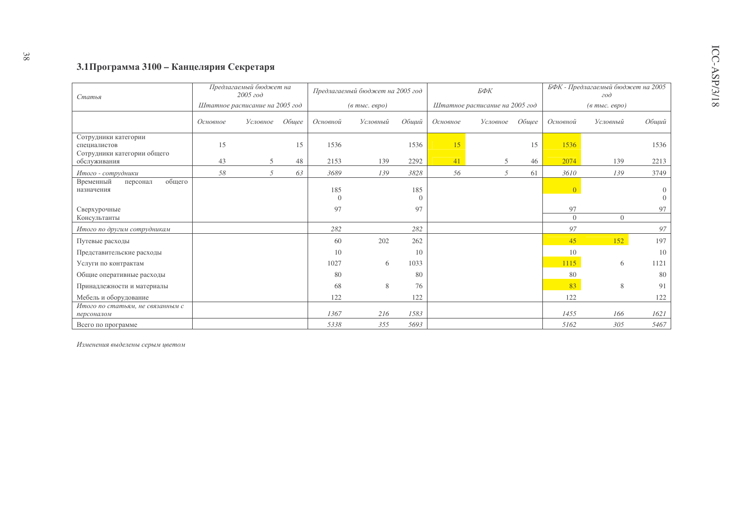## 3.1 Программа 3100 – Канцелярия Секретаря

| *Статья* | *Предлагаемый бюджет на 2005 год* *Штатное расписание на 2005 год* | | | *Предлагаемый бюджет на 2005 год* *(в тыс. евро)* | | | *БФК* *Штатное расписание на 2005 год* | | | *БФК - Предлагаемый бюджет на 2005 год* *(в тыс. евро)* | | |
|---|---|---|---|---|---|---|---|---|---|---|---|---|
| | *Основное* | *Условное* | *Общее* | *Основной* | *Условный* | *Общий* | *Основное* | *Условное* | *Общее* | *Основной* | *Условный* | *Общий* |
| Сотрудники категории специалистов | 15 | | 15 | 1536 | | 1536 | 15 | | 15 | 1536 | | 1536 |
| Сотрудники категории общего обслуживания | 43 | 5 | 48 | 2153 | 139 | 2292 | 41 | 5 | 46 | 2074 | 139 | 2213 |
| *Итого - сотрудники* | *58* | *5* | *63* | *3689* | *139* | *3828* | *56* | *5* | *61* | *3610* | *139* | *3749* |
| Временный персонал общего назначения | | | | 185 | | 185 | | | | 0 | | 0 |
| | | | | 0 | | 0 | | | | | | 0 |
| Сверхурочные | | | | 97 | | 97 | | | | 97 | | 97 |
| Консультанты | | | | | | | | | | 0 | 0 | |
| *Итого по другим сотрудникам* | | | | *282* | | *282* | | | | *97* | | *97* |
| Путевые расходы | | | | 60 | 202 | 262 | | | | 45 | 152 | 197 |
| Представительские расходы | | | | 10 | | 10 | | | | 10 | | 10 |
| Услуги по контрактам | | | | 1027 | 6 | 1033 | | | | 1115 | 6 | 1121 |
| Общие оперативные расходы | | | | 80 | | 80 | | | | 80 | | 80 |
| Принадлежности и материалы | | | | 68 | 8 | 76 | | | | 83 | 8 | 91 |
| Мебель и оборудование | | | | 122 | | 122 | | | | 122 | | 122 |
| *Итого по статьям, не связанным с персоналом* | | | | *1367* | *216* | *1583* | | | | *1455* | *166* | *1621* |
| Всего по программе | | | | *5338* | *355* | *5693* | | | | *5162* | *305* | *5467* |

*Изменения выделены серым цветом*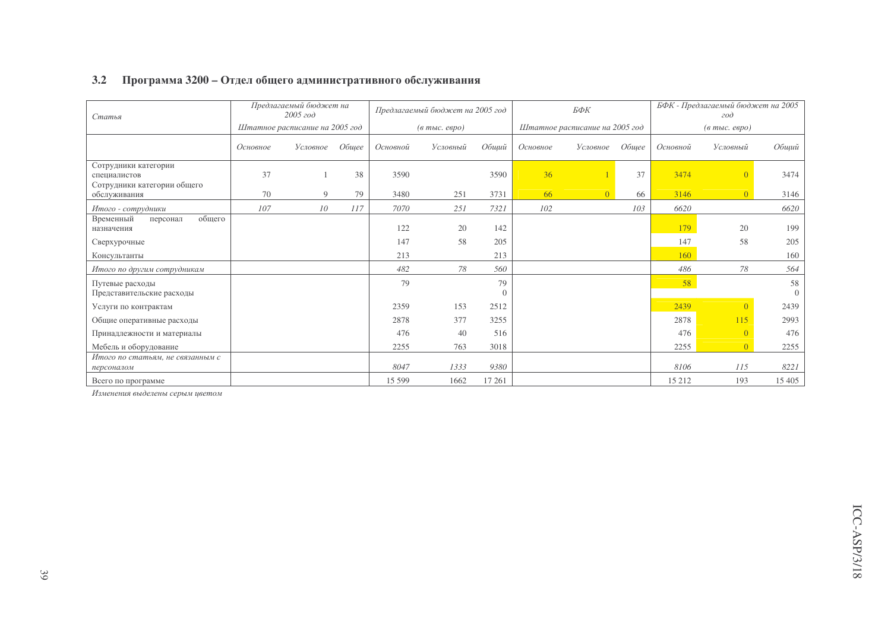## 3.2 Программа 3200 – Отдел общего административного обслуживания

| *Статья* | *Предлагаемый бюджет на 2005 год* *Штатное расписание на 2005 год* | | | *Предлагаемый бюджет на 2005 год* *(в тыс. евро)* | | | *БФК* *Штатное расписание на 2005 год* | | | *БФК - Предлагаемый бюджет на 2005 год* *(в тыс. евро)* | | |
|---|---|---|---|---|---|---|---|---|---|---|---|---|
| | *Основное* | *Условное* | *Общее* | *Основной* | *Условный* | *Общий* | *Основное* | *Условное* | *Общее* | *Основной* | *Условный* | *Общий* |
| Сотрудники категории специалистов | 37 | 1 | 38 | 3590 | | 3590 | 36 | 1 | 37 | 3474 | 0 | 3474 |
| Сотрудники категории общего обслуживания | 70 | 9 | 79 | 3480 | 251 | 3731 | 66 | 0 | 66 | 3146 | 0 | 3146 |
| *Итого - сотрудники* | *107* | *10* | *117* | *7070* | *251* | *7321* | *102* | | *103* | *6620* | | *6620* |
| Временный персонал общего назначения | | | | 122 | 20 | 142 | | | | 179 | 20 | 199 |
| Сверхурочные | | | | 147 | 58 | 205 | | | | 147 | 58 | 205 |
| Консультанты | | | | 213 | | 213 | | | | 160 | | 160 |
| *Итого по другим сотрудникам* | | | | *482* | *78* | *560* | | | | *486* | *78* | *564* |
| Путевые расходы | | | | 79 | | 79 | | | | 58 | | 58 |
| Представительские расходы | | | | | | 0 | | | | | | 0 |
| Услуги по контрактам | | | | 2359 | 153 | 2512 | | | | 2439 | 0 | 2439 |
| Общие оперативные расходы | | | | 2878 | 377 | 3255 | | | | 2878 | 115 | 2993 |
| Принадлежности и материалы | | | | 476 | 40 | 516 | | | | 476 | 0 | 476 |
| Мебель и оборудование | | | | 2255 | 763 | 3018 | | | | 2255 | 0 | 2255 |
| *Итого по статьям, не связанным с персоналом* | | | | *8047* | *1333* | *9380* | | | | *8106* | *115* | *8221* |
| Всего по программе | | | | 15 599 | 1662 | 17 261 | | | | 15 212 | 193 | 15 405 |

*Изменения выделены серым цветом*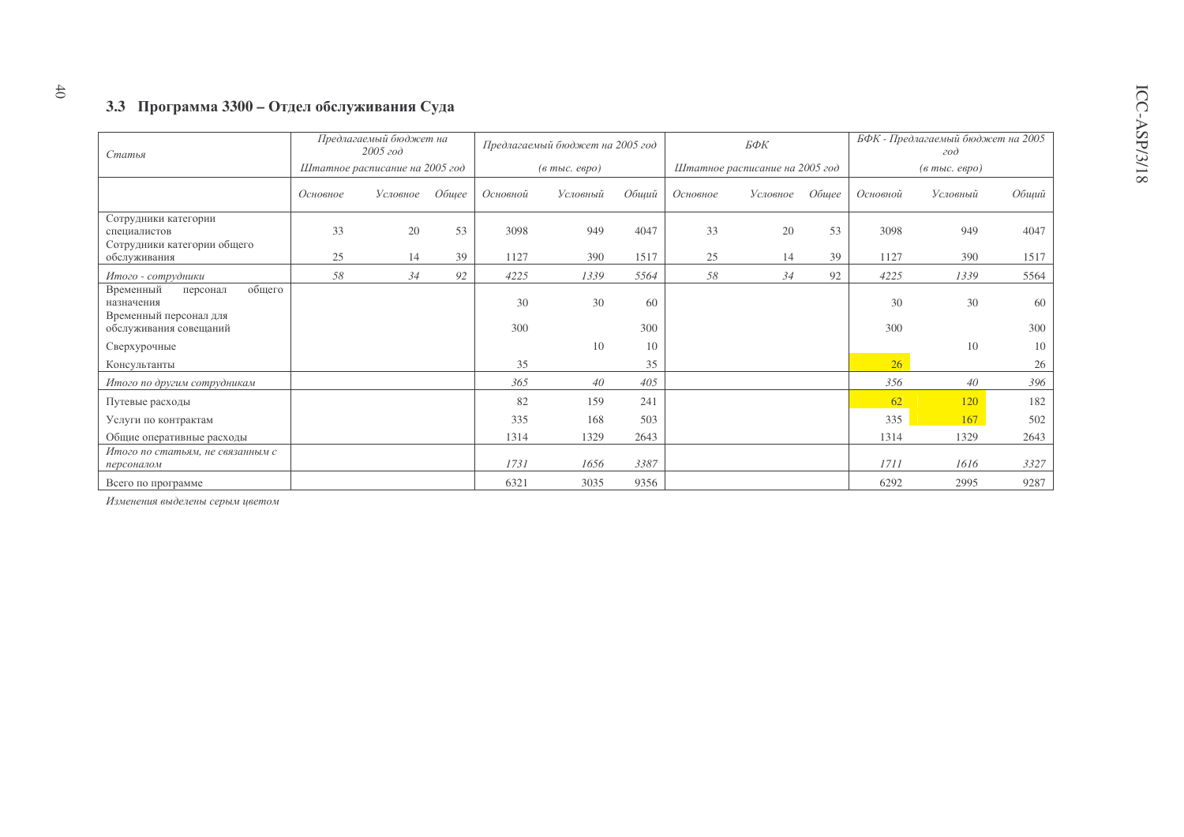### 3.3 Программа 3300 – Отдел обслуживания Суда

| *Статья* | *Предлагаемый бюджет на 2005 год* | | | *Предлагаемый бюджет на 2005 год* | | | *БФК* | | | *БФК - Предлагаемый бюджет на 2005 год* | | |
|---|---|---|---|---|---|---|---|---|---|---|---|---|
| | *Штатное расписание на 2005 год* | | | *(в тыс. евро)* | | | *Штатное расписание на 2005 год* | | | *(в тыс. евро)* | | |
| | *Основное* | *Условное* | *Общее* | *Основной* | *Условный* | *Общий* | *Основное* | *Условное* | *Общее* | *Основной* | *Условный* | *Общий* |
| Сотрудники категории специалистов | 33 | 20 | 53 | 3098 | 949 | 4047 | 33 | 20 | 53 | 3098 | 949 | 4047 |
| Сотрудники категории общего обслуживания | 25 | 14 | 39 | 1127 | 390 | 1517 | 25 | 14 | 39 | 1127 | 390 | 1517 |
| *Итого - сотрудники* | *58* | *34* | *92* | *4225* | *1339* | *5564* | *58* | *34* | 92 | *4225* | *1339* | 5564 |
| Временный персонал общего назначения | | | | 30 | 30 | 60 | | | | 30 | 30 | 60 |
| Временный персонал для обслуживания совещаний | | | | 300 | | 300 | | | | 300 | | 300 |
| Сверхурочные | | | | | 10 | 10 | | | | | 10 | 10 |
| Консультанты | | | | 35 | | 35 | | | | 26 | | 26 |
| *Итого по другим сотрудникам* | | | | *365* | *40* | *405* | | | | *356* | *40* | *396* |
| Путевые расходы | | | | 82 | 159 | 241 | | | | 62 | 120 | 182 |
| Услуги по контрактам | | | | 335 | 168 | 503 | | | | 335 | 167 | 502 |
| Общие оперативные расходы | | | | 1314 | 1329 | 2643 | | | | 1314 | 1329 | 2643 |
| *Итого по статьям, не связанным с персоналом* | | | | *1731* | *1656* | *3387* | | | | *1711* | *1616* | *3327* |
| Всего по программе | | | | 6321 | 3035 | 9356 | | | | 6292 | 2995 | 9287 |

*Изменения выделены серым цветом*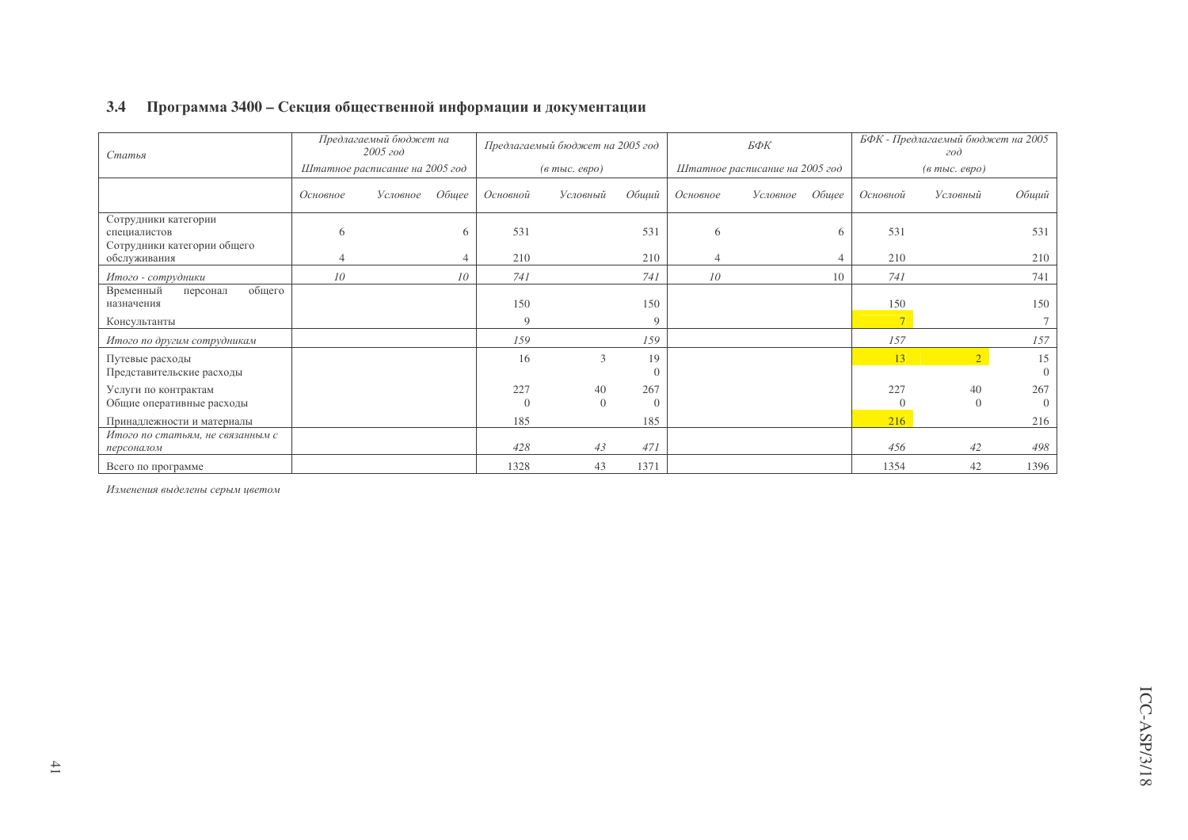### 3.4 Программа 3400 – Секция общественной информации и документации

| Статья | Предлагаемый бюджет на 2005 год Штатное расписание на 2005 год | | | Предлагаемый бюджет на 2005 год (в тыс. евро) | | | БФК Штатное расписание на 2005 год | | | БФК - Предлагаемый бюджет на 2005 год (в тыс. евро) | | |
|---|---|---|---|---|---|---|---|---|---|---|---|---|
| | Основное | Условное | Общее | Основной | Условный | Общий | Основное | Условное | Общее | Основной | Условный | Общий |
| Сотрудники категории специалистов | 6 | | 6 | 531 | | 531 | 6 | | 6 | 531 | | 531 |
| Сотрудники категории общего обслуживания | 4 | | 4 | 210 | | 210 | 4 | | 4 | 210 | | 210 |
| *Итого - сотрудники* | *10* | | *10* | *741* | | *741* | *10* | | 10 | *741* | | 741 |
| Временный персонал общего назначения | | | | 150 | | 150 | | | | 150 | | 150 |
| Консультанты | | | | 9 | | 9 | | | | 7 | | 7 |
| *Итого по другим сотрудникам* | | | | *159* | | *159* | | | | *157* | | *157* |
| Путевые расходы | | | | 16 | 3 | 19 | | | | 13 | 2 | 15 |
| Представительские расходы | | | | | | 0 | | | | | | 0 |
| Услуги по контрактам | | | | 227 | 40 | 267 | | | | 227 | 40 | 267 |
| Общие оперативные расходы | | | | 0 | 0 | 0 | | | | 0 | 0 | 0 |
| Принадлежности и материалы | | | | 185 | | 185 | | | | 216 | | 216 |
| *Итого по статьям, не связанным с персоналом* | | | | *428* | *43* | *471* | | | | *456* | *42* | *498* |
| Всего по программе | | | | 1328 | 43 | 1371 | | | | 1354 | 42 | 1396 |

*Изменения выделены серым цветом*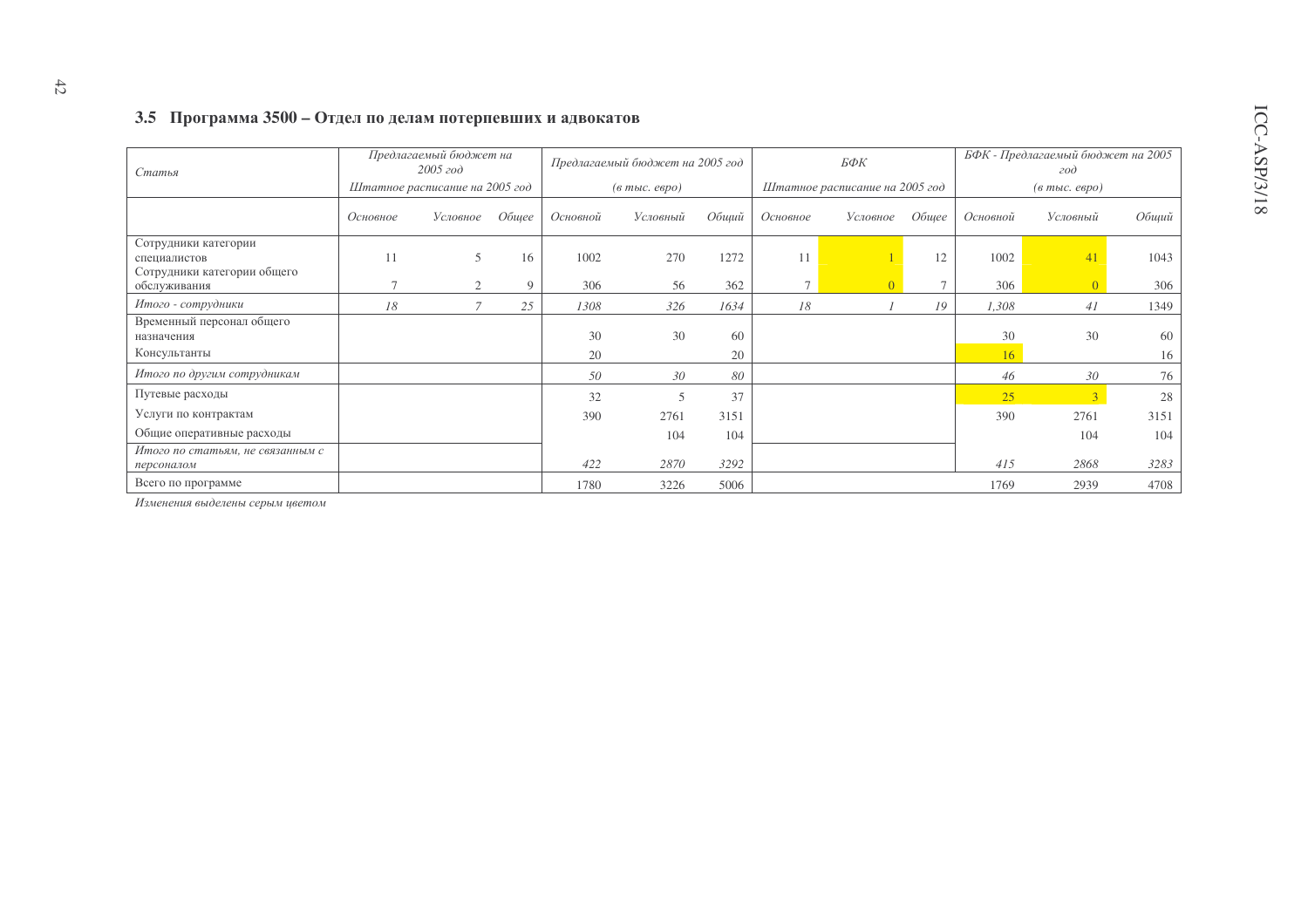### 3.5 Программа 3500 – Отдел по делам потерпевших и адвокатов

| *Статья* | *Предлагаемый бюджет на 2005 год* *Штатное расписание на 2005 год* | | | *Предлагаемый бюджет на 2005 год* *(в тыс. евро)* | | | *БФК* *Штатное расписание на 2005 год* | | | *БФК - Предлагаемый бюджет на 2005 год* *(в тыс. евро)* | | |
|---|---|---|---|---|---|---|---|---|---|---|---|---|
| | *Основное* | *Условное* | *Общее* | *Основной* | *Условный* | *Общий* | *Основное* | *Условное* | *Общее* | *Основной* | *Условный* | *Общий* |
| Сотрудники категории специалистов | 11 | 5 | 16 | 1002 | 270 | 1272 | 11 | 1 | 12 | 1002 | 41 | 1043 |
| Сотрудники категории общего обслуживания | 7 | 2 | 9 | 306 | 56 | 362 | 7 | 0 | 7 | 306 | 0 | 306 |
| *Итого - сотрудники* | *18* | *7* | *25* | *1308* | *326* | *1634* | *18* | *1* | *19* | *1,308* | *41* | 1349 |
| Временный персонал общего назначения | | | | 30 | 30 | 60 | | | | 30 | 30 | 60 |
| Консультанты | | | | 20 | | 20 | | | | 16 | | 16 |
| *Итого по другим сотрудникам* | | | | *50* | *30* | *80* | | | | *46* | *30* | 76 |
| Путевые расходы | | | | 32 | 5 | 37 | | | | 25 | 3 | 28 |
| Услуги по контрактам | | | | 390 | 2761 | 3151 | | | | 390 | 2761 | 3151 |
| Общие оперативные расходы | | | | | 104 | 104 | | | | | 104 | 104 |
| *Итого по статьям, не связанным с персоналом* | | | | *422* | *2870* | *3292* | | | | *415* | *2868* | *3283* |
| Всего по программе | | | | 1780 | 3226 | 5006 | | | | 1769 | 2939 | 4708 |

*Изменения выделены серым цветом*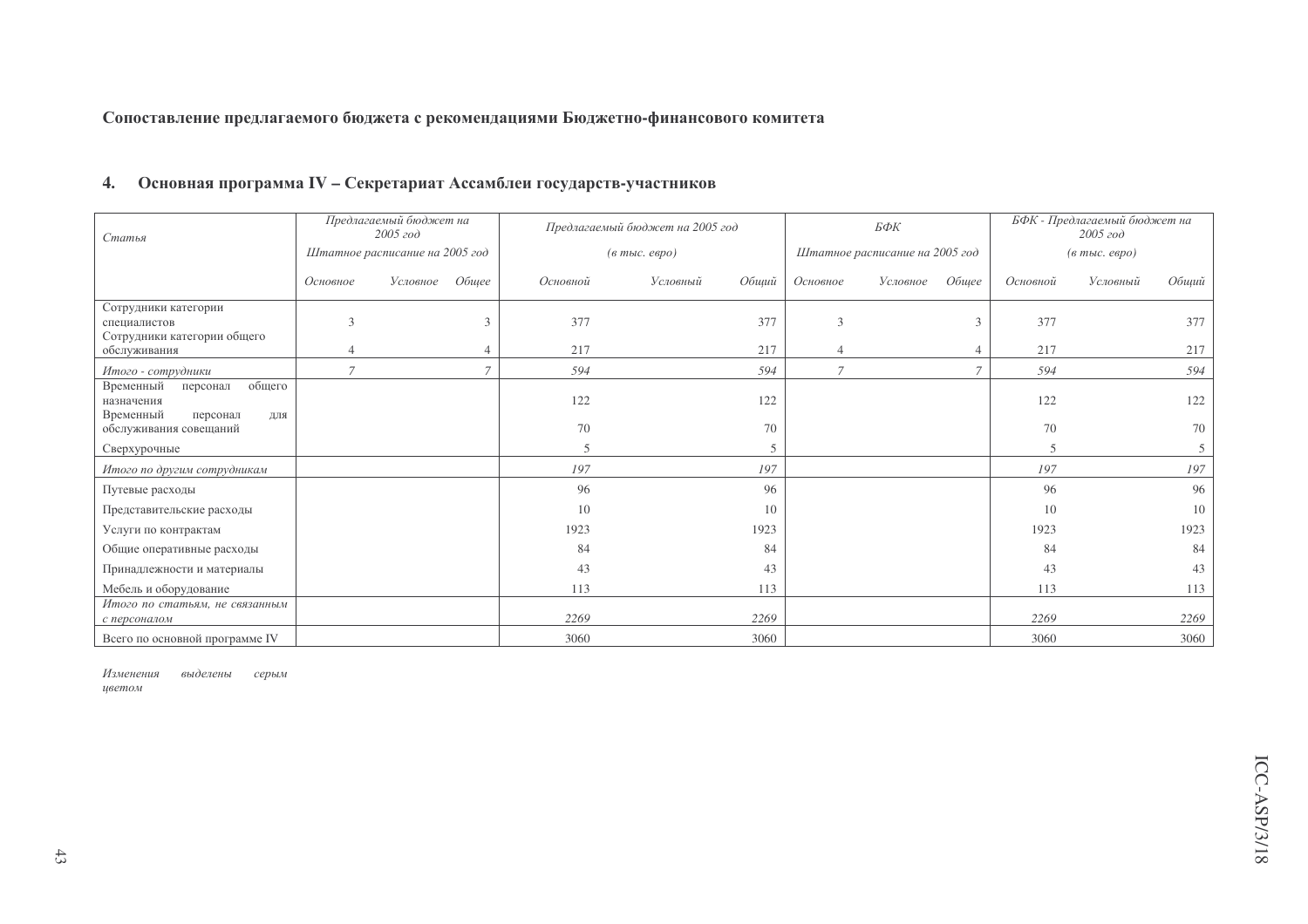**Сопоставление предлагаемого бюджета с рекомендациями Бюджетно-финансового комитета**

## 4. Основная программа IV – Секретариат Ассамблеи государств-участников

| *Статья* | *Предлагаемый бюджет на 2005 год* | | | *Предлагаемый бюджет на 2005 год* | | | *БФК* | | | *БФК - Предлагаемый бюджет на 2005 год* | | |
|---|---|---|---|---|---|---|---|---|---|---|---|---|
| | *Штатное расписание на 2005 год* | | | *(в тыс. евро)* | | | *Штатное расписание на 2005 год* | | | *(в тыс. евро)* | | |
| | *Основное* | *Условное* | *Общее* | *Основной* | *Условный* | *Общий* | *Основное* | *Условное* | *Общее* | *Основной* | *Условный* | *Общий* |
| Сотрудники категории специалистов | 3 | | 3 | 377 | | 377 | 3 | | 3 | 377 | | 377 |
| Сотрудники категории общего обслуживания | 4 | | 4 | 217 | | 217 | 4 | | 4 | 217 | | 217 |
| *Итого - сотрудники* | *7* | | *7* | *594* | | *594* | *7* | | *7* | *594* | | *594* |
| Временный персонал общего назначения | | | | 122 | | 122 | | | | 122 | | 122 |
| Временный персонал для обслуживания совещаний | | | | 70 | | 70 | | | | 70 | | 70 |
| Сверхурочные | | | | 5 | | 5 | | | | 5 | | 5 |
| *Итого по другим сотрудникам* | | | | *197* | | *197* | | | | *197* | | *197* |
| Путевые расходы | | | | 96 | | 96 | | | | 96 | | 96 |
| Представительские расходы | | | | 10 | | 10 | | | | 10 | | 10 |
| Услуги по контрактам | | | | 1923 | | 1923 | | | | 1923 | | 1923 |
| Общие оперативные расходы | | | | 84 | | 84 | | | | 84 | | 84 |
| Принадлежности и материалы | | | | 43 | | 43 | | | | 43 | | 43 |
| Мебель и оборудование | | | | 113 | | 113 | | | | 113 | | 113 |
| *Итого по статьям, не связанным с персоналом* | | | | *2269* | | *2269* | | | | *2269* | | *2269* |
| Всего по основной программе IV | | | | 3060 | | 3060 | | | | 3060 | | 3060 |

*Изменения выделены серым цветом*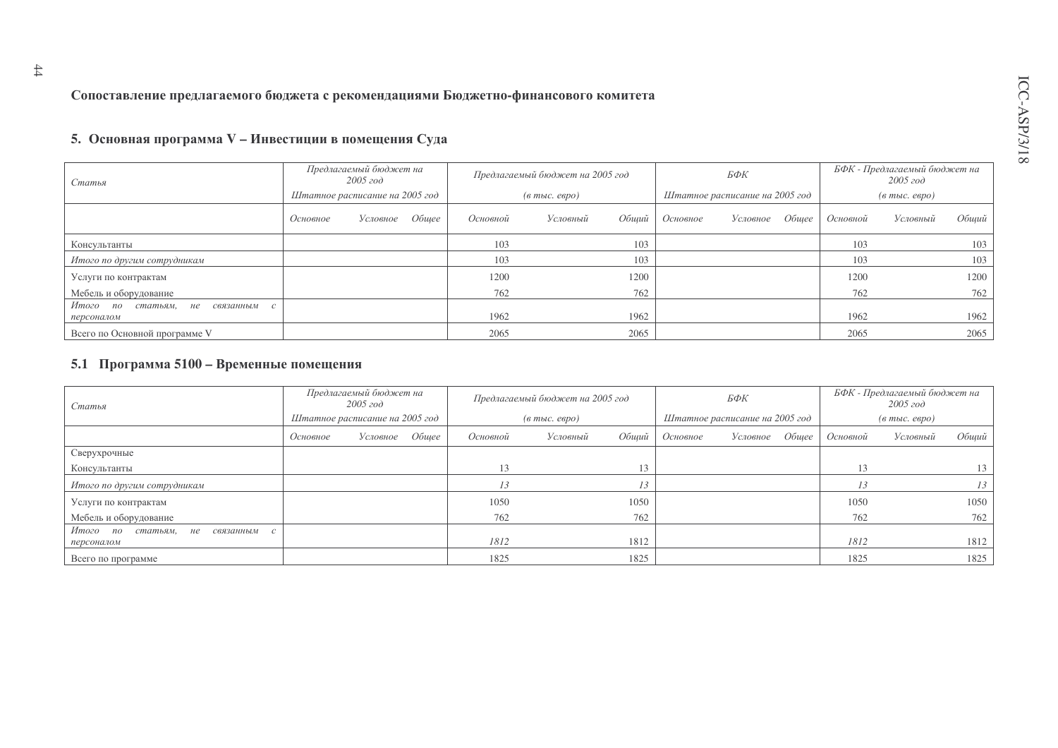**Сопоставление предлагаемого бюджета с рекомендациями Бюджетно-финансового комитета**

## 5. Основная программа V – Инвестиции в помещения Суда

| *Статья* | *Предлагаемый бюджет на 2005 год* *Штатное расписание на 2005 год* | | | *Предлагаемый бюджет на 2005 год* *(в тыс. евро)* | | | *БФК* *Штатное расписание на 2005 год* | | | *БФК - Предлагаемый бюджет на 2005 год* *(в тыс. евро)* | | |
|---|---|---|---|---|---|---|---|---|---|---|---|---|
| | *Основное* | *Условное* | *Общее* | *Основной* | *Условный* | *Общий* | *Основное* | *Условное* | *Общее* | *Основной* | *Условный* | *Общий* |
| Консультанты | | | | 103 | | 103 | | | | 103 | | 103 |
| *Итого по другим сотрудникам* | | | | 103 | | 103 | | | | 103 | | 103 |
| Услуги по контрактам | | | | 1200 | | 1200 | | | | 1200 | | 1200 |
| Мебель и оборудование | | | | 762 | | 762 | | | | 762 | | 762 |
| *Итого по статьям, не связанным с персоналом* | | | | 1962 | | 1962 | | | | 1962 | | 1962 |
| Всего по Основной программе V | | | | 2065 | | 2065 | | | | 2065 | | 2065 |

## 5.1 Программа 5100 – Временные помещения

| *Статья* | *Предлагаемый бюджет на 2005 год* *Штатное расписание на 2005 год* | | | *Предлагаемый бюджет на 2005 год* *(в тыс. евро)* | | | *БФК* *Штатное расписание на 2005 год* | | | *БФК - Предлагаемый бюджет на 2005 год* *(в тыс. евро)* | | |
|---|---|---|---|---|---|---|---|---|---|---|---|---|
| | *Основное* | *Условное* | *Общее* | *Основной* | *Условный* | *Общий* | *Основное* | *Условное* | *Общее* | *Основной* | *Условный* | *Общий* |
| Сверхурочные | | | | | | | | | | | | |
| Консультанты | | | | 13 | | 13 | | | | 13 | | 13 |
| *Итого по другим сотрудникам* | | | | *13* | | *13* | | | | *13* | | *13* |
| Услуги по контрактам | | | | 1050 | | 1050 | | | | 1050 | | 1050 |
| Мебель и оборудование | | | | 762 | | 762 | | | | 762 | | 762 |
| *Итого по статьям, не связанным с персоналом* | | | | *1812* | | 1812 | | | | *1812* | | 1812 |
| Всего по программе | | | | 1825 | | 1825 | | | | 1825 | | 1825 |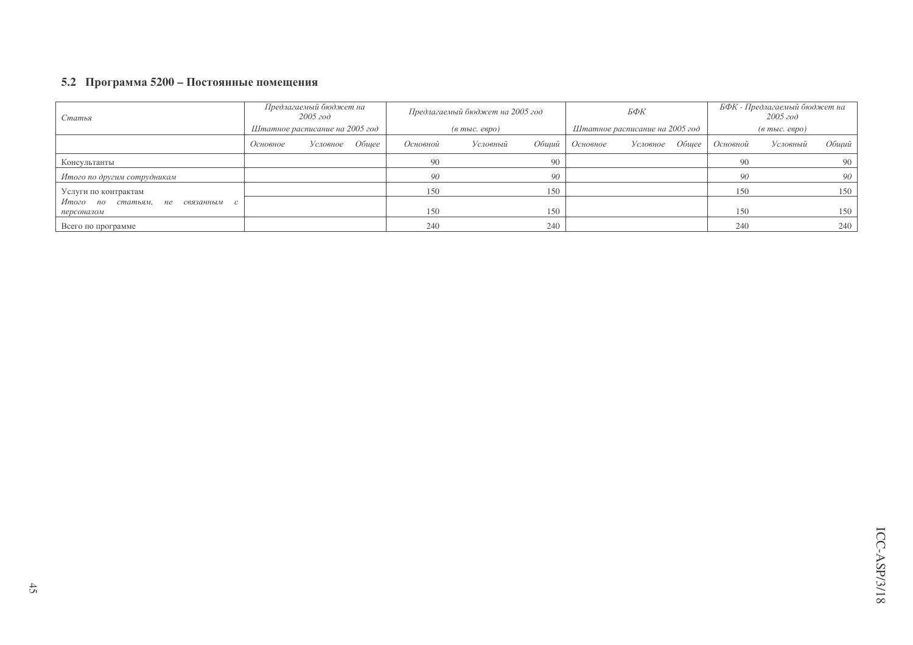## 5.2 Программа 5200 – Постоянные помещения

| *Статья* | *Предлагаемый бюджет на 2005 год* *Штатное расписание на 2005 год* | | | *Предлагаемый бюджет на 2005 год* *(в тыс. евро)* | | | *БФК* *Штатное расписание на 2005 год* | | | *БФК - Предлагаемый бюджет на 2005 год* *(в тыс. евро)* | | |
|---|---|---|---|---|---|---|---|---|---|---|---|---|
| | *Основное* | *Условное* | *Общее* | *Основной* | *Условный* | *Общий* | *Основное* | *Условное* | *Общее* | *Основной* | *Условный* | *Общий* |
| Консультанты | | | | 90 | | 90 | | | | 90 | | 90 |
| *Итого по другим сотрудникам* | | | | *90* | | *90* | | | | *90* | | *90* |
| Услуги по контрактам | | | | 150 | | 150 | | | | 150 | | 150 |
| *Итого по статьям, не связанным с персоналом* | | | | 150 | | 150 | | | | 150 | | 150 |
| Всего по программе | | | | 240 | | 240 | | | | 240 | | 240 |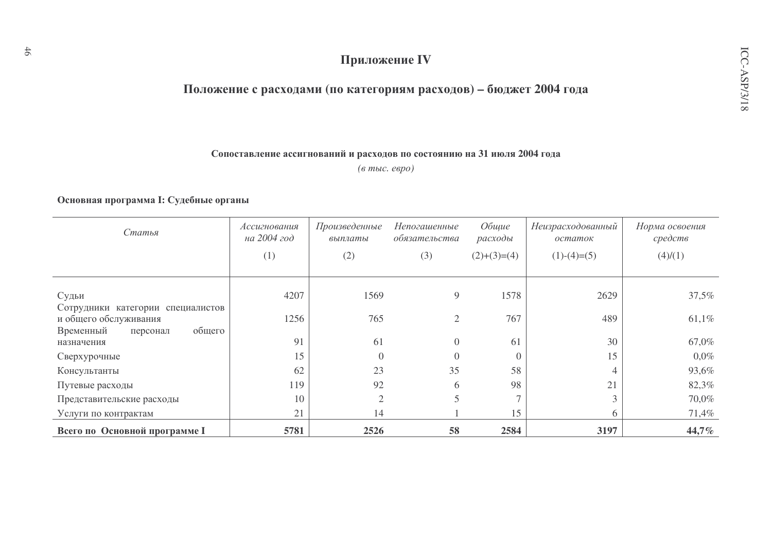# Приложение IV

## Положение с расходами (по категориям расходов) – бюджет 2004 года

**Сопоставление ассигнований и расходов по состоянию на 31 июля 2004 года**

*(в тыс. евро)*

**Основная программа I: Судебные органы**

| *Статья* | *Ассигнования на 2004 год* (1) | *Произведенные выплаты* (2) | *Непогашенные обязательства* (3) | *Общие расходы* (2)+(3)=(4) | *Неизрасходованный остаток* (1)-(4)=(5) | *Норма освоения средств* (4)/(1) |
|---|---|---|---|---|---|---|
| Судьи | 4207 | 1569 | 9 | 1578 | 2629 | 37,5% |
| Сотрудники категории специалистов и общего обслуживания | 1256 | 765 | 2 | 767 | 489 | 61,1% |
| Временный персонал общего назначения | 91 | 61 | 0 | 61 | 30 | 67,0% |
| Сверхурочные | 15 | 0 | 0 | 0 | 15 | 0,0% |
| Консультанты | 62 | 23 | 35 | 58 | 4 | 93,6% |
| Путевые расходы | 119 | 92 | 6 | 98 | 21 | 82,3% |
| Представительские расходы | 10 | 2 | 5 | 7 | 3 | 70,0% |
| Услуги по контрактам | 21 | 14 | 1 | 15 | 6 | 71,4% |
| **Всего по Основной программе I** | **5781** | **2526** | **58** | **2584** | **3197** | **44,7%** |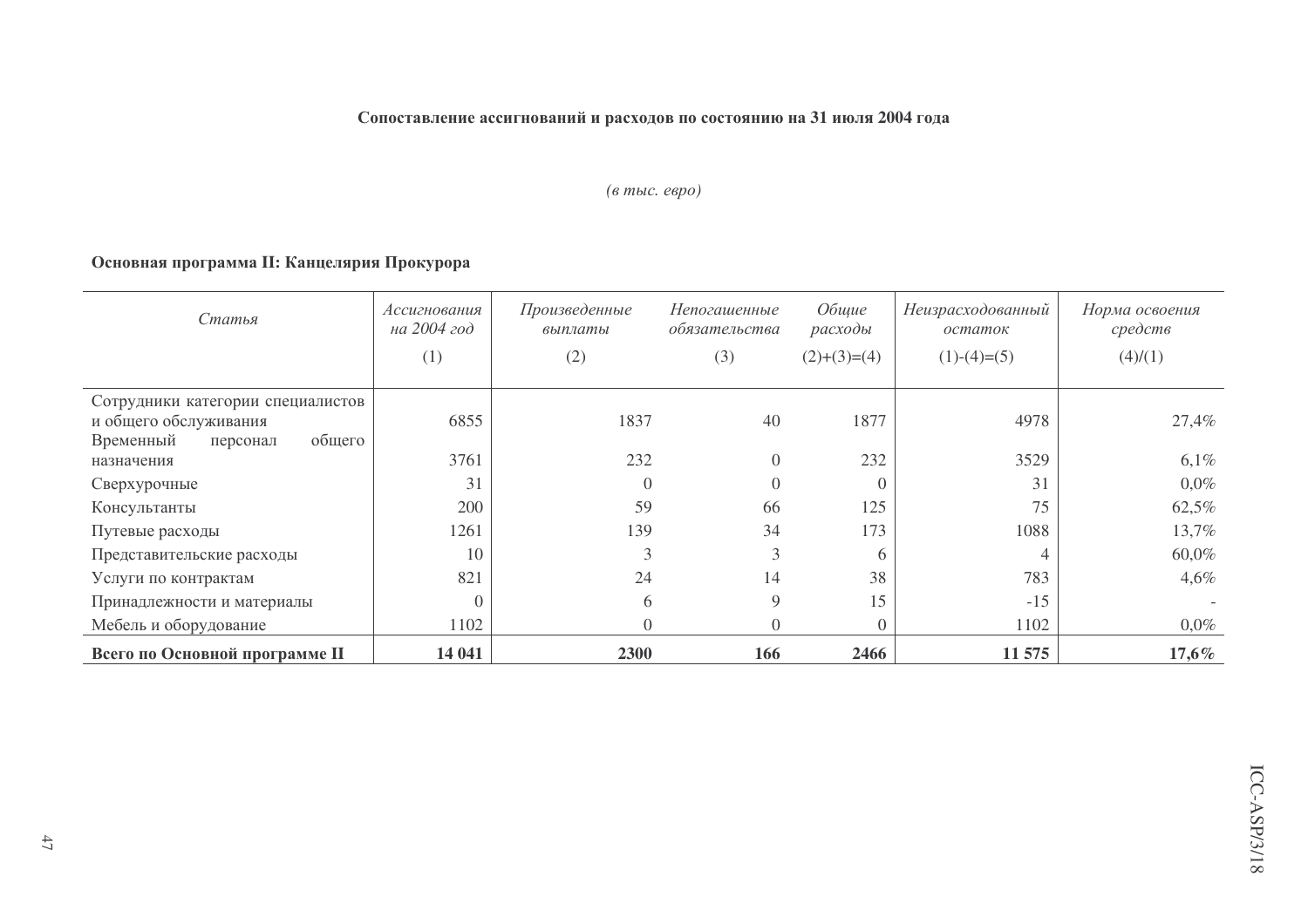**Сопоставление ассигнований и расходов по состоянию на 31 июля 2004 года**

*(в тыс. евро)*

**Основная программа II: Канцелярия Прокурора**

| *Статья* | *Ассигнования на 2004 год* (1) | *Произведенные выплаты* (2) | *Непогашенные обязательства* (3) | *Общие расходы* (2)+(3)=(4) | *Неизрасходованный остаток* (1)-(4)=(5) | *Норма освоения средств* (4)/(1) |
|---|---|---|---|---|---|---|
| Сотрудники категории специалистов и общего обслуживания | 6855 | 1837 | 40 | 1877 | 4978 | 27,4% |
| Временный персонал общего назначения | 3761 | 232 | 0 | 232 | 3529 | 6,1% |
| Сверхурочные | 31 | 0 | 0 | 0 | 31 | 0,0% |
| Консультанты | 200 | 59 | 66 | 125 | 75 | 62,5% |
| Путевые расходы | 1261 | 139 | 34 | 173 | 1088 | 13,7% |
| Представительские расходы | 10 | 3 | 3 | 6 | 4 | 60,0% |
| Услуги по контрактам | 821 | 24 | 14 | 38 | 783 | 4,6% |
| Принадлежности и материалы | 0 | 6 | 9 | 15 | -15 | - |
| Мебель и оборудование | 1102 | 0 | 0 | 0 | 1102 | 0,0% |
| **Всего по Основной программе II** | **14 041** | **2300** | **166** | **2466** | **11 575** | **17,6%** |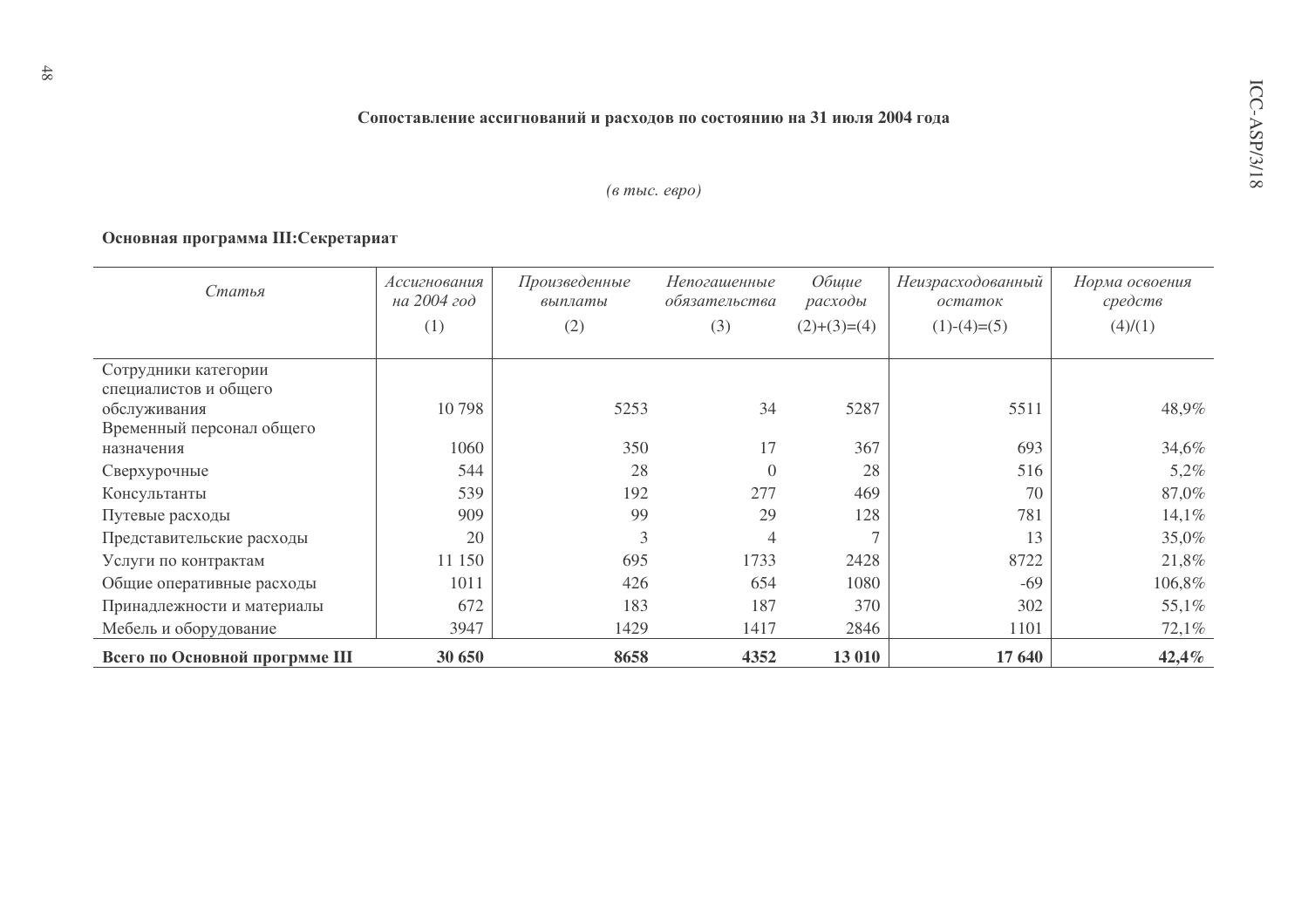### Сопоставление ассигнований и расходов по состоянию на 31 июля 2004 года

*(в тыс. евро)*

**Основная программа III:Секретариат**

| *Статья* | *Ассигнования на 2004 год* (1) | *Произведенные выплаты* (2) | *Непогашенные обязательства* (3) | *Общие расходы* (2)+(3)=(4) | *Неизрасходованный остаток* (1)-(4)=(5) | *Норма освоения средств* (4)/(1) |
|---|---|---|---|---|---|---|
| Сотрудники категории специалистов и общего обслуживания | 10 798 | 5253 | 34 | 5287 | 5511 | 48,9% |
| Временный персонал общего назначения | 1060 | 350 | 17 | 367 | 693 | 34,6% |
| Сверхурочные | 544 | 28 | 0 | 28 | 516 | 5,2% |
| Консультанты | 539 | 192 | 277 | 469 | 70 | 87,0% |
| Путевые расходы | 909 | 99 | 29 | 128 | 781 | 14,1% |
| Представительские расходы | 20 | 3 | 4 | 7 | 13 | 35,0% |
| Услуги по контрактам | 11 150 | 695 | 1733 | 2428 | 8722 | 21,8% |
| Общие оперативные расходы | 1011 | 426 | 654 | 1080 | -69 | 106,8% |
| Принадлежности и материалы | 672 | 183 | 187 | 370 | 302 | 55,1% |
| Мебель и оборудование | 3947 | 1429 | 1417 | 2846 | 1101 | 72,1% |
| **Всего по Основной прогрмме III** | **30 650** | **8658** | **4352** | **13 010** | **17 640** | **42,4%** |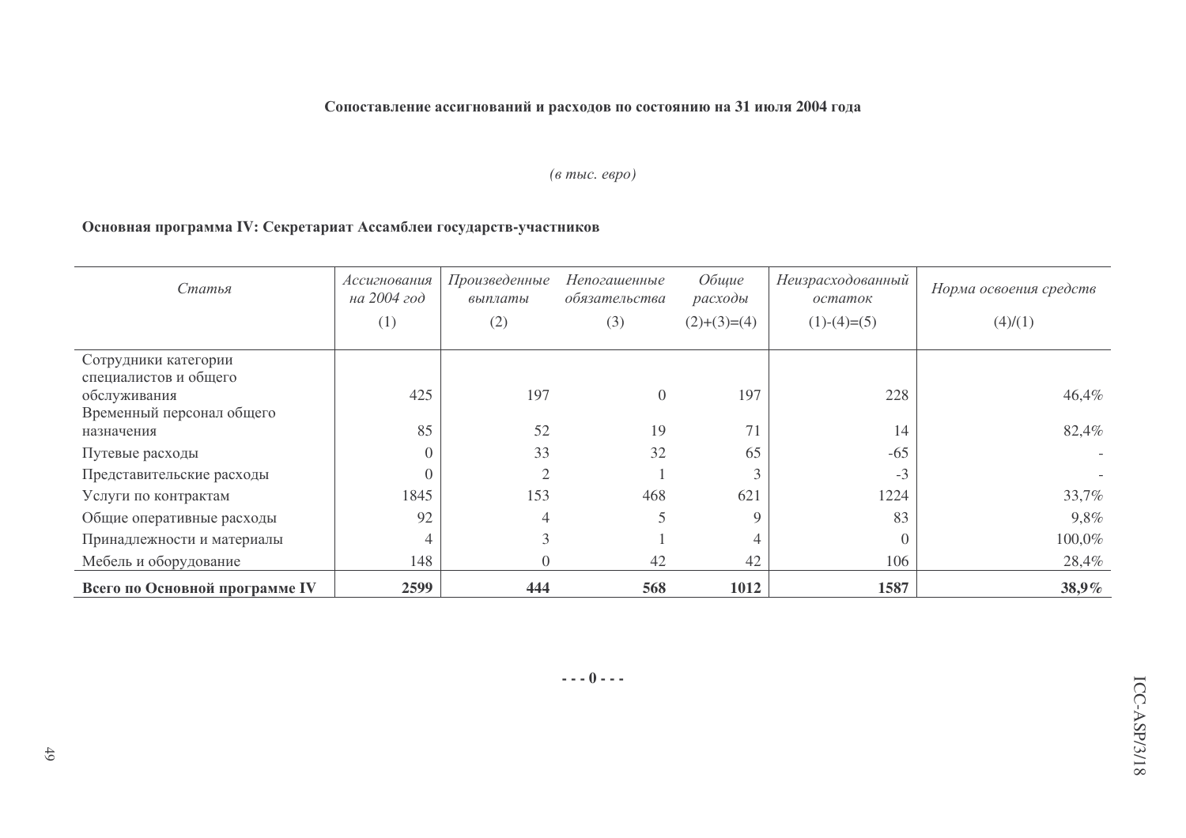**Сопоставление ассигнований и расходов по состоянию на 31 июля 2004 года**

*(в тыс. евро)*

**Основная программа IV: Секретариат Ассамблеи государств-участников**

| *Статья* | *Ассигнования на 2004 год* (1) | *Произведенные выплаты* (2) | *Непогашенные обязательства* (3) | *Общие расходы* (2)+(3)=(4) | *Неизрасходованный остаток* (1)-(4)=(5) | *Норма освоения средств* (4)/(1) |
|---|---|---|---|---|---|---|
| Сотрудники категории специалистов и общего обслуживания | 425 | 197 | 0 | 197 | 228 | 46,4% |
| Временный персонал общего назначения | 85 | 52 | 19 | 71 | 14 | 82,4% |
| Путевые расходы | 0 | 33 | 32 | 65 | -65 | - |
| Представительские расходы | 0 | 2 | 1 | 3 | -3 | - |
| Услуги по контрактам | 1845 | 153 | 468 | 621 | 1224 | 33,7% |
| Общие оперативные расходы | 92 | 4 | 5 | 9 | 83 | 9,8% |
| Принадлежности и материалы | 4 | 3 | 1 | 4 | 0 | 100,0% |
| Мебель и оборудование | 148 | 0 | 42 | 42 | 106 | 28,4% |
| **Всего по Основной программе IV** | **2599** | **444** | **568** | **1012** | **1587** | **38,9%** |

**- - - 0 - - -**